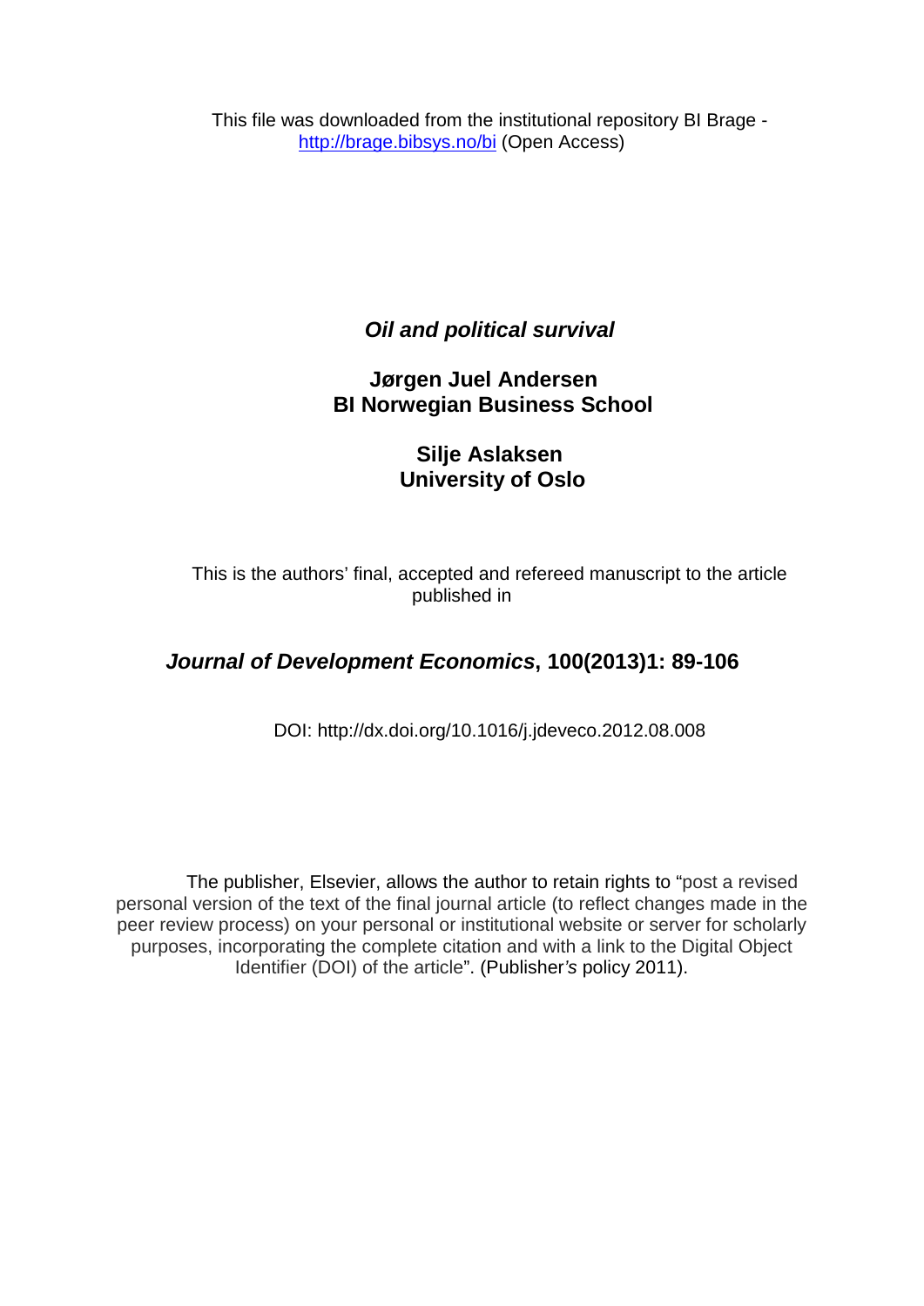This file was downloaded from the institutional repository BI Brage - http://brage.bibsys.no/bi (Open Access)

# *Oil and political survival*

**Jørgen Juel Andersen**
**BI Norwegian Business School**

**Silje Aslaksen**
**University of Oslo**

This is the authors' final, accepted and refereed manuscript to the article published in

***Journal of Development Economics*, 100(2013)1: 89-106**

DOI: http://dx.doi.org/10.1016/j.jdeveco.2012.08.008

The publisher, Elsevier, allows the author to retain rights to "post a revised personal version of the text of the final journal article (to reflect changes made in the peer review process) on your personal or institutional website or server for scholarly purposes, incorporating the complete citation and with a link to the Digital Object Identifier (DOI) of the article". (Publisher*'s* policy 2011).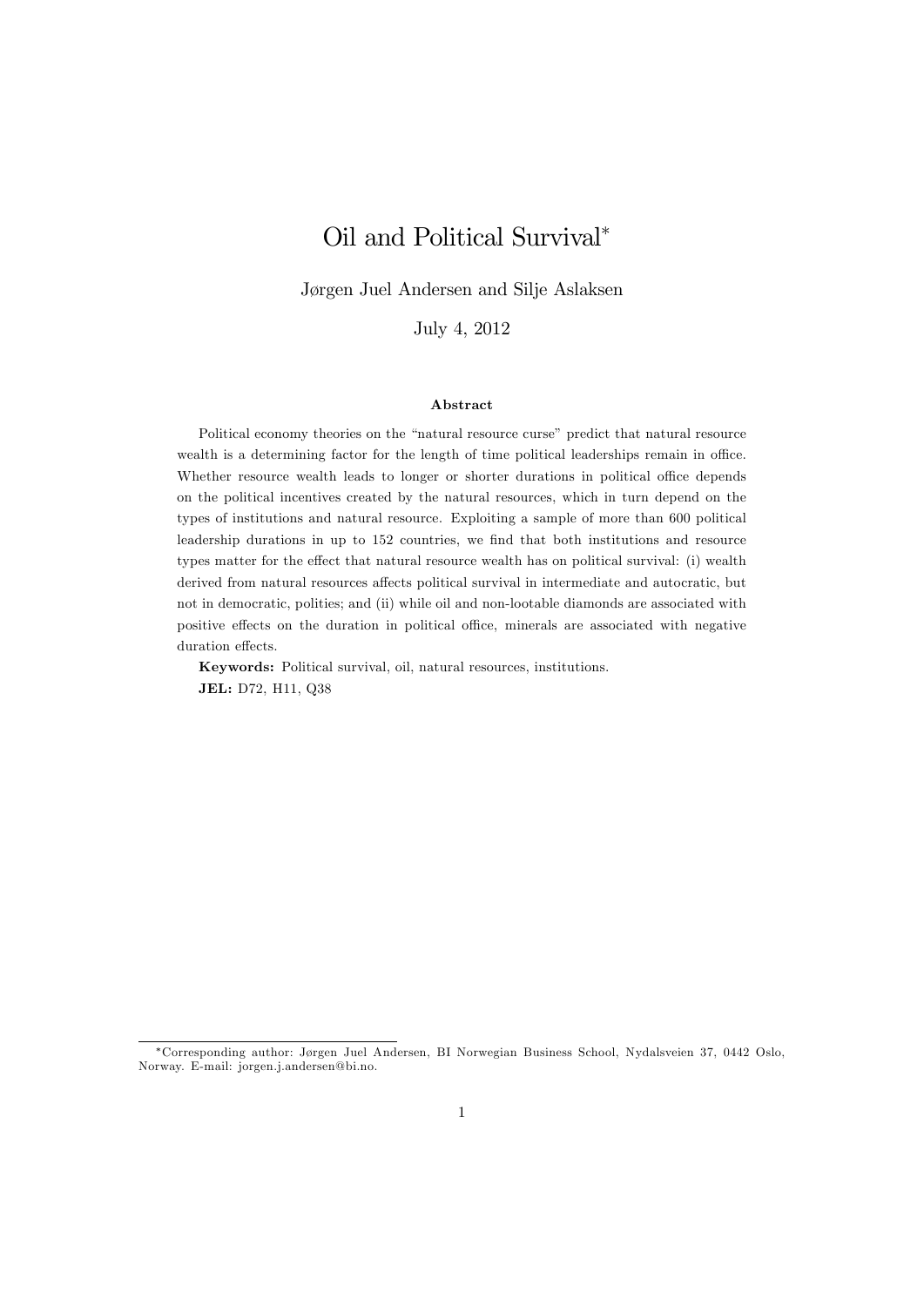# Oil and Political Survival*

Jørgen Juel Andersen and Silje Aslaksen

July 4, 2012

### Abstract

Political economy theories on the "natural resource curse" predict that natural resource wealth is a determining factor for the length of time political leaderships remain in office. Whether resource wealth leads to longer or shorter durations in political office depends on the political incentives created by the natural resources, which in turn depend on the types of institutions and natural resource. Exploiting a sample of more than 600 political leadership durations in up to 152 countries, we find that both institutions and resource types matter for the effect that natural resource wealth has on political survival: (i) wealth derived from natural resources affects political survival in intermediate and autocratic, but not in democratic, polities; and (ii) while oil and non-lootable diamonds are associated with positive effects on the duration in political office, minerals are associated with negative duration effects.

**Keywords:** Political survival, oil, natural resources, institutions.

**JEL:** D72, H11, Q38

---

*Corresponding author: Jørgen Juel Andersen, BI Norwegian Business School, Nydalsveien 37, 0442 Oslo, Norway. E-mail: jorgen.j.andersen@bi.no.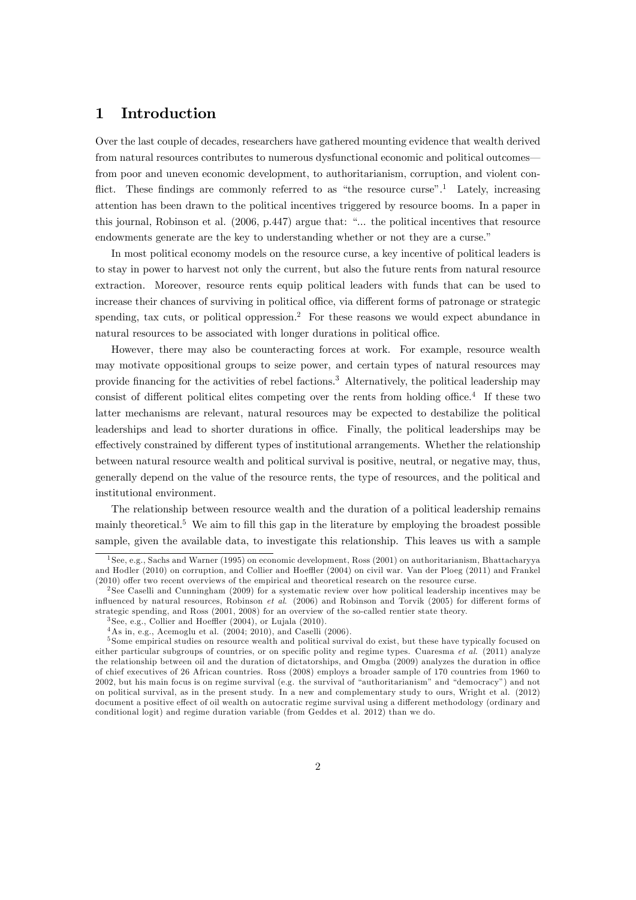# 1 Introduction

Over the last couple of decades, researchers have gathered mounting evidence that wealth derived from natural resources contributes to numerous dysfunctional economic and political outcomes—from poor and uneven economic development, to authoritarianism, corruption, and violent conflict. These findings are commonly referred to as "the resource curse".[1] Lately, increasing attention has been drawn to the political incentives triggered by resource booms. In a paper in this journal, Robinson et al. (2006, p.447) argue that: "... the political incentives that resource endowments generate are the key to understanding whether or not they are a curse."

In most political economy models on the resource curse, a key incentive of political leaders is to stay in power to harvest not only the current, but also the future rents from natural resource extraction. Moreover, resource rents equip political leaders with funds that can be used to increase their chances of surviving in political office, via different forms of patronage or strategic spending, tax cuts, or political oppression.[2] For these reasons we would expect abundance in natural resources to be associated with longer durations in political office.

However, there may also be counteracting forces at work. For example, resource wealth may motivate oppositional groups to seize power, and certain types of natural resources may provide financing for the activities of rebel factions.[3] Alternatively, the political leadership may consist of different political elites competing over the rents from holding office.[4] If these two latter mechanisms are relevant, natural resources may be expected to destabilize the political leaderships and lead to shorter durations in office. Finally, the political leaderships may be effectively constrained by different types of institutional arrangements. Whether the relationship between natural resource wealth and political survival is positive, neutral, or negative may, thus, generally depend on the value of the resource rents, the type of resources, and the political and institutional environment.

The relationship between resource wealth and the duration of a political leadership remains mainly theoretical.[5] We aim to fill this gap in the literature by employing the broadest possible sample, given the available data, to investigate this relationship. This leaves us with a sample

---

[1] See, e.g., Sachs and Warner (1995) on economic development, Ross (2001) on authoritarianism, Bhattacharyya and Hodler (2010) on corruption, and Collier and Hoeffler (2004) on civil war. Van der Ploeg (2011) and Frankel (2010) offer two recent overviews of the empirical and theoretical research on the resource curse.

[2] See Caselli and Cunningham (2009) for a systematic review over how political leadership incentives may be influenced by natural resources, Robinson *et al.* (2006) and Robinson and Torvik (2005) for different forms of strategic spending, and Ross (2001, 2008) for an overview of the so-called rentier state theory.

[3] See, e.g., Collier and Hoeffler (2004), or Lujala (2010).

[4] As in, e.g., Acemoglu et al. (2004; 2010), and Caselli (2006).

[5] Some empirical studies on resource wealth and political survival do exist, but these have typically focused on either particular subgroups of countries, or on specific polity and regime types. Cuaresma *et al.* (2011) analyze the relationship between oil and the duration of dictatorships, and Omgba (2009) analyzes the duration in office of chief executives of 26 African countries. Ross (2008) employs a broader sample of 170 countries from 1960 to 2002, but his main focus is on regime survival (e.g. the survival of "authoritarianism" and "democracy") and not on political survival, as in the present study. In a new and complementary study to ours, Wright et al. (2012) document a positive effect of oil wealth on autocratic regime survival using a different methodology (ordinary and conditional logit) and regime duration variable (from Geddes et al. 2012) than we do.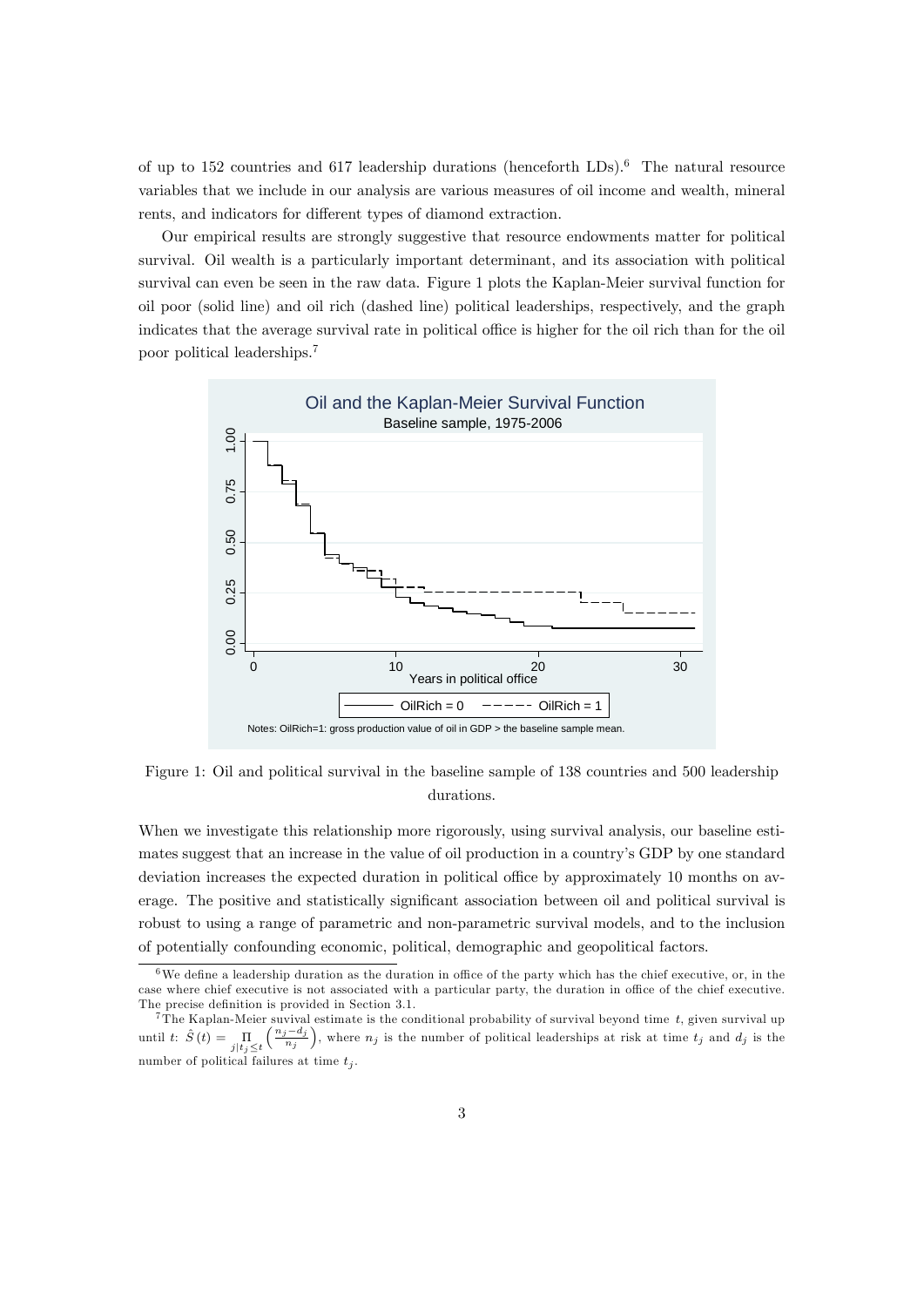of up to 152 countries and 617 leadership durations (henceforth LDs).[6] The natural resource variables that we include in our analysis are various measures of oil income and wealth, mineral rents, and indicators for different types of diamond extraction.

Our empirical results are strongly suggestive that resource endowments matter for political survival. Oil wealth is a particularly important determinant, and its association with political survival can even be seen in the raw data. Figure 1 plots the Kaplan-Meier survival function for oil poor (solid line) and oil rich (dashed line) political leaderships, respectively, and the graph indicates that the average survival rate in political office is higher for the oil rich than for the oil poor political leaderships.[7]

Figure 1: Oil and political survival in the baseline sample of 138 countries and 500 leadership durations.

When we investigate this relationship more rigorously, using survival analysis, our baseline estimates suggest that an increase in the value of oil production in a country's GDP by one standard deviation increases the expected duration in political office by approximately 10 months on average. The positive and statistically significant association between oil and political survival is robust to using a range of parametric and non-parametric survival models, and to the inclusion of potentially confounding economic, political, demographic and geopolitical factors.

---

[6] We define a leadership duration as the duration in office of the party which has the chief executive, or, in the case where chief executive is not associated with a particular party, the duration in office of the chief executive. The precise definition is provided in Section 3.1.

[7] The Kaplan-Meier suvival estimate is the conditional probability of survival beyond time $t$, given survival up until $t$: $\hat{S}(t) = \prod_{j|t_j \leq t} \left(\frac{n_j - d_j}{n_j}\right)$, where $n_j$ is the number of political leaderships at risk at time $t_j$ and $d_j$ is the number of political failures at time $t_j$.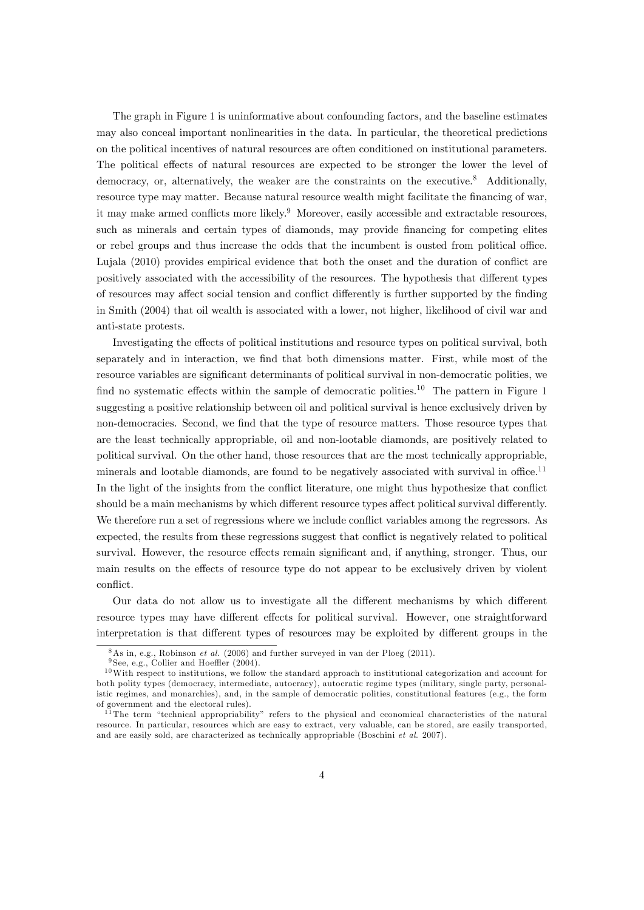The graph in Figure 1 is uninformative about confounding factors, and the baseline estimates may also conceal important nonlinearities in the data. In particular, the theoretical predictions on the political incentives of natural resources are often conditioned on institutional parameters. The political effects of natural resources are expected to be stronger the lower the level of democracy, or, alternatively, the weaker are the constraints on the executive.[8] Additionally, resource type may matter. Because natural resource wealth might facilitate the financing of war, it may make armed conflicts more likely.[9] Moreover, easily accessible and extractable resources, such as minerals and certain types of diamonds, may provide financing for competing elites or rebel groups and thus increase the odds that the incumbent is ousted from political office. Lujala (2010) provides empirical evidence that both the onset and the duration of conflict are positively associated with the accessibility of the resources. The hypothesis that different types of resources may affect social tension and conflict differently is further supported by the finding in Smith (2004) that oil wealth is associated with a lower, not higher, likelihood of civil war and anti-state protests.

Investigating the effects of political institutions and resource types on political survival, both separately and in interaction, we find that both dimensions matter. First, while most of the resource variables are significant determinants of political survival in non-democratic polities, we find no systematic effects within the sample of democratic polities.[10] The pattern in Figure 1 suggesting a positive relationship between oil and political survival is hence exclusively driven by non-democracies. Second, we find that the type of resource matters. Those resource types that are the least technically appropriable, oil and non-lootable diamonds, are positively related to political survival. On the other hand, those resources that are the most technically appropriable, minerals and lootable diamonds, are found to be negatively associated with survival in office.[11] In the light of the insights from the conflict literature, one might thus hypothesize that conflict should be a main mechanisms by which different resource types affect political survival differently. We therefore run a set of regressions where we include conflict variables among the regressors. As expected, the results from these regressions suggest that conflict is negatively related to political survival. However, the resource effects remain significant and, if anything, stronger. Thus, our main results on the effects of resource type do not appear to be exclusively driven by violent conflict.

Our data do not allow us to investigate all the different mechanisms by which different resource types may have different effects for political survival. However, one straightforward interpretation is that different types of resources may be exploited by different groups in the

[8] As in, e.g., Robinson *et al.* (2006) and further surveyed in van der Ploeg (2011).

[9] See, e.g., Collier and Hoeffler (2004).

[10] With respect to institutions, we follow the standard approach to institutional categorization and account for both polity types (democracy, intermediate, autocracy), autocratic regime types (military, single party, personalistic regimes, and monarchies), and, in the sample of democratic polities, constitutional features (e.g., the form of government and the electoral rules).

[11] The term "technical appropriability" refers to the physical and economical characteristics of the natural resource. In particular, resources which are easy to extract, very valuable, can be stored, are easily transported, and are easily sold, are characterized as technically appropriable (Boschini *et al.* 2007).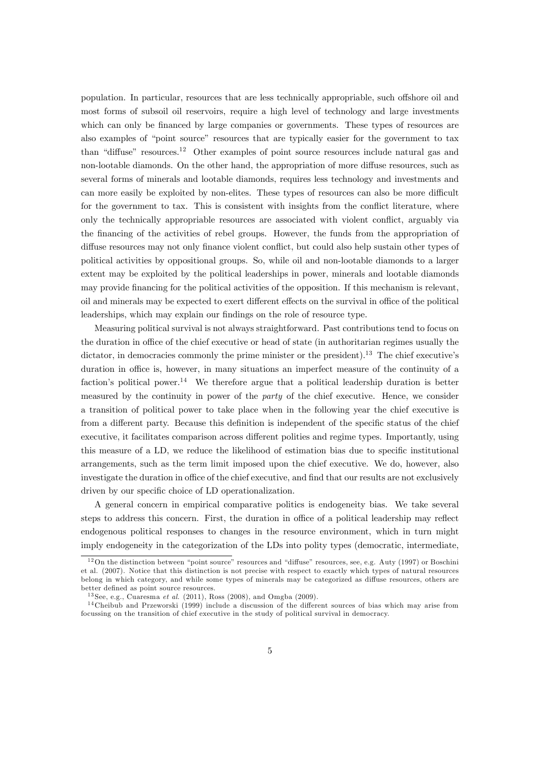population. In particular, resources that are less technically appropriable, such offshore oil and most forms of subsoil oil reservoirs, require a high level of technology and large investments which can only be financed by large companies or governments. These types of resources are also examples of "point source" resources that are typically easier for the government to tax than "diffuse" resources.[12] Other examples of point source resources include natural gas and non-lootable diamonds. On the other hand, the appropriation of more diffuse resources, such as several forms of minerals and lootable diamonds, requires less technology and investments and can more easily be exploited by non-elites. These types of resources can also be more difficult for the government to tax. This is consistent with insights from the conflict literature, where only the technically appropriable resources are associated with violent conflict, arguably via the financing of the activities of rebel groups. However, the funds from the appropriation of diffuse resources may not only finance violent conflict, but could also help sustain other types of political activities by oppositional groups. So, while oil and non-lootable diamonds to a larger extent may be exploited by the political leaderships in power, minerals and lootable diamonds may provide financing for the political activities of the opposition. If this mechanism is relevant, oil and minerals may be expected to exert different effects on the survival in office of the political leaderships, which may explain our findings on the role of resource type.

Measuring political survival is not always straightforward. Past contributions tend to focus on the duration in office of the chief executive or head of state (in authoritarian regimes usually the dictator, in democracies commonly the prime minister or the president).[13] The chief executive's duration in office is, however, in many situations an imperfect measure of the continuity of a faction's political power.[14] We therefore argue that a political leadership duration is better measured by the continuity in power of the *party* of the chief executive. Hence, we consider a transition of political power to take place when in the following year the chief executive is from a different party. Because this definition is independent of the specific status of the chief executive, it facilitates comparison across different polities and regime types. Importantly, using this measure of a LD, we reduce the likelihood of estimation bias due to specific institutional arrangements, such as the term limit imposed upon the chief executive. We do, however, also investigate the duration in office of the chief executive, and find that our results are not exclusively driven by our specific choice of LD operationalization.

A general concern in empirical comparative politics is endogeneity bias. We take several steps to address this concern. First, the duration in office of a political leadership may reflect endogenous political responses to changes in the resource environment, which in turn might imply endogeneity in the categorization of the LDs into polity types (democratic, intermediate,

---

[12] On the distinction between "point source" resources and "diffuse" resources, see, e.g. Auty (1997) or Boschini et al. (2007). Notice that this distinction is not precise with respect to exactly which types of natural resources belong in which category, and while some types of minerals may be categorized as diffuse resources, others are better defined as point source resources.

[13] See, e.g., Cuaresma *et al.* (2011), Ross (2008), and Omgba (2009).

[14] Cheibub and Przeworski (1999) include a discussion of the different sources of bias which may arise from focussing on the transition of chief executive in the study of political survival in democracy.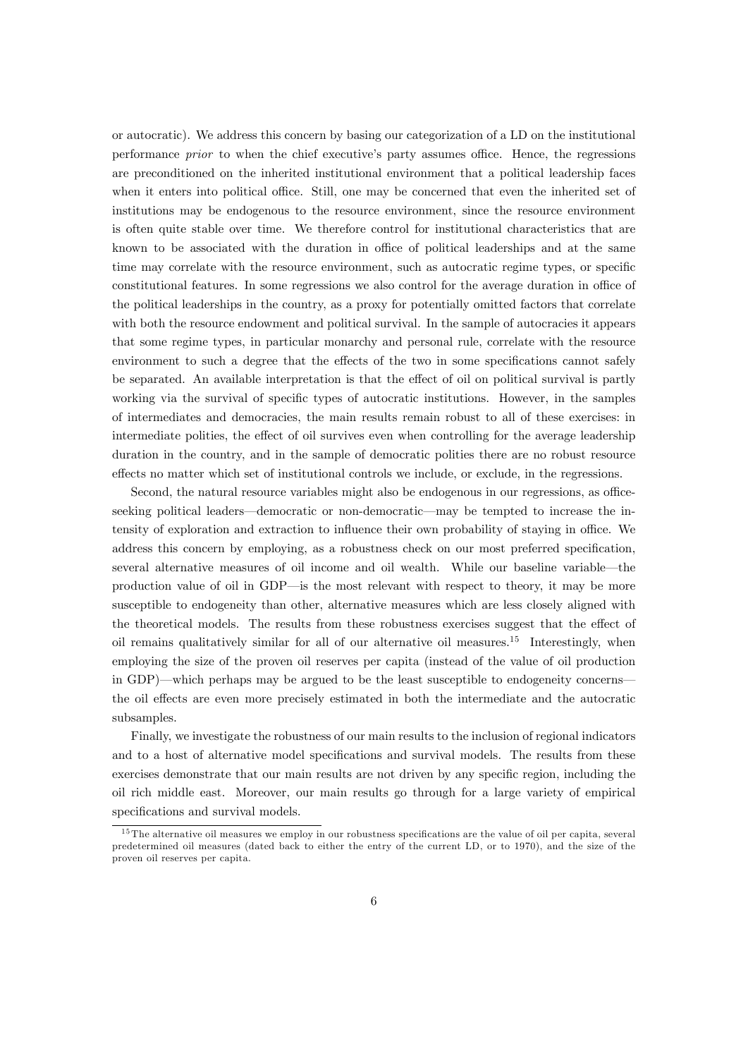or autocratic). We address this concern by basing our categorization of a LD on the institutional performance *prior* to when the chief executive's party assumes office. Hence, the regressions are preconditioned on the inherited institutional environment that a political leadership faces when it enters into political office. Still, one may be concerned that even the inherited set of institutions may be endogenous to the resource environment, since the resource environment is often quite stable over time. We therefore control for institutional characteristics that are known to be associated with the duration in office of political leaderships and at the same time may correlate with the resource environment, such as autocratic regime types, or specific constitutional features. In some regressions we also control for the average duration in office of the political leaderships in the country, as a proxy for potentially omitted factors that correlate with both the resource endowment and political survival. In the sample of autocracies it appears that some regime types, in particular monarchy and personal rule, correlate with the resource environment to such a degree that the effects of the two in some specifications cannot safely be separated. An available interpretation is that the effect of oil on political survival is partly working via the survival of specific types of autocratic institutions. However, in the samples of intermediates and democracies, the main results remain robust to all of these exercises: in intermediate polities, the effect of oil survives even when controlling for the average leadership duration in the country, and in the sample of democratic polities there are no robust resource effects no matter which set of institutional controls we include, or exclude, in the regressions.

Second, the natural resource variables might also be endogenous in our regressions, as office-seeking political leaders—democratic or non-democratic—may be tempted to increase the intensity of exploration and extraction to influence their own probability of staying in office. We address this concern by employing, as a robustness check on our most preferred specification, several alternative measures of oil income and oil wealth. While our baseline variable—the production value of oil in GDP—is the most relevant with respect to theory, it may be more susceptible to endogeneity than other, alternative measures which are less closely aligned with the theoretical models. The results from these robustness exercises suggest that the effect of oil remains qualitatively similar for all of our alternative oil measures.[15] Interestingly, when employing the size of the proven oil reserves per capita (instead of the value of oil production in GDP)—which perhaps may be argued to be the least susceptible to endogeneity concerns—the oil effects are even more precisely estimated in both the intermediate and the autocratic subsamples.

Finally, we investigate the robustness of our main results to the inclusion of regional indicators and to a host of alternative model specifications and survival models. The results from these exercises demonstrate that our main results are not driven by any specific region, including the oil rich middle east. Moreover, our main results go through for a large variety of empirical specifications and survival models.

[15] The alternative oil measures we employ in our robustness specifications are the value of oil per capita, several predetermined oil measures (dated back to either the entry of the current LD, or to 1970), and the size of the proven oil reserves per capita.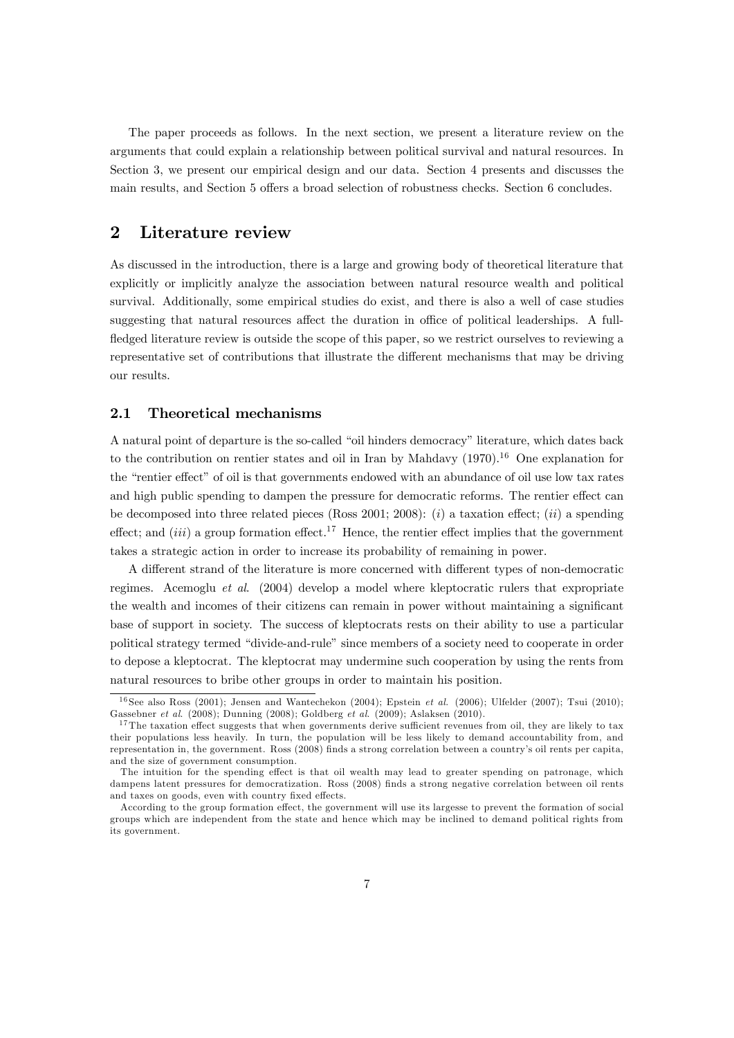The paper proceeds as follows. In the next section, we present a literature review on the arguments that could explain a relationship between political survival and natural resources. In Section 3, we present our empirical design and our data. Section 4 presents and discusses the main results, and Section 5 offers a broad selection of robustness checks. Section 6 concludes.

## 2 Literature review

As discussed in the introduction, there is a large and growing body of theoretical literature that explicitly or implicitly analyze the association between natural resource wealth and political survival. Additionally, some empirical studies do exist, and there is also a well of case studies suggesting that natural resources affect the duration in office of political leaderships. A full-fledged literature review is outside the scope of this paper, so we restrict ourselves to reviewing a representative set of contributions that illustrate the different mechanisms that may be driving our results.

### 2.1 Theoretical mechanisms

A natural point of departure is the so-called "oil hinders democracy" literature, which dates back to the contribution on rentier states and oil in Iran by Mahdavy (1970).[16] One explanation for the "rentier effect" of oil is that governments endowed with an abundance of oil use low tax rates and high public spending to dampen the pressure for democratic reforms. The rentier effect can be decomposed into three related pieces (Ross 2001; 2008): (*i*) a taxation effect; (*ii*) a spending effect; and (*iii*) a group formation effect.[17] Hence, the rentier effect implies that the government takes a strategic action in order to increase its probability of remaining in power.

A different strand of the literature is more concerned with different types of non-democratic regimes. Acemoglu *et al*. (2004) develop a model where kleptocratic rulers that expropriate the wealth and incomes of their citizens can remain in power without maintaining a significant base of support in society. The success of kleptocrats rests on their ability to use a particular political strategy termed "divide-and-rule" since members of a society need to cooperate in order to depose a kleptocrat. The kleptocrat may undermine such cooperation by using the rents from natural resources to bribe other groups in order to maintain his position.

[16] See also Ross (2001); Jensen and Wantechekon (2004); Epstein *et al.* (2006); Ulfelder (2007); Tsui (2010); Gassebner *et al.* (2008); Dunning (2008); Goldberg *et al.* (2009); Aslaksen (2010).

[17] The taxation effect suggests that when governments derive sufficient revenues from oil, they are likely to tax their populations less heavily. In turn, the population will be less likely to demand accountability from, and representation in, the government. Ross (2008) finds a strong correlation between a country's oil rents per capita, and the size of government consumption.

The intuition for the spending effect is that oil wealth may lead to greater spending on patronage, which dampens latent pressures for democratization. Ross (2008) finds a strong negative correlation between oil rents and taxes on goods, even with country fixed effects.

According to the group formation effect, the government will use its largesse to prevent the formation of social groups which are independent from the state and hence which may be inclined to demand political rights from its government.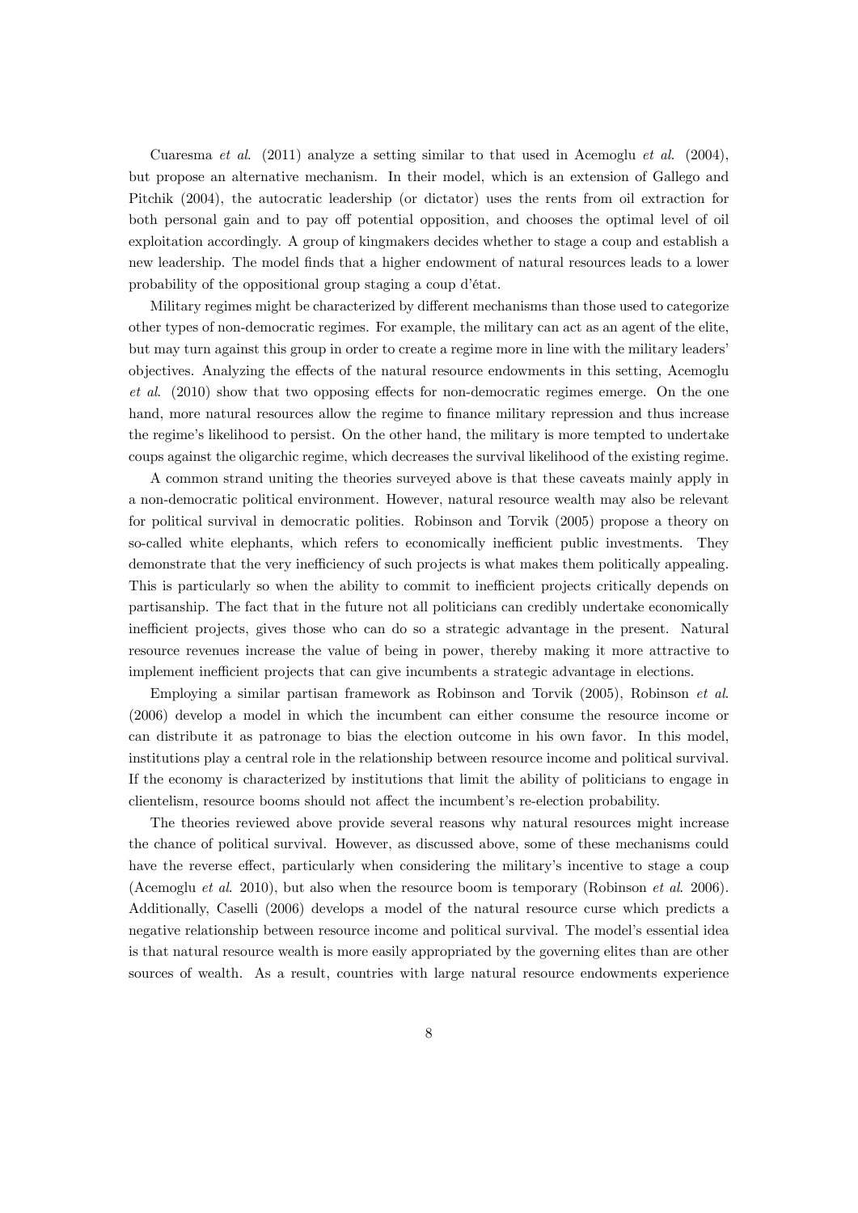Cuaresma *et al.* (2011) analyze a setting similar to that used in Acemoglu *et al.* (2004), but propose an alternative mechanism. In their model, which is an extension of Gallego and Pitchik (2004), the autocratic leadership (or dictator) uses the rents from oil extraction for both personal gain and to pay off potential opposition, and chooses the optimal level of oil exploitation accordingly. A group of kingmakers decides whether to stage a coup and establish a new leadership. The model finds that a higher endowment of natural resources leads to a lower probability of the oppositional group staging a coup d'état.

Military regimes might be characterized by different mechanisms than those used to categorize other types of non-democratic regimes. For example, the military can act as an agent of the elite, but may turn against this group in order to create a regime more in line with the military leaders' objectives. Analyzing the effects of the natural resource endowments in this setting, Acemoglu *et al.* (2010) show that two opposing effects for non-democratic regimes emerge. On the one hand, more natural resources allow the regime to finance military repression and thus increase the regime's likelihood to persist. On the other hand, the military is more tempted to undertake coups against the oligarchic regime, which decreases the survival likelihood of the existing regime.

A common strand uniting the theories surveyed above is that these caveats mainly apply in a non-democratic political environment. However, natural resource wealth may also be relevant for political survival in democratic polities. Robinson and Torvik (2005) propose a theory on so-called white elephants, which refers to economically inefficient public investments. They demonstrate that the very inefficiency of such projects is what makes them politically appealing. This is particularly so when the ability to commit to inefficient projects critically depends on partisanship. The fact that in the future not all politicians can credibly undertake economically inefficient projects, gives those who can do so a strategic advantage in the present. Natural resource revenues increase the value of being in power, thereby making it more attractive to implement inefficient projects that can give incumbents a strategic advantage in elections.

Employing a similar partisan framework as Robinson and Torvik (2005), Robinson *et al.* (2006) develop a model in which the incumbent can either consume the resource income or can distribute it as patronage to bias the election outcome in his own favor. In this model, institutions play a central role in the relationship between resource income and political survival. If the economy is characterized by institutions that limit the ability of politicians to engage in clientelism, resource booms should not affect the incumbent's re-election probability.

The theories reviewed above provide several reasons why natural resources might increase the chance of political survival. However, as discussed above, some of these mechanisms could have the reverse effect, particularly when considering the military's incentive to stage a coup (Acemoglu *et al.* 2010), but also when the resource boom is temporary (Robinson *et al.* 2006). Additionally, Caselli (2006) develops a model of the natural resource curse which predicts a negative relationship between resource income and political survival. The model's essential idea is that natural resource wealth is more easily appropriated by the governing elites than are other sources of wealth. As a result, countries with large natural resource endowments experience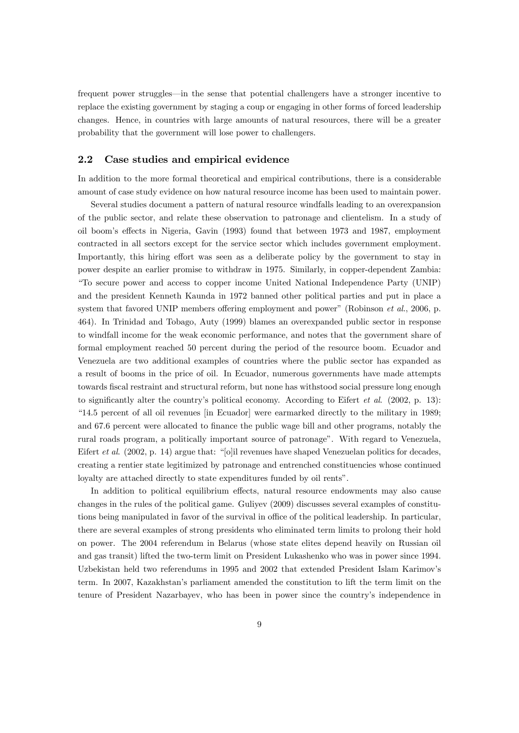frequent power struggles—in the sense that potential challengers have a stronger incentive to replace the existing government by staging a coup or engaging in other forms of forced leadership changes. Hence, in countries with large amounts of natural resources, there will be a greater probability that the government will lose power to challengers.

### 2.2 Case studies and empirical evidence

In addition to the more formal theoretical and empirical contributions, there is a considerable amount of case study evidence on how natural resource income has been used to maintain power.

Several studies document a pattern of natural resource windfalls leading to an overexpansion of the public sector, and relate these observation to patronage and clientelism. In a study of oil boom's effects in Nigeria, Gavin (1993) found that between 1973 and 1987, employment contracted in all sectors except for the service sector which includes government employment. Importantly, this hiring effort was seen as a deliberate policy by the government to stay in power despite an earlier promise to withdraw in 1975. Similarly, in copper-dependent Zambia: "To secure power and access to copper income United National Independence Party (UNIP) and the president Kenneth Kaunda in 1972 banned other political parties and put in place a system that favored UNIP members offering employment and power" (Robinson *et al.*, 2006, p. 464). In Trinidad and Tobago, Auty (1999) blames an overexpanded public sector in response to windfall income for the weak economic performance, and notes that the government share of formal employment reached 50 percent during the period of the resource boom. Ecuador and Venezuela are two additional examples of countries where the public sector has expanded as a result of booms in the price of oil. In Ecuador, numerous governments have made attempts towards fiscal restraint and structural reform, but none has withstood social pressure long enough to significantly alter the country's political economy. According to Eifert *et al.* (2002, p. 13): "14.5 percent of all oil revenues [in Ecuador] were earmarked directly to the military in 1989; and 67.6 percent were allocated to finance the public wage bill and other programs, notably the rural roads program, a politically important source of patronage". With regard to Venezuela, Eifert *et al.* (2002, p. 14) argue that: "[o]il revenues have shaped Venezuelan politics for decades, creating a rentier state legitimized by patronage and entrenched constituencies whose continued loyalty are attached directly to state expenditures funded by oil rents".

In addition to political equilibrium effects, natural resource endowments may also cause changes in the rules of the political game. Guliyev (2009) discusses several examples of constitutions being manipulated in favor of the survival in office of the political leadership. In particular, there are several examples of strong presidents who eliminated term limits to prolong their hold on power. The 2004 referendum in Belarus (whose state elites depend heavily on Russian oil and gas transit) lifted the two-term limit on President Lukashenko who was in power since 1994. Uzbekistan held two referendums in 1995 and 2002 that extended President Islam Karimov's term. In 2007, Kazakhstan's parliament amended the constitution to lift the term limit on the tenure of President Nazarbayev, who has been in power since the country's independence in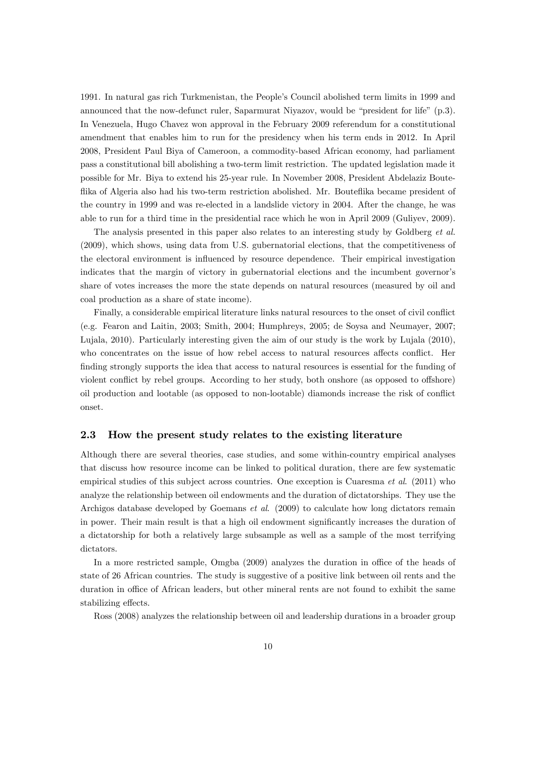1991. In natural gas rich Turkmenistan, the People's Council abolished term limits in 1999 and announced that the now-defunct ruler, Saparmurat Niyazov, would be "president for life" (p.3). In Venezuela, Hugo Chavez won approval in the February 2009 referendum for a constitutional amendment that enables him to run for the presidency when his term ends in 2012. In April 2008, President Paul Biya of Cameroon, a commodity-based African economy, had parliament pass a constitutional bill abolishing a two-term limit restriction. The updated legislation made it possible for Mr. Biya to extend his 25-year rule. In November 2008, President Abdelaziz Bouteflika of Algeria also had his two-term restriction abolished. Mr. Bouteflika became president of the country in 1999 and was re-elected in a landslide victory in 2004. After the change, he was able to run for a third time in the presidential race which he won in April 2009 (Guliyev, 2009).

The analysis presented in this paper also relates to an interesting study by Goldberg *et al.* (2009), which shows, using data from U.S. gubernatorial elections, that the competitiveness of the electoral environment is influenced by resource dependence. Their empirical investigation indicates that the margin of victory in gubernatorial elections and the incumbent governor's share of votes increases the more the state depends on natural resources (measured by oil and coal production as a share of state income).

Finally, a considerable empirical literature links natural resources to the onset of civil conflict (e.g. Fearon and Laitin, 2003; Smith, 2004; Humphreys, 2005; de Soysa and Neumayer, 2007; Lujala, 2010). Particularly interesting given the aim of our study is the work by Lujala (2010), who concentrates on the issue of how rebel access to natural resources affects conflict. Her finding strongly supports the idea that access to natural resources is essential for the funding of violent conflict by rebel groups. According to her study, both onshore (as opposed to offshore) oil production and lootable (as opposed to non-lootable) diamonds increase the risk of conflict onset.

### 2.3 How the present study relates to the existing literature

Although there are several theories, case studies, and some within-country empirical analyses that discuss how resource income can be linked to political duration, there are few systematic empirical studies of this subject across countries. One exception is Cuaresma *et al.* (2011) who analyze the relationship between oil endowments and the duration of dictatorships. They use the Archigos database developed by Goemans *et al.* (2009) to calculate how long dictators remain in power. Their main result is that a high oil endowment significantly increases the duration of a dictatorship for both a relatively large subsample as well as a sample of the most terrifying dictators.

In a more restricted sample, Omgba (2009) analyzes the duration in office of the heads of state of 26 African countries. The study is suggestive of a positive link between oil rents and the duration in office of African leaders, but other mineral rents are not found to exhibit the same stabilizing effects.

Ross (2008) analyzes the relationship between oil and leadership durations in a broader group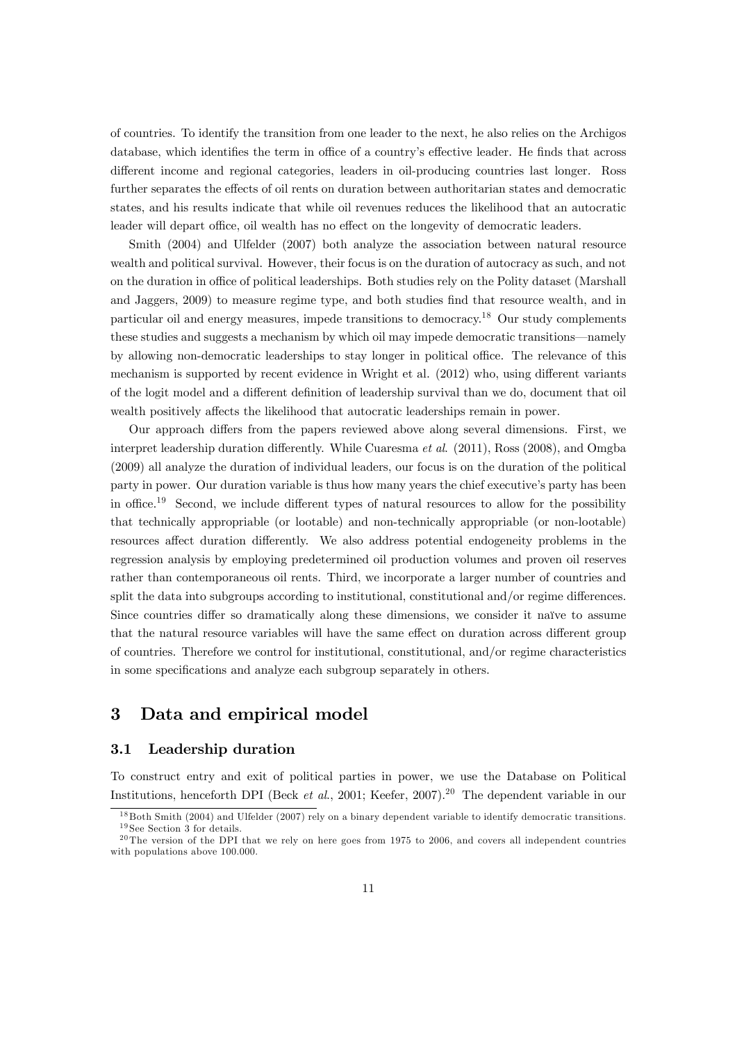of countries. To identify the transition from one leader to the next, he also relies on the Archigos database, which identifies the term in office of a country's effective leader. He finds that across different income and regional categories, leaders in oil-producing countries last longer. Ross further separates the effects of oil rents on duration between authoritarian states and democratic states, and his results indicate that while oil revenues reduces the likelihood that an autocratic leader will depart office, oil wealth has no effect on the longevity of democratic leaders.

Smith (2004) and Ulfelder (2007) both analyze the association between natural resource wealth and political survival. However, their focus is on the duration of autocracy as such, and not on the duration in office of political leaderships. Both studies rely on the Polity dataset (Marshall and Jaggers, 2009) to measure regime type, and both studies find that resource wealth, and in particular oil and energy measures, impede transitions to democracy.[18] Our study complements these studies and suggests a mechanism by which oil may impede democratic transitions—namely by allowing non-democratic leaderships to stay longer in political office. The relevance of this mechanism is supported by recent evidence in Wright et al. (2012) who, using different variants of the logit model and a different definition of leadership survival than we do, document that oil wealth positively affects the likelihood that autocratic leaderships remain in power.

Our approach differs from the papers reviewed above along several dimensions. First, we interpret leadership duration differently. While Cuaresma *et al*. (2011), Ross (2008), and Omgba (2009) all analyze the duration of individual leaders, our focus is on the duration of the political party in power. Our duration variable is thus how many years the chief executive's party has been in office.[19] Second, we include different types of natural resources to allow for the possibility that technically appropriable (or lootable) and non-technically appropriable (or non-lootable) resources affect duration differently. We also address potential endogeneity problems in the regression analysis by employing predetermined oil production volumes and proven oil reserves rather than contemporaneous oil rents. Third, we incorporate a larger number of countries and split the data into subgroups according to institutional, constitutional and/or regime differences. Since countries differ so dramatically along these dimensions, we consider it naïve to assume that the natural resource variables will have the same effect on duration across different group of countries. Therefore we control for institutional, constitutional, and/or regime characteristics in some specifications and analyze each subgroup separately in others.

# 3 Data and empirical model

## 3.1 Leadership duration

To construct entry and exit of political parties in power, we use the Database on Political Institutions, henceforth DPI (Beck *et al*., 2001; Keefer, 2007).[20] The dependent variable in our

[18] Both Smith (2004) and Ulfelder (2007) rely on a binary dependent variable to identify democratic transitions.

[19] See Section 3 for details.

[20] The version of the DPI that we rely on here goes from 1975 to 2006, and covers all independent countries with populations above 100.000.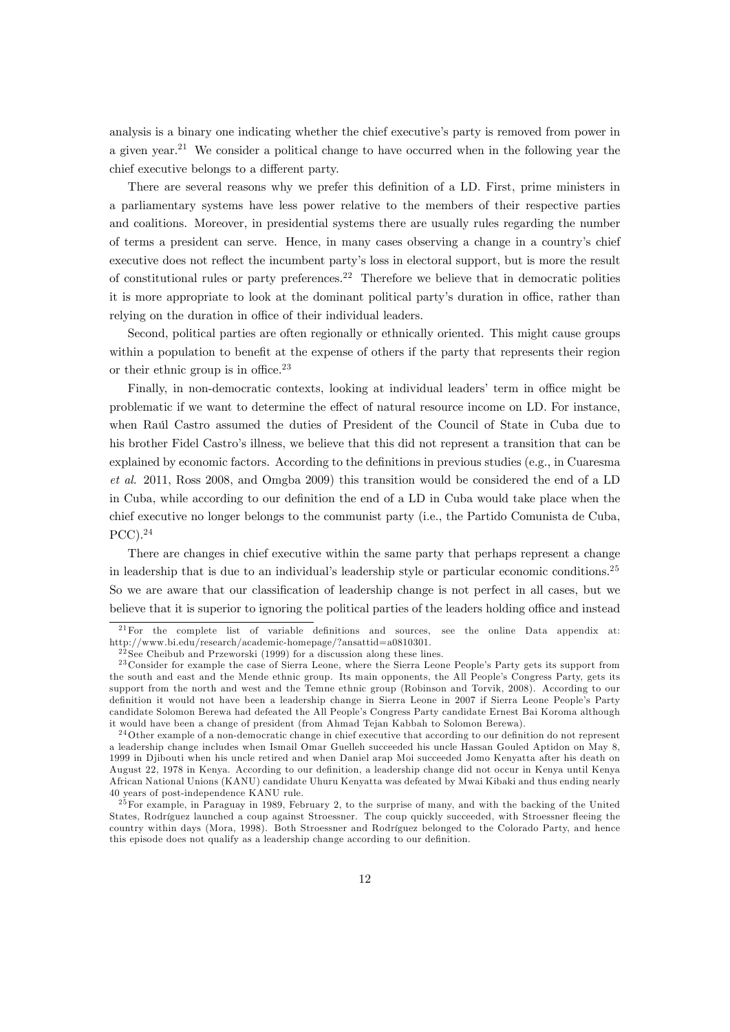analysis is a binary one indicating whether the chief executive's party is removed from power in a given year.[21] We consider a political change to have occurred when in the following year the chief executive belongs to a different party.

There are several reasons why we prefer this definition of a LD. First, prime ministers in a parliamentary systems have less power relative to the members of their respective parties and coalitions. Moreover, in presidential systems there are usually rules regarding the number of terms a president can serve. Hence, in many cases observing a change in a country's chief executive does not reflect the incumbent party's loss in electoral support, but is more the result of constitutional rules or party preferences.[22] Therefore we believe that in democratic polities it is more appropriate to look at the dominant political party's duration in office, rather than relying on the duration in office of their individual leaders.

Second, political parties are often regionally or ethnically oriented. This might cause groups within a population to benefit at the expense of others if the party that represents their region or their ethnic group is in office.[23]

Finally, in non-democratic contexts, looking at individual leaders' term in office might be problematic if we want to determine the effect of natural resource income on LD. For instance, when Raúl Castro assumed the duties of President of the Council of State in Cuba due to his brother Fidel Castro's illness, we believe that this did not represent a transition that can be explained by economic factors. According to the definitions in previous studies (e.g., in Cuaresma *et al.* 2011, Ross 2008, and Omgba 2009) this transition would be considered the end of a LD in Cuba, while according to our definition the end of a LD in Cuba would take place when the chief executive no longer belongs to the communist party (i.e., the Partido Comunista de Cuba, PCC).[24]

There are changes in chief executive within the same party that perhaps represent a change in leadership that is due to an individual's leadership style or particular economic conditions.[25] So we are aware that our classification of leadership change is not perfect in all cases, but we believe that it is superior to ignoring the political parties of the leaders holding office and instead

---

[21] For the complete list of variable definitions and sources, see the online Data appendix at: http://www.bi.edu/research/academic-homepage/?ansattid=a0810301.

[22] See Cheibub and Przeworski (1999) for a discussion along these lines.

[23] Consider for example the case of Sierra Leone, where the Sierra Leone People's Party gets its support from the south and east and the Mende ethnic group. Its main opponents, the All People's Congress Party, gets its support from the north and west and the Temne ethnic group (Robinson and Torvik, 2008). According to our definition it would not have been a leadership change in Sierra Leone in 2007 if Sierra Leone People's Party candidate Solomon Berewa had defeated the All People's Congress Party candidate Ernest Bai Koroma although it would have been a change of president (from Ahmad Tejan Kabbah to Solomon Berewa).

[24] Other example of a non-democratic change in chief executive that according to our definition do not represent a leadership change includes when Ismail Omar Guelleh succeeded his uncle Hassan Gouled Aptidon on May 8, 1999 in Djibouti when his uncle retired and when Daniel arap Moi succeeded Jomo Kenyatta after his death on August 22, 1978 in Kenya. According to our definition, a leadership change did not occur in Kenya until Kenya African National Unions (KANU) candidate Uhuru Kenyatta was defeated by Mwai Kibaki and thus ending nearly 40 years of post-independence KANU rule.

[25] For example, in Paraguay in 1989, February 2, to the surprise of many, and with the backing of the United States, Rodríguez launched a coup against Stroessner. The coup quickly succeeded, with Stroessner fleeing the country within days (Mora, 1998). Both Stroessner and Rodríguez belonged to the Colorado Party, and hence this episode does not qualify as a leadership change according to our definition.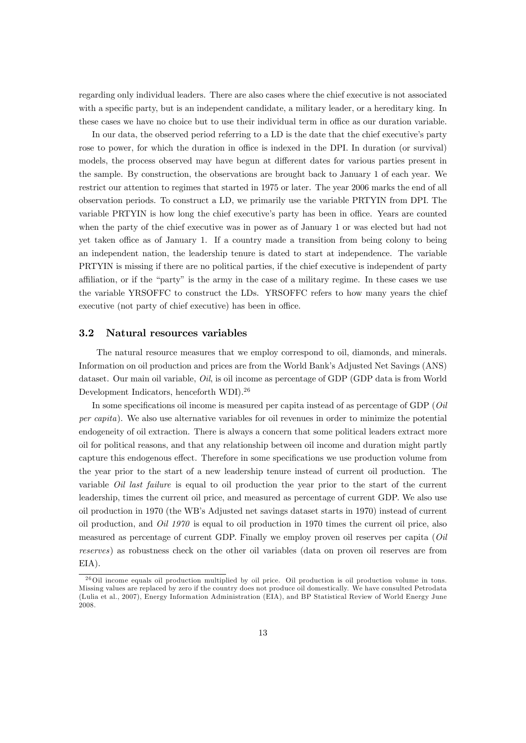regarding only individual leaders. There are also cases where the chief executive is not associated with a specific party, but is an independent candidate, a military leader, or a hereditary king. In these cases we have no choice but to use their individual term in office as our duration variable.

In our data, the observed period referring to a LD is the date that the chief executive's party rose to power, for which the duration in office is indexed in the DPI. In duration (or survival) models, the process observed may have begun at different dates for various parties present in the sample. By construction, the observations are brought back to January 1 of each year. We restrict our attention to regimes that started in 1975 or later. The year 2006 marks the end of all observation periods. To construct a LD, we primarily use the variable PRTYIN from DPI. The variable PRTYIN is how long the chief executive's party has been in office. Years are counted when the party of the chief executive was in power as of January 1 or was elected but had not yet taken office as of January 1. If a country made a transition from being colony to being an independent nation, the leadership tenure is dated to start at independence. The variable PRTYIN is missing if there are no political parties, if the chief executive is independent of party affiliation, or if the "party" is the army in the case of a military regime. In these cases we use the variable YRSOFFC to construct the LDs. YRSOFFC refers to how many years the chief executive (not party of chief executive) has been in office.

### 3.2 Natural resources variables

The natural resource measures that we employ correspond to oil, diamonds, and minerals. Information on oil production and prices are from the World Bank's Adjusted Net Savings (ANS) dataset. Our main oil variable, *Oil*, is oil income as percentage of GDP (GDP data is from World Development Indicators, henceforth WDI).[26]

In some specifications oil income is measured per capita instead of as percentage of GDP (*Oil per capita*). We also use alternative variables for oil revenues in order to minimize the potential endogeneity of oil extraction. There is always a concern that some political leaders extract more oil for political reasons, and that any relationship between oil income and duration might partly capture this endogenous effect. Therefore in some specifications we use production volume from the year prior to the start of a new leadership tenure instead of current oil production. The variable *Oil last failure* is equal to oil production the year prior to the start of the current leadership, times the current oil price, and measured as percentage of current GDP. We also use oil production in 1970 (the WB's Adjusted net savings dataset starts in 1970) instead of current oil production, and *Oil 1970* is equal to oil production in 1970 times the current oil price, also measured as percentage of current GDP. Finally we employ proven oil reserves per capita (*Oil reserves*) as robustness check on the other oil variables (data on proven oil reserves are from EIA).

[26] Oil income equals oil production multiplied by oil price. Oil production is oil production volume in tons. Missing values are replaced by zero if the country does not produce oil domestically. We have consulted Petrodata (Lulia et al., 2007), Energy Information Administration (EIA), and BP Statistical Review of World Energy June 2008.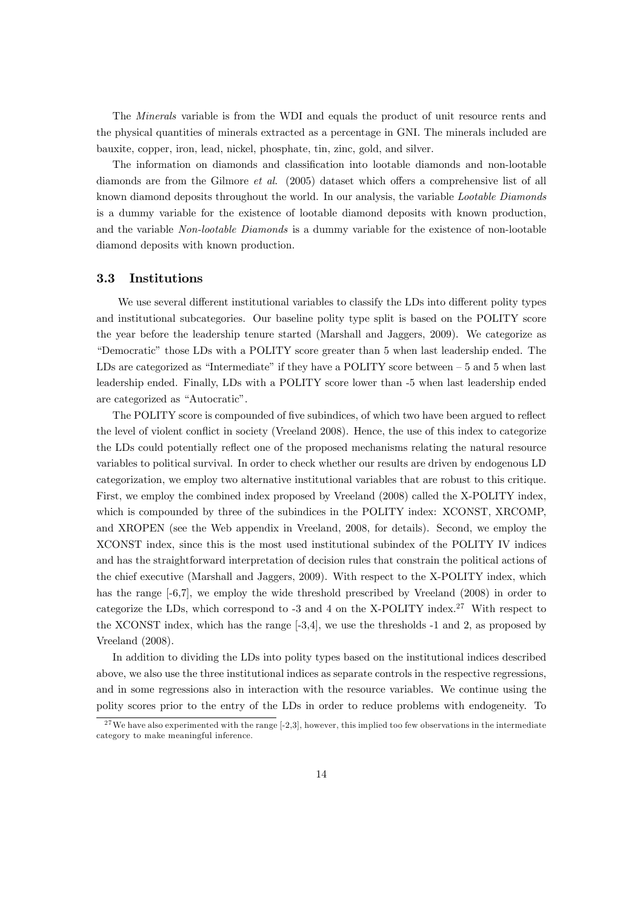The *Minerals* variable is from the WDI and equals the product of unit resource rents and the physical quantities of minerals extracted as a percentage in GNI. The minerals included are bauxite, copper, iron, lead, nickel, phosphate, tin, zinc, gold, and silver.

The information on diamonds and classification into lootable diamonds and non-lootable diamonds are from the Gilmore *et al.* (2005) dataset which offers a comprehensive list of all known diamond deposits throughout the world. In our analysis, the variable *Lootable Diamonds* is a dummy variable for the existence of lootable diamond deposits with known production, and the variable *Non-lootable Diamonds* is a dummy variable for the existence of non-lootable diamond deposits with known production.

### 3.3 Institutions

We use several different institutional variables to classify the LDs into different polity types and institutional subcategories. Our baseline polity type split is based on the POLITY score the year before the leadership tenure started (Marshall and Jaggers, 2009). We categorize as "Democratic" those LDs with a POLITY score greater than 5 when last leadership ended. The LDs are categorized as "Intermediate" if they have a POLITY score between – 5 and 5 when last leadership ended. Finally, LDs with a POLITY score lower than -5 when last leadership ended are categorized as "Autocratic".

The POLITY score is compounded of five subindices, of which two have been argued to reflect the level of violent conflict in society (Vreeland 2008). Hence, the use of this index to categorize the LDs could potentially reflect one of the proposed mechanisms relating the natural resource variables to political survival. In order to check whether our results are driven by endogenous LD categorization, we employ two alternative institutional variables that are robust to this critique. First, we employ the combined index proposed by Vreeland (2008) called the X-POLITY index, which is compounded by three of the subindices in the POLITY index: XCONST, XRCOMP, and XROPEN (see the Web appendix in Vreeland, 2008, for details). Second, we employ the XCONST index, since this is the most used institutional subindex of the POLITY IV indices and has the straightforward interpretation of decision rules that constrain the political actions of the chief executive (Marshall and Jaggers, 2009). With respect to the X-POLITY index, which has the range [-6,7], we employ the wide threshold prescribed by Vreeland (2008) in order to categorize the LDs, which correspond to -3 and 4 on the X-POLITY index.[27] With respect to the XCONST index, which has the range [-3,4], we use the thresholds -1 and 2, as proposed by Vreeland (2008).

In addition to dividing the LDs into polity types based on the institutional indices described above, we also use the three institutional indices as separate controls in the respective regressions, and in some regressions also in interaction with the resource variables. We continue using the polity scores prior to the entry of the LDs in order to reduce problems with endogeneity. To

[27] We have also experimented with the range [-2,3], however, this implied too few observations in the intermediate category to make meaningful inference.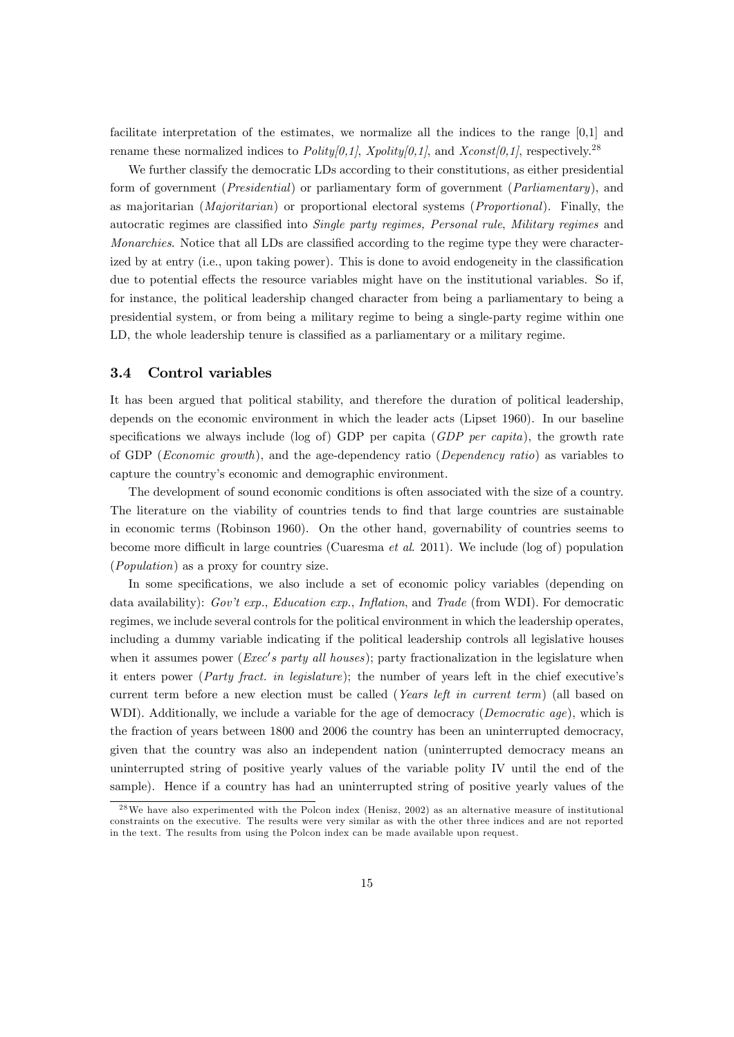facilitate interpretation of the estimates, we normalize all the indices to the range [0,1] and rename these normalized indices to *Polity[0,1]*, *Xpolity[0,1]*, and *Xconst[0,1]*, respectively.[28]

We further classify the democratic LDs according to their constitutions, as either presidential form of government (*Presidential*) or parliamentary form of government (*Parliamentary*), and as majoritarian (*Majoritarian*) or proportional electoral systems (*Proportional*). Finally, the autocratic regimes are classified into *Single party regimes, Personal rule*, *Military regimes* and *Monarchies*. Notice that all LDs are classified according to the regime type they were characterized by at entry (i.e., upon taking power). This is done to avoid endogeneity in the classification due to potential effects the resource variables might have on the institutional variables. So if, for instance, the political leadership changed character from being a parliamentary to being a presidential system, or from being a military regime to being a single-party regime within one LD, the whole leadership tenure is classified as a parliamentary or a military regime.

### 3.4 Control variables

It has been argued that political stability, and therefore the duration of political leadership, depends on the economic environment in which the leader acts (Lipset 1960). In our baseline specifications we always include (log of) GDP per capita (*GDP per capita*), the growth rate of GDP (*Economic growth*), and the age-dependency ratio (*Dependency ratio*) as variables to capture the country's economic and demographic environment.

The development of sound economic conditions is often associated with the size of a country. The literature on the viability of countries tends to find that large countries are sustainable in economic terms (Robinson 1960). On the other hand, governability of countries seems to become more difficult in large countries (Cuaresma *et al*. 2011). We include (log of) population (*Population*) as a proxy for country size.

In some specifications, we also include a set of economic policy variables (depending on data availability): *Gov't exp.*, *Education exp.*, *Inflation*, and *Trade* (from WDI). For democratic regimes, we include several controls for the political environment in which the leadership operates, including a dummy variable indicating if the political leadership controls all legislative houses when it assumes power (*Exec's party all houses*); party fractionalization in the legislature when it enters power (*Party fract. in legislature*); the number of years left in the chief executive's current term before a new election must be called (*Years left in current term*) (all based on WDI). Additionally, we include a variable for the age of democracy (*Democratic age*), which is the fraction of years between 1800 and 2006 the country has been an uninterrupted democracy, given that the country was also an independent nation (uninterrupted democracy means an uninterrupted string of positive yearly values of the variable polity IV until the end of the sample). Hence if a country has had an uninterrupted string of positive yearly values of the

[28] We have also experimented with the Polcon index (Henisz, 2002) as an alternative measure of institutional constraints on the executive. The results were very similar as with the other three indices and are not reported in the text. The results from using the Polcon index can be made available upon request.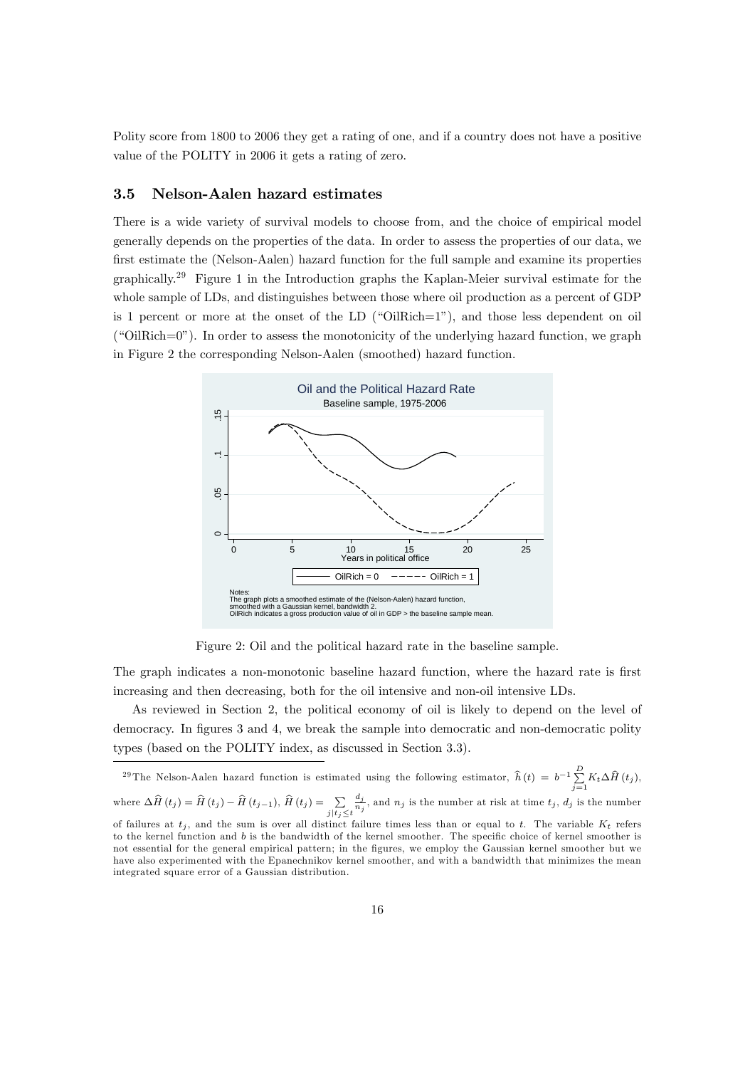Polity score from 1800 to 2006 they get a rating of one, and if a country does not have a positive value of the POLITY in 2006 it gets a rating of zero.

### 3.5 Nelson-Aalen hazard estimates

There is a wide variety of survival models to choose from, and the choice of empirical model generally depends on the properties of the data. In order to assess the properties of our data, we first estimate the (Nelson-Aalen) hazard function for the full sample and examine its properties graphically.[29] Figure 1 in the Introduction graphs the Kaplan-Meier survival estimate for the whole sample of LDs, and distinguishes between those where oil production as a percent of GDP is 1 percent or more at the onset of the LD ("OilRich=1"), and those less dependent on oil ("OilRich=0"). In order to assess the monotonicity of the underlying hazard function, we graph in Figure 2 the corresponding Nelson-Aalen (smoothed) hazard function.

Figure 2: Oil and the political hazard rate in the baseline sample.

The graph indicates a non-monotonic baseline hazard function, where the hazard rate is first increasing and then decreasing, both for the oil intensive and non-oil intensive LDs.

As reviewed in Section 2, the political economy of oil is likely to depend on the level of democracy. In figures 3 and 4, we break the sample into democratic and non-democratic polity types (based on the POLITY index, as discussed in Section 3.3).

[29] The Nelson-Aalen hazard function is estimated using the following estimator, $\widehat{h}(t) = b^{-1} \sum_{j=1}^{D} K_t \Delta \widehat{H}(t_j)$, where $\Delta \widehat{H}(t_j) = \widehat{H}(t_j) - \widehat{H}(t_{j-1})$, $\widehat{H}(t_j) = \sum_{j|t_j \leq t} \frac{d_j}{n_j}$, and $n_j$ is the number at risk at time $t_j$, $d_j$ is the number of failures at $t_j$, and the sum is over all distinct failure times less than or equal to $t$. The variable $K_t$ refers to the kernel function and $b$ is the bandwidth of the kernel smoother. The specific choice of kernel smoother is not essential for the general empirical pattern; in the figures, we employ the Gaussian kernel smoother but we have also experimented with the Epanechnikov kernel smoother, and with a bandwidth that minimizes the mean integrated square error of a Gaussian distribution.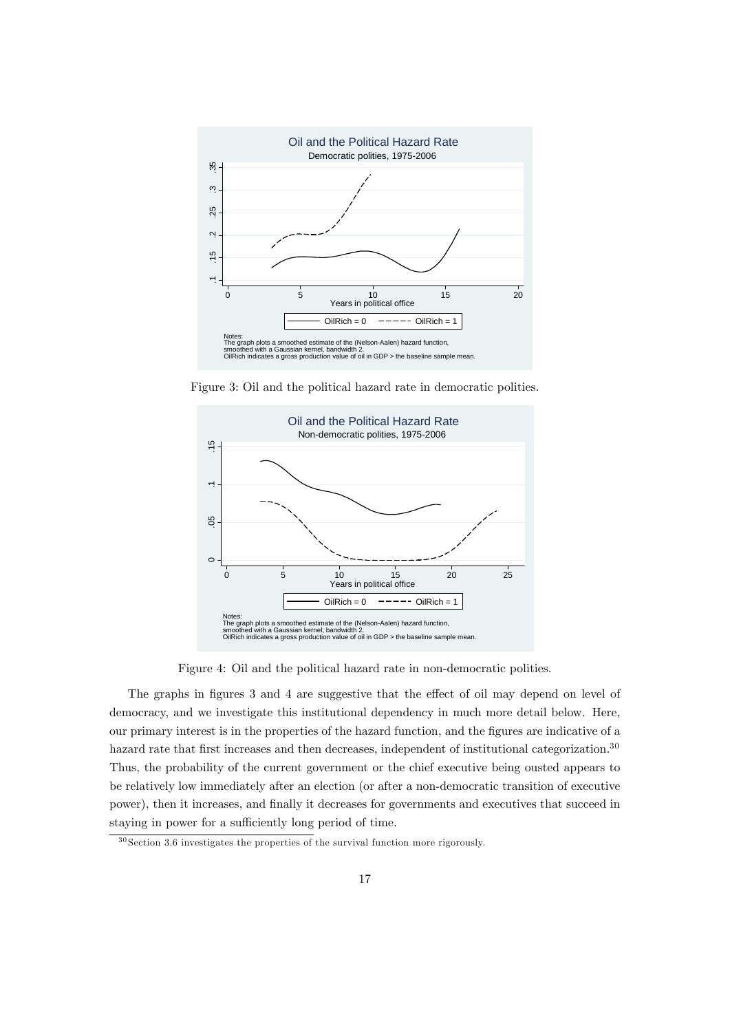Figure 3: Oil and the political hazard rate in democratic polities.

Figure 4: Oil and the political hazard rate in non-democratic polities.

The graphs in figures 3 and 4 are suggestive that the effect of oil may depend on level of democracy, and we investigate this institutional dependency in much more detail below. Here, our primary interest is in the properties of the hazard function, and the figures are indicative of a hazard rate that first increases and then decreases, independent of institutional categorization.[30] Thus, the probability of the current government or the chief executive being ousted appears to be relatively low immediately after an election (or after a non-democratic transition of executive power), then it increases, and finally it decreases for governments and executives that succeed in staying in power for a sufficiently long period of time.

[30] Section 3.6 investigates the properties of the survival function more rigorously.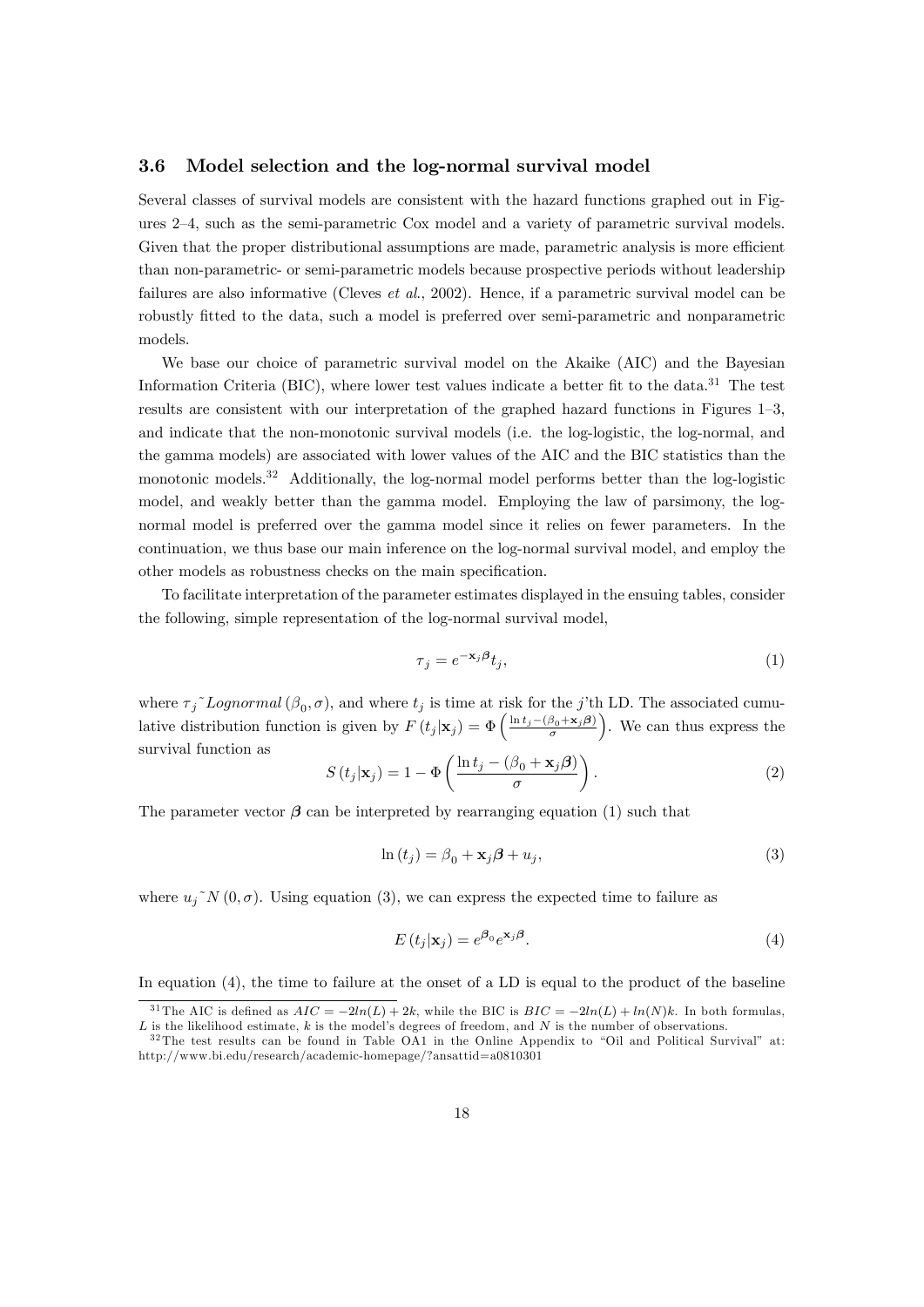### 3.6 Model selection and the log-normal survival model

Several classes of survival models are consistent with the hazard functions graphed out in Figures 2–4, such as the semi-parametric Cox model and a variety of parametric survival models. Given that the proper distributional assumptions are made, parametric analysis is more efficient than non-parametric- or semi-parametric models because prospective periods without leadership failures are also informative (Cleves *et al.*, 2002). Hence, if a parametric survival model can be robustly fitted to the data, such a model is preferred over semi-parametric and nonparametric models.

We base our choice of parametric survival model on the Akaike (AIC) and the Bayesian Information Criteria (BIC), where lower test values indicate a better fit to the data.[31] The test results are consistent with our interpretation of the graphed hazard functions in Figures 1–3, and indicate that the non-monotonic survival models (i.e. the log-logistic, the log-normal, and the gamma models) are associated with lower values of the AIC and the BIC statistics than the monotonic models.[32] Additionally, the log-normal model performs better than the log-logistic model, and weakly better than the gamma model. Employing the law of parsimony, the log-normal model is preferred over the gamma model since it relies on fewer parameters. In the continuation, we thus base our main inference on the log-normal survival model, and employ the other models as robustness checks on the main specification.

To facilitate interpretation of the parameter estimates displayed in the ensuing tables, consider the following, simple representation of the log-normal survival model,

$$\tau_j = e^{-\mathbf{x}_j \boldsymbol{\beta}} t_j, \tag{1}$$

where $\tau_j \tilde{} Lognormal\left(\beta_0, \sigma\right)$, and where $t_j$ is time at risk for the $j$'th LD. The associated cumulative distribution function is given by $F\left(t_j|\mathbf{x}_j\right) = \Phi\left(\frac{\ln t_j - (\beta_0 + \mathbf{x}_j \boldsymbol{\beta})}{\sigma}\right)$. We can thus express the survival function as

$$S\left(t_j|\mathbf{x}_j\right) = 1 - \Phi\left(\frac{\ln t_j - (\beta_0 + \mathbf{x}_j \boldsymbol{\beta})}{\sigma}\right). \tag{2}$$

The parameter vector $\boldsymbol{\beta}$ can be interpreted by rearranging equation (1) such that

$$\ln\left(t_j\right) = \beta_0 + \mathbf{x}_j \boldsymbol{\beta} + u_j, \tag{3}$$

where $u_j \tilde{} N\left(0, \sigma\right)$. Using equation (3), we can express the expected time to failure as

$$E\left(t_j|\mathbf{x}_j\right) = e^{\boldsymbol{\beta}_0} e^{\mathbf{x}_j \boldsymbol{\beta}}. \tag{4}$$

In equation (4), the time to failure at the onset of a LD is equal to the product of the baseline

---

[31] The AIC is defined as $AIC = -2ln(L) + 2k$, while the BIC is $BIC = -2ln(L) + ln(N)k$. In both formulas, $L$ is the likelihood estimate, $k$ is the model's degrees of freedom, and $N$ is the number of observations.

[32] The test results can be found in Table OA1 in the Online Appendix to "Oil and Political Survival" at: http://www.bi.edu/research/academic-homepage/?ansattid=a0810301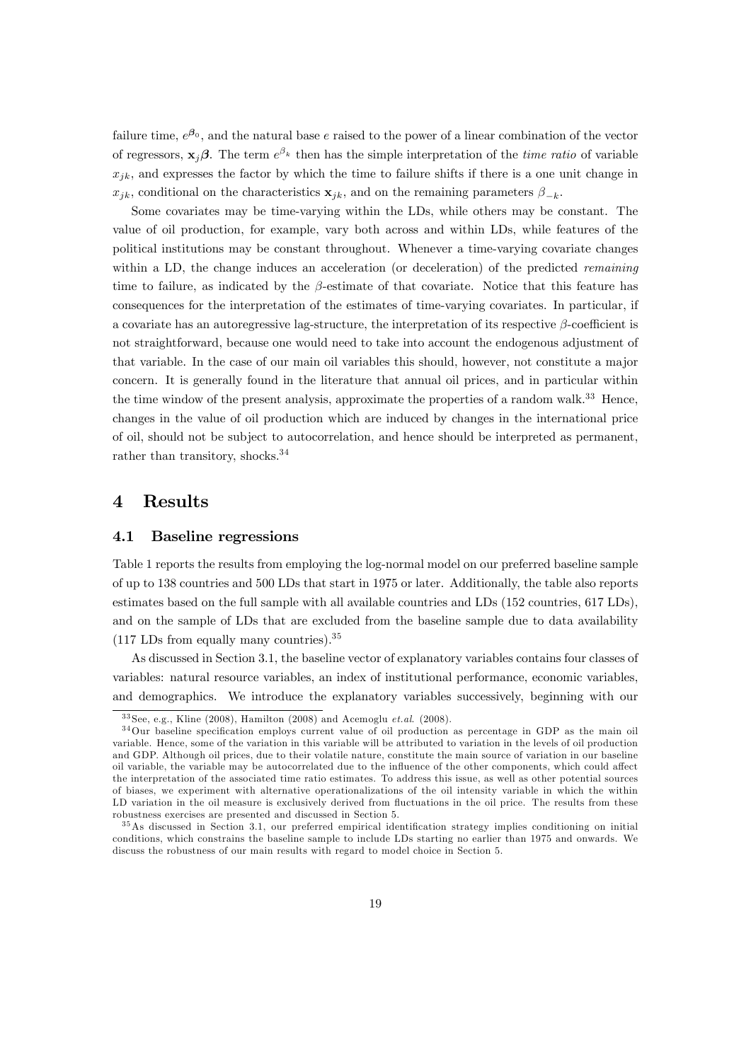failure time, $e^{\beta_0}$, and the natural base $e$ raised to the power of a linear combination of the vector of regressors, $\mathbf{x}_j\boldsymbol{\beta}$. The term $e^{\beta_k}$ then has the simple interpretation of the *time ratio* of variable $x_{jk}$, and expresses the factor by which the time to failure shifts if there is a one unit change in $x_{jk}$, conditional on the characteristics $\mathbf{x}_{jk}$, and on the remaining parameters $\beta_{-k}$.

Some covariates may be time-varying within the LDs, while others may be constant. The value of oil production, for example, vary both across and within LDs, while features of the political institutions may be constant throughout. Whenever a time-varying covariate changes within a LD, the change induces an acceleration (or deceleration) of the predicted *remaining* time to failure, as indicated by the $\beta$-estimate of that covariate. Notice that this feature has consequences for the interpretation of the estimates of time-varying covariates. In particular, if a covariate has an autoregressive lag-structure, the interpretation of its respective $\beta$-coefficient is not straightforward, because one would need to take into account the endogenous adjustment of that variable. In the case of our main oil variables this should, however, not constitute a major concern. It is generally found in the literature that annual oil prices, and in particular within the time window of the present analysis, approximate the properties of a random walk.[33] Hence, changes in the value of oil production which are induced by changes in the international price of oil, should not be subject to autocorrelation, and hence should be interpreted as permanent, rather than transitory, shocks.[34]

# 4 Results

## 4.1 Baseline regressions

Table 1 reports the results from employing the log-normal model on our preferred baseline sample of up to 138 countries and 500 LDs that start in 1975 or later. Additionally, the table also reports estimates based on the full sample with all available countries and LDs (152 countries, 617 LDs), and on the sample of LDs that are excluded from the baseline sample due to data availability (117 LDs from equally many countries).[35]

As discussed in Section 3.1, the baseline vector of explanatory variables contains four classes of variables: natural resource variables, an index of institutional performance, economic variables, and demographics. We introduce the explanatory variables successively, beginning with our

[33] See, e.g., Kline (2008), Hamilton (2008) and Acemoglu *et.al.* (2008).

[34] Our baseline specification employs current value of oil production as percentage in GDP as the main oil variable. Hence, some of the variation in this variable will be attributed to variation in the levels of oil production and GDP. Although oil prices, due to their volatile nature, constitute the main source of variation in our baseline oil variable, the variable may be autocorrelated due to the influence of the other components, which could affect the interpretation of the associated time ratio estimates. To address this issue, as well as other potential sources of biases, we experiment with alternative operationalizations of the oil intensity variable in which the within LD variation in the oil measure is exclusively derived from fluctuations in the oil price. The results from these robustness exercises are presented and discussed in Section 5.

[35] As discussed in Section 3.1, our preferred empirical identification strategy implies conditioning on initial conditions, which constrains the baseline sample to include LDs starting no earlier than 1975 and onwards. We discuss the robustness of our main results with regard to model choice in Section 5.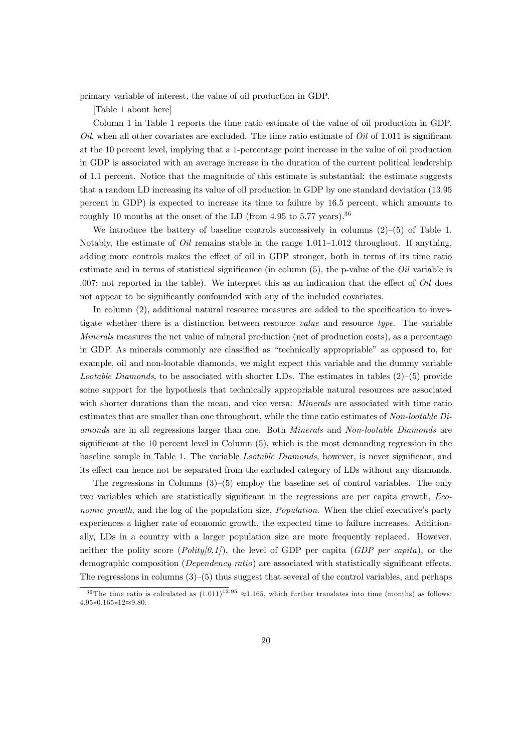primary variable of interest, the value of oil production in GDP.

[Table 1 about here]

Column 1 in Table 1 reports the time ratio estimate of the value of oil production in GDP, *Oil*, when all other covariates are excluded. The time ratio estimate of *Oil* of 1.011 is significant at the 10 percent level, implying that a 1-percentage point increase in the value of oil production in GDP is associated with an average increase in the duration of the current political leadership of 1.1 percent. Notice that the magnitude of this estimate is substantial: the estimate suggests that a random LD increasing its value of oil production in GDP by one standard deviation (13.95 percent in GDP) is expected to increase its time to failure by 16.5 percent, which amounts to roughly 10 months at the onset of the LD (from 4.95 to 5.77 years).[36]

We introduce the battery of baseline controls successively in columns (2)–(5) of Table 1. Notably, the estimate of *Oil* remains stable in the range 1.011–1.012 throughout. If anything, adding more controls makes the effect of oil in GDP stronger, both in terms of its time ratio estimate and in terms of statistical significance (in column (5), the p-value of the *Oil* variable is .007; not reported in the table). We interpret this as an indication that the effect of *Oil* does not appear to be significantly confounded with any of the included covariates.

In column (2), additional natural resource measures are added to the specification to investigate whether there is a distinction between resource *value* and resource *type*. The variable *Minerals* measures the net value of mineral production (net of production costs), as a percentage in GDP. As minerals commonly are classified as "technically appropriable" as opposed to, for example, oil and non-lootable diamonds, we might expect this variable and the dummy variable *Lootable Diamonds*, to be associated with shorter LDs. The estimates in tables (2)–(5) provide some support for the hypothesis that technically appropriable natural resources are associated with shorter durations than the mean, and vice versa: *Minerals* are associated with time ratio estimates that are smaller than one throughout, while the time ratio estimates of *Non-lootable Diamonds* are in all regressions larger than one. Both *Minerals* and *Non-lootable Diamonds* are significant at the 10 percent level in Column (5), which is the most demanding regression in the baseline sample in Table 1. The variable *Lootable Diamonds*, however, is never significant, and its effect can hence not be separated from the excluded category of LDs without any diamonds.

The regressions in Columns (3)–(5) employ the baseline set of control variables. The only two variables which are statistically significant in the regressions are per capita growth, *Economic growth*, and the log of the population size, *Population*. When the chief executive's party experiences a higher rate of economic growth, the expected time to failure increases. Additionally, LDs in a country with a larger population size are more frequently replaced. However, neither the polity score (*Polity[0,1]*), the level of GDP per capita (*GDP per capita*), or the demographic composition (*Dependency ratio*) are associated with statistically significant effects. The regressions in columns (3)–(5) thus suggest that several of the control variables, and perhaps

[36] The time ratio is calculated as $(1.011)^{13.95} \approx 1.165$, which further translates into time (months) as follows: $4.95 * 0.165 * 12 \approx 9.80$.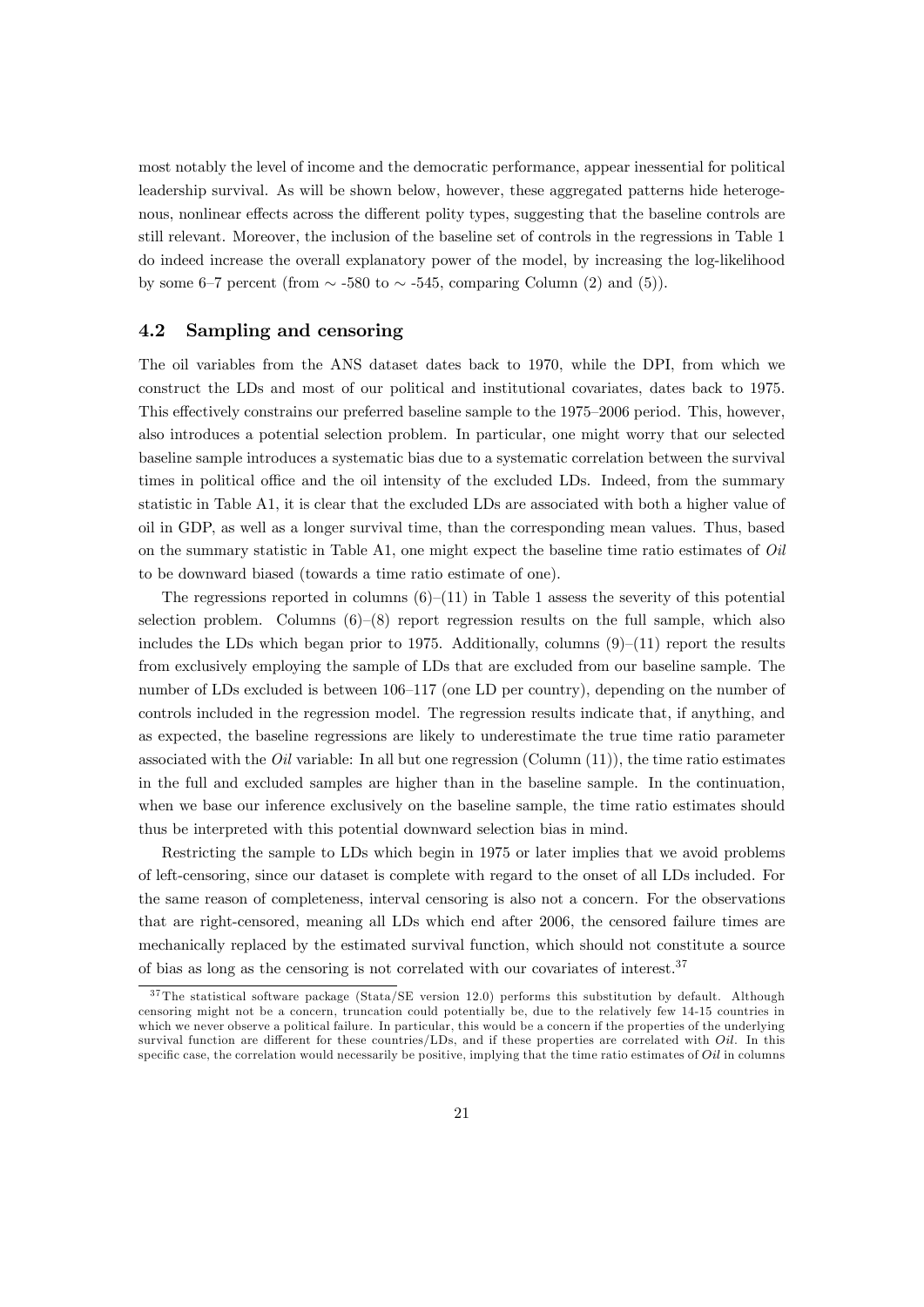most notably the level of income and the democratic performance, appear inessential for political leadership survival. As will be shown below, however, these aggregated patterns hide heterogenous, nonlinear effects across the different polity types, suggesting that the baseline controls are still relevant. Moreover, the inclusion of the baseline set of controls in the regressions in Table 1 do indeed increase the overall explanatory power of the model, by increasing the log-likelihood by some 6–7 percent (from $\sim$ -580 to $\sim$ -545, comparing Column (2) and (5)).

## 4.2 Sampling and censoring

The oil variables from the ANS dataset dates back to 1970, while the DPI, from which we construct the LDs and most of our political and institutional covariates, dates back to 1975. This effectively constrains our preferred baseline sample to the 1975–2006 period. This, however, also introduces a potential selection problem. In particular, one might worry that our selected baseline sample introduces a systematic bias due to a systematic correlation between the survival times in political office and the oil intensity of the excluded LDs. Indeed, from the summary statistic in Table A1, it is clear that the excluded LDs are associated with both a higher value of oil in GDP, as well as a longer survival time, than the corresponding mean values. Thus, based on the summary statistic in Table A1, one might expect the baseline time ratio estimates of *Oil* to be downward biased (towards a time ratio estimate of one).

The regressions reported in columns (6)–(11) in Table 1 assess the severity of this potential selection problem. Columns (6)–(8) report regression results on the full sample, which also includes the LDs which began prior to 1975. Additionally, columns (9)–(11) report the results from exclusively employing the sample of LDs that are excluded from our baseline sample. The number of LDs excluded is between 106–117 (one LD per country), depending on the number of controls included in the regression model. The regression results indicate that, if anything, and as expected, the baseline regressions are likely to underestimate the true time ratio parameter associated with the *Oil* variable: In all but one regression (Column (11)), the time ratio estimates in the full and excluded samples are higher than in the baseline sample. In the continuation, when we base our inference exclusively on the baseline sample, the time ratio estimates should thus be interpreted with this potential downward selection bias in mind.

Restricting the sample to LDs which begin in 1975 or later implies that we avoid problems of left-censoring, since our dataset is complete with regard to the onset of all LDs included. For the same reason of completeness, interval censoring is also not a concern. For the observations that are right-censored, meaning all LDs which end after 2006, the censored failure times are mechanically replaced by the estimated survival function, which should not constitute a source of bias as long as the censoring is not correlated with our covariates of interest.[37]

---

[37] The statistical software package (Stata/SE version 12.0) performs this substitution by default. Although censoring might not be a concern, truncation could potentially be, due to the relatively few 14-15 countries in which we never observe a political failure. In particular, this would be a concern if the properties of the underlying survival function are different for these countries/LDs, and if these properties are correlated with *Oil*. In this specific case, the correlation would necessarily be positive, implying that the time ratio estimates of *Oil* in columns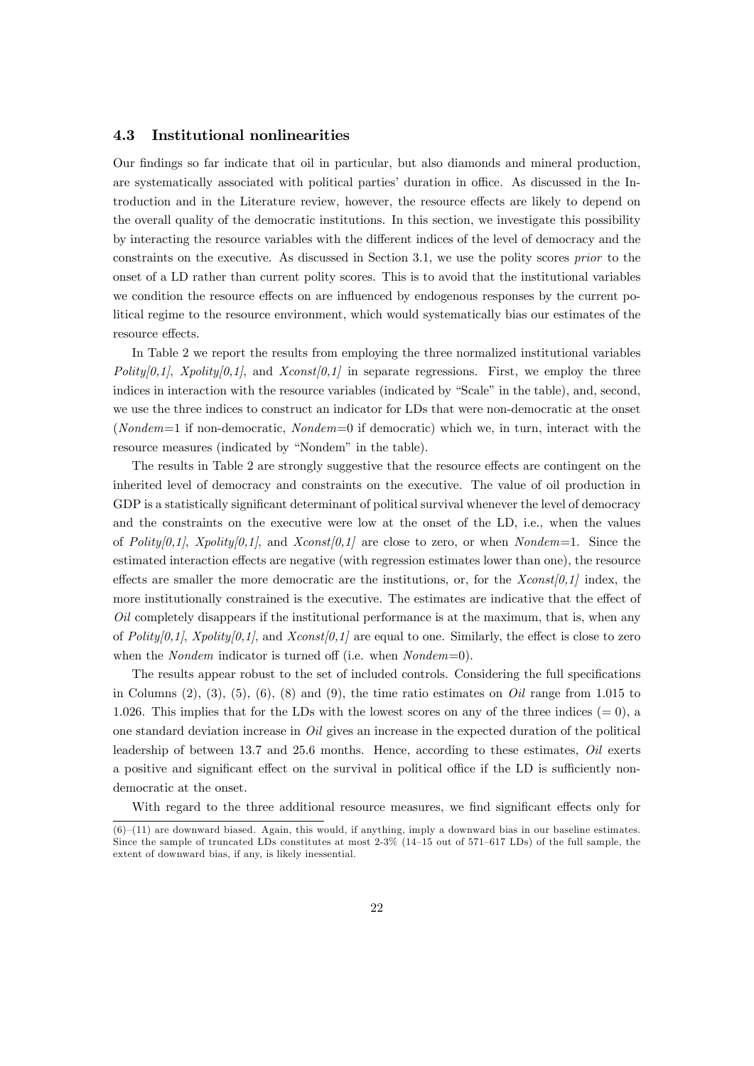### 4.3 Institutional nonlinearities

Our findings so far indicate that oil in particular, but also diamonds and mineral production, are systematically associated with political parties' duration in office. As discussed in the Introduction and in the Literature review, however, the resource effects are likely to depend on the overall quality of the democratic institutions. In this section, we investigate this possibility by interacting the resource variables with the different indices of the level of democracy and the constraints on the executive. As discussed in Section 3.1, we use the polity scores *prior* to the onset of a LD rather than current polity scores. This is to avoid that the institutional variables we condition the resource effects on are influenced by endogenous responses by the current political regime to the resource environment, which would systematically bias our estimates of the resource effects.

In Table 2 we report the results from employing the three normalized institutional variables *Polity[0,1]*, *Xpolity[0,1]*, and *Xconst[0,1]* in separate regressions. First, we employ the three indices in interaction with the resource variables (indicated by "Scale" in the table), and, second, we use the three indices to construct an indicator for LDs that were non-democratic at the onset (*Nondem*=1 if non-democratic, *Nondem*=0 if democratic) which we, in turn, interact with the resource measures (indicated by "Nondem" in the table).

The results in Table 2 are strongly suggestive that the resource effects are contingent on the inherited level of democracy and constraints on the executive. The value of oil production in GDP is a statistically significant determinant of political survival whenever the level of democracy and the constraints on the executive were low at the onset of the LD, i.e., when the values of *Polity[0,1]*, *Xpolity[0,1]*, and *Xconst[0,1]* are close to zero, or when *Nondem*=1. Since the estimated interaction effects are negative (with regression estimates lower than one), the resource effects are smaller the more democratic are the institutions, or, for the *Xconst[0,1]* index, the more institutionally constrained is the executive. The estimates are indicative that the effect of *Oil* completely disappears if the institutional performance is at the maximum, that is, when any of *Polity[0,1]*, *Xpolity[0,1]*, and *Xconst[0,1]* are equal to one. Similarly, the effect is close to zero when the *Nondem* indicator is turned off (i.e. when *Nondem*=0).

The results appear robust to the set of included controls. Considering the full specifications in Columns (2), (3), (5), (6), (8) and (9), the time ratio estimates on *Oil* range from 1.015 to 1.026. This implies that for the LDs with the lowest scores on any of the three indices (= 0), a one standard deviation increase in *Oil* gives an increase in the expected duration of the political leadership of between 13.7 and 25.6 months. Hence, according to these estimates, *Oil* exerts a positive and significant effect on the survival in political office if the LD is sufficiently non-democratic at the onset.

With regard to the three additional resource measures, we find significant effects only for

(6)–(11) are downward biased. Again, this would, if anything, imply a downward bias in our baseline estimates. Since the sample of truncated LDs constitutes at most 2-3% (14–15 out of 571–617 LDs) of the full sample, the extent of downward bias, if any, is likely inessential.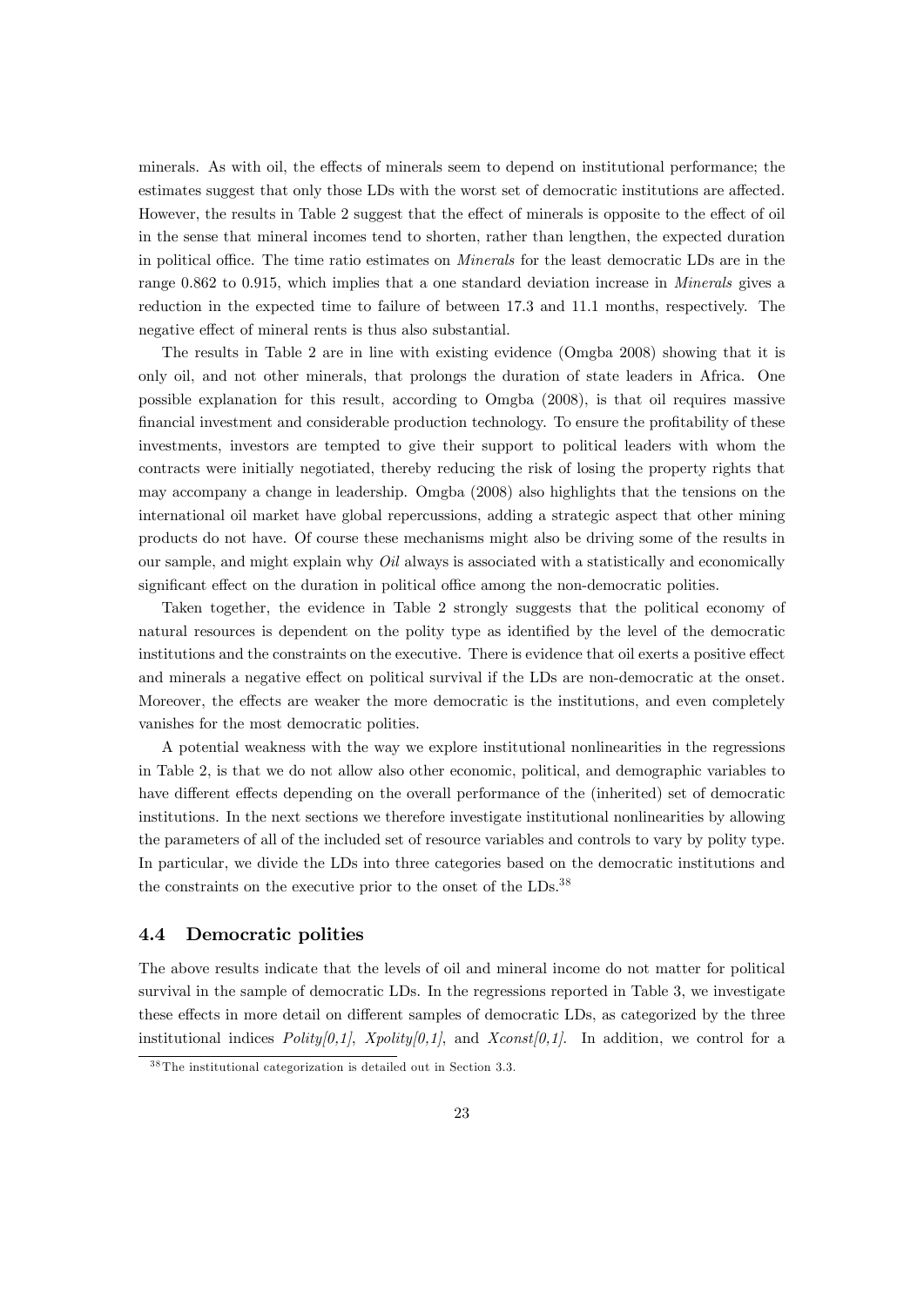minerals. As with oil, the effects of minerals seem to depend on institutional performance; the estimates suggest that only those LDs with the worst set of democratic institutions are affected. However, the results in Table 2 suggest that the effect of minerals is opposite to the effect of oil in the sense that mineral incomes tend to shorten, rather than lengthen, the expected duration in political office. The time ratio estimates on *Minerals* for the least democratic LDs are in the range 0.862 to 0.915, which implies that a one standard deviation increase in *Minerals* gives a reduction in the expected time to failure of between 17.3 and 11.1 months, respectively. The negative effect of mineral rents is thus also substantial.

The results in Table 2 are in line with existing evidence (Omgba 2008) showing that it is only oil, and not other minerals, that prolongs the duration of state leaders in Africa. One possible explanation for this result, according to Omgba (2008), is that oil requires massive financial investment and considerable production technology. To ensure the profitability of these investments, investors are tempted to give their support to political leaders with whom the contracts were initially negotiated, thereby reducing the risk of losing the property rights that may accompany a change in leadership. Omgba (2008) also highlights that the tensions on the international oil market have global repercussions, adding a strategic aspect that other mining products do not have. Of course these mechanisms might also be driving some of the results in our sample, and might explain why *Oil* always is associated with a statistically and economically significant effect on the duration in political office among the non-democratic polities.

Taken together, the evidence in Table 2 strongly suggests that the political economy of natural resources is dependent on the polity type as identified by the level of the democratic institutions and the constraints on the executive. There is evidence that oil exerts a positive effect and minerals a negative effect on political survival if the LDs are non-democratic at the onset. Moreover, the effects are weaker the more democratic is the institutions, and even completely vanishes for the most democratic polities.

A potential weakness with the way we explore institutional nonlinearities in the regressions in Table 2, is that we do not allow also other economic, political, and demographic variables to have different effects depending on the overall performance of the (inherited) set of democratic institutions. In the next sections we therefore investigate institutional nonlinearities by allowing the parameters of all of the included set of resource variables and controls to vary by polity type. In particular, we divide the LDs into three categories based on the democratic institutions and the constraints on the executive prior to the onset of the LDs.[38]

### 4.4 Democratic polities

The above results indicate that the levels of oil and mineral income do not matter for political survival in the sample of democratic LDs. In the regressions reported in Table 3, we investigate these effects in more detail on different samples of democratic LDs, as categorized by the three institutional indices *Polity[0,1]*, *Xpolity[0,1]*, and *Xconst[0,1]*. In addition, we control for a

[38] The institutional categorization is detailed out in Section 3.3.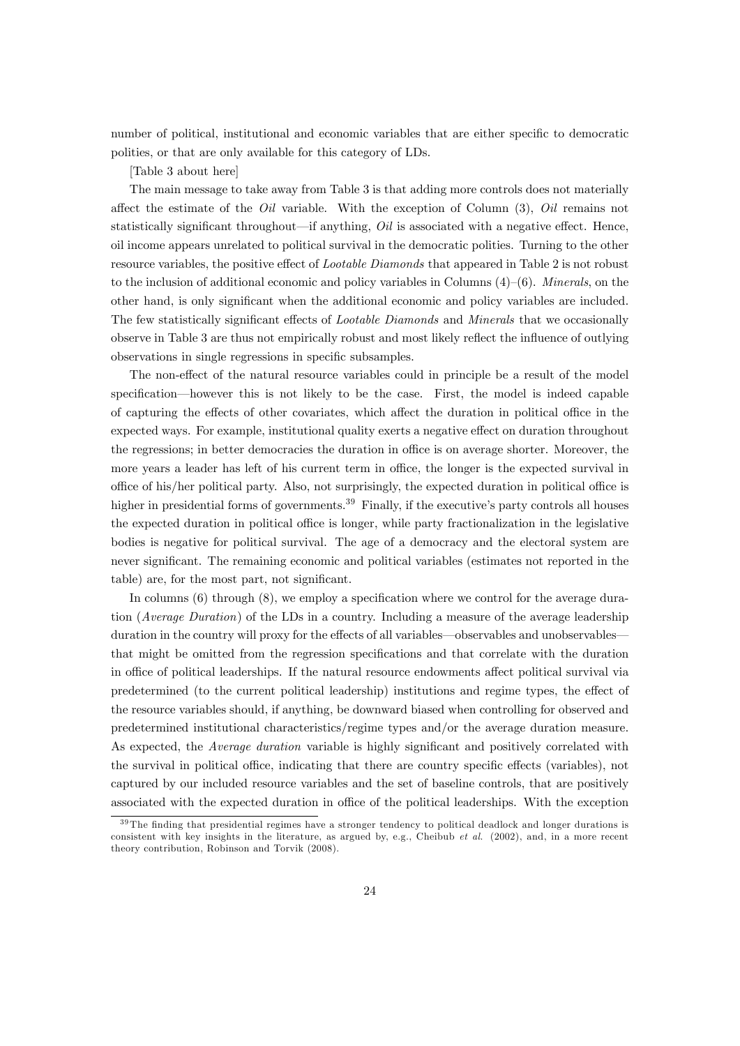number of political, institutional and economic variables that are either specific to democratic polities, or that are only available for this category of LDs.

[Table 3 about here]

The main message to take away from Table 3 is that adding more controls does not materially affect the estimate of the *Oil* variable. With the exception of Column (3), *Oil* remains not statistically significant throughout—if anything, *Oil* is associated with a negative effect. Hence, oil income appears unrelated to political survival in the democratic polities. Turning to the other resource variables, the positive effect of *Lootable Diamonds* that appeared in Table 2 is not robust to the inclusion of additional economic and policy variables in Columns (4)–(6). *Minerals*, on the other hand, is only significant when the additional economic and policy variables are included. The few statistically significant effects of *Lootable Diamonds* and *Minerals* that we occasionally observe in Table 3 are thus not empirically robust and most likely reflect the influence of outlying observations in single regressions in specific subsamples.

The non-effect of the natural resource variables could in principle be a result of the model specification—however this is not likely to be the case. First, the model is indeed capable of capturing the effects of other covariates, which affect the duration in political office in the expected ways. For example, institutional quality exerts a negative effect on duration throughout the regressions; in better democracies the duration in office is on average shorter. Moreover, the more years a leader has left of his current term in office, the longer is the expected survival in office of his/her political party. Also, not surprisingly, the expected duration in political office is higher in presidential forms of governments.[39] Finally, if the executive's party controls all houses the expected duration in political office is longer, while party fractionalization in the legislative bodies is negative for political survival. The age of a democracy and the electoral system are never significant. The remaining economic and political variables (estimates not reported in the table) are, for the most part, not significant.

In columns (6) through (8), we employ a specification where we control for the average duration (*Average Duration*) of the LDs in a country. Including a measure of the average leadership duration in the country will proxy for the effects of all variables—observables and unobservables—that might be omitted from the regression specifications and that correlate with the duration in office of political leaderships. If the natural resource endowments affect political survival via predetermined (to the current political leadership) institutions and regime types, the effect of the resource variables should, if anything, be downward biased when controlling for observed and predetermined institutional characteristics/regime types and/or the average duration measure. As expected, the *Average duration* variable is highly significant and positively correlated with the survival in political office, indicating that there are country specific effects (variables), not captured by our included resource variables and the set of baseline controls, that are positively associated with the expected duration in office of the political leaderships. With the exception

[39] The finding that presidential regimes have a stronger tendency to political deadlock and longer durations is consistent with key insights in the literature, as argued by, e.g., Cheibub *et al.* (2002), and, in a more recent theory contribution, Robinson and Torvik (2008).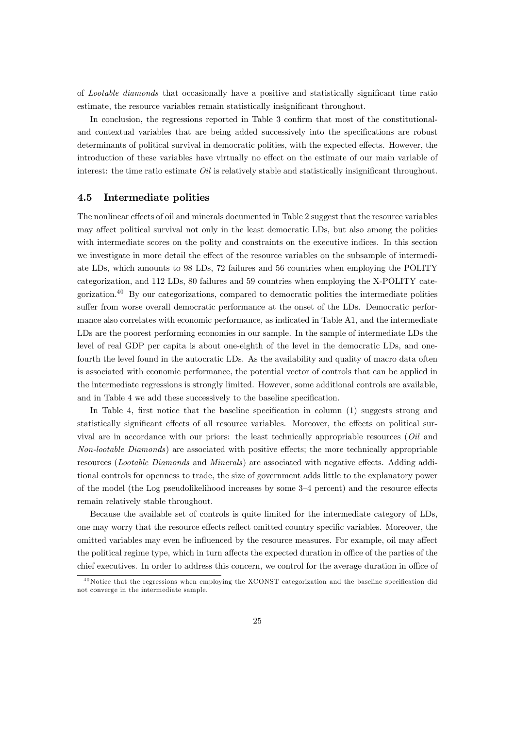of *Lootable diamonds* that occasionally have a positive and statistically significant time ratio estimate, the resource variables remain statistically insignificant throughout.

In conclusion, the regressions reported in Table 3 confirm that most of the constitutional- and contextual variables that are being added successively into the specifications are robust determinants of political survival in democratic polities, with the expected effects. However, the introduction of these variables have virtually no effect on the estimate of our main variable of interest: the time ratio estimate *Oil* is relatively stable and statistically insignificant throughout.

### 4.5 Intermediate polities

The nonlinear effects of oil and minerals documented in Table 2 suggest that the resource variables may affect political survival not only in the least democratic LDs, but also among the polities with intermediate scores on the polity and constraints on the executive indices. In this section we investigate in more detail the effect of the resource variables on the subsample of intermediate LDs, which amounts to 98 LDs, 72 failures and 56 countries when employing the POLITY categorization, and 112 LDs, 80 failures and 59 countries when employing the X-POLITY categorization.[40] By our categorizations, compared to democratic polities the intermediate polities suffer from worse overall democratic performance at the onset of the LDs. Democratic performance also correlates with economic performance, as indicated in Table A1, and the intermediate LDs are the poorest performing economies in our sample. In the sample of intermediate LDs the level of real GDP per capita is about one-eighth of the level in the democratic LDs, and one-fourth the level found in the autocratic LDs. As the availability and quality of macro data often is associated with economic performance, the potential vector of controls that can be applied in the intermediate regressions is strongly limited. However, some additional controls are available, and in Table 4 we add these successively to the baseline specification.

In Table 4, first notice that the baseline specification in column (1) suggests strong and statistically significant effects of all resource variables. Moreover, the effects on political survival are in accordance with our priors: the least technically appropriable resources (*Oil* and *Non-lootable Diamonds*) are associated with positive effects; the more technically appropriable resources (*Lootable Diamonds* and *Minerals*) are associated with negative effects. Adding additional controls for openness to trade, the size of government adds little to the explanatory power of the model (the Log pseudolikelihood increases by some 3–4 percent) and the resource effects remain relatively stable throughout.

Because the available set of controls is quite limited for the intermediate category of LDs, one may worry that the resource effects reflect omitted country specific variables. Moreover, the omitted variables may even be influenced by the resource measures. For example, oil may affect the political regime type, which in turn affects the expected duration in office of the parties of the chief executives. In order to address this concern, we control for the average duration in office of

[40] Notice that the regressions when employing the XCONST categorization and the baseline specification did not converge in the intermediate sample.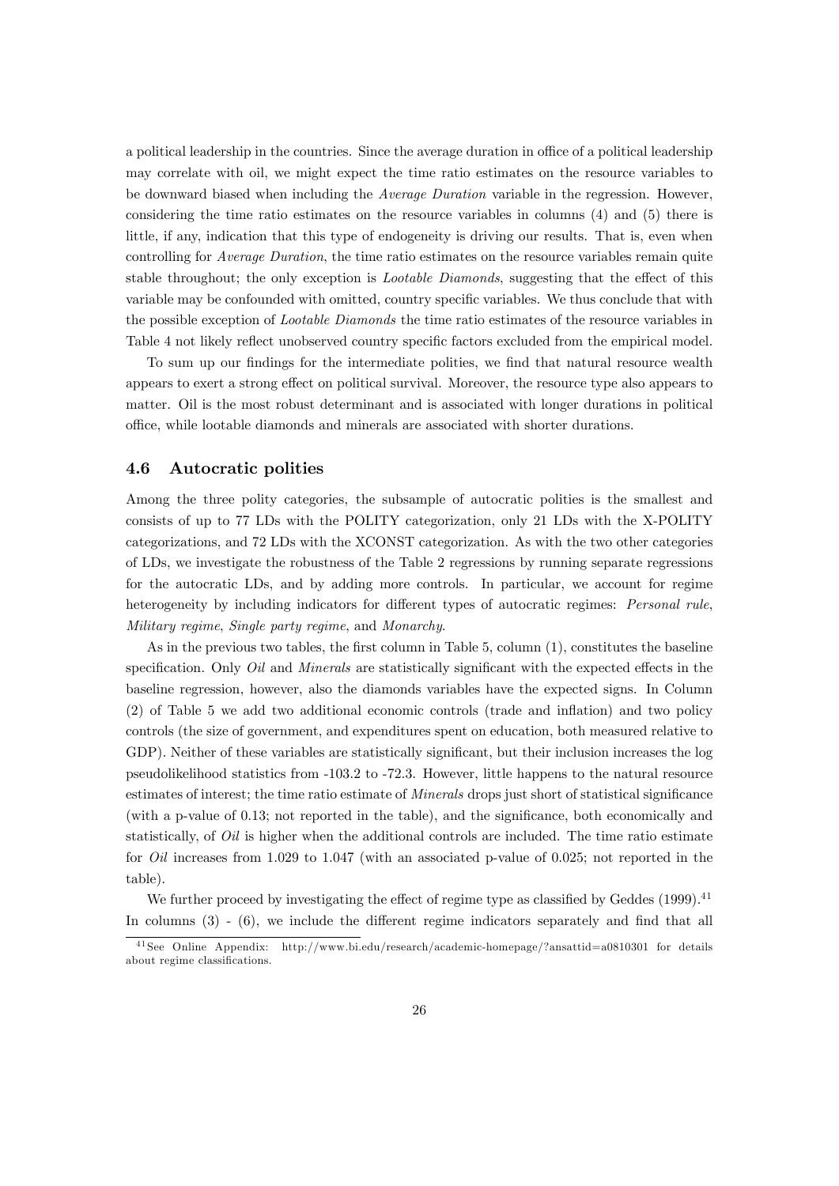a political leadership in the countries. Since the average duration in office of a political leadership may correlate with oil, we might expect the time ratio estimates on the resource variables to be downward biased when including the *Average Duration* variable in the regression. However, considering the time ratio estimates on the resource variables in columns (4) and (5) there is little, if any, indication that this type of endogeneity is driving our results. That is, even when controlling for *Average Duration*, the time ratio estimates on the resource variables remain quite stable throughout; the only exception is *Lootable Diamonds*, suggesting that the effect of this variable may be confounded with omitted, country specific variables. We thus conclude that with the possible exception of *Lootable Diamonds* the time ratio estimates of the resource variables in Table 4 not likely reflect unobserved country specific factors excluded from the empirical model.

To sum up our findings for the intermediate polities, we find that natural resource wealth appears to exert a strong effect on political survival. Moreover, the resource type also appears to matter. Oil is the most robust determinant and is associated with longer durations in political office, while lootable diamonds and minerals are associated with shorter durations.

### 4.6 Autocratic polities

Among the three polity categories, the subsample of autocratic polities is the smallest and consists of up to 77 LDs with the POLITY categorization, only 21 LDs with the X-POLITY categorizations, and 72 LDs with the XCONST categorization. As with the two other categories of LDs, we investigate the robustness of the Table 2 regressions by running separate regressions for the autocratic LDs, and by adding more controls. In particular, we account for regime heterogeneity by including indicators for different types of autocratic regimes: *Personal rule*, *Military regime*, *Single party regime*, and *Monarchy*.

As in the previous two tables, the first column in Table 5, column (1), constitutes the baseline specification. Only *Oil* and *Minerals* are statistically significant with the expected effects in the baseline regression, however, also the diamonds variables have the expected signs. In Column (2) of Table 5 we add two additional economic controls (trade and inflation) and two policy controls (the size of government, and expenditures spent on education, both measured relative to GDP). Neither of these variables are statistically significant, but their inclusion increases the log pseudolikelihood statistics from -103.2 to -72.3. However, little happens to the natural resource estimates of interest; the time ratio estimate of *Minerals* drops just short of statistical significance (with a p-value of 0.13; not reported in the table), and the significance, both economically and statistically, of *Oil* is higher when the additional controls are included. The time ratio estimate for *Oil* increases from 1.029 to 1.047 (with an associated p-value of 0.025; not reported in the table).

We further proceed by investigating the effect of regime type as classified by Geddes (1999).[41] In columns (3) - (6), we include the different regime indicators separately and find that all

[41] See Online Appendix: http://www.bi.edu/research/academic-homepage/?ansattid=a0810301 for details about regime classifications.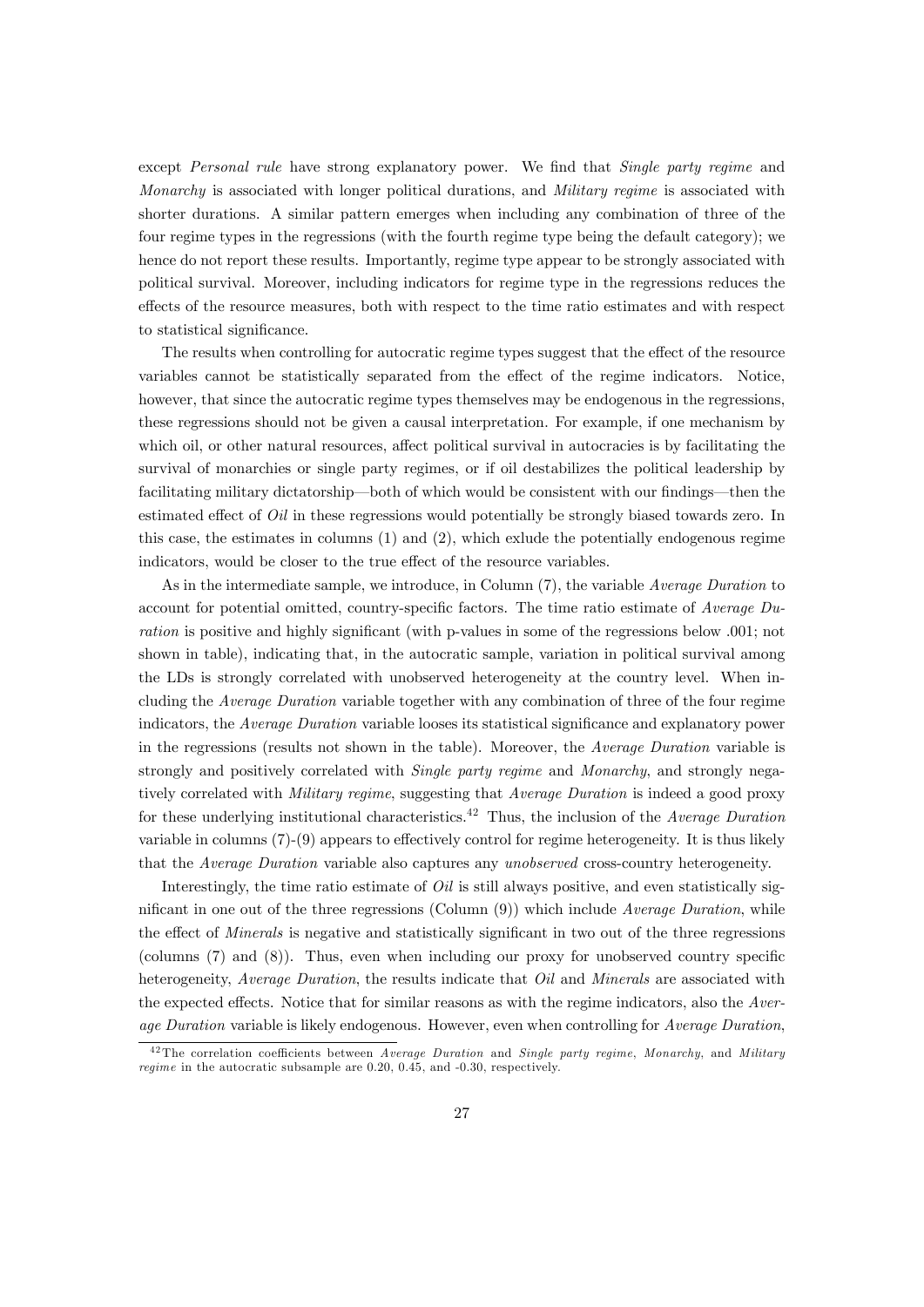except *Personal rule* have strong explanatory power. We find that *Single party regime* and *Monarchy* is associated with longer political durations, and *Military regime* is associated with shorter durations. A similar pattern emerges when including any combination of three of the four regime types in the regressions (with the fourth regime type being the default category); we hence do not report these results. Importantly, regime type appear to be strongly associated with political survival. Moreover, including indicators for regime type in the regressions reduces the effects of the resource measures, both with respect to the time ratio estimates and with respect to statistical significance.

The results when controlling for autocratic regime types suggest that the effect of the resource variables cannot be statistically separated from the effect of the regime indicators. Notice, however, that since the autocratic regime types themselves may be endogenous in the regressions, these regressions should not be given a causal interpretation. For example, if one mechanism by which oil, or other natural resources, affect political survival in autocracies is by facilitating the survival of monarchies or single party regimes, or if oil destabilizes the political leadership by facilitating military dictatorship—both of which would be consistent with our findings—then the estimated effect of *Oil* in these regressions would potentially be strongly biased towards zero. In this case, the estimates in columns (1) and (2), which exlude the potentially endogenous regime indicators, would be closer to the true effect of the resource variables.

As in the intermediate sample, we introduce, in Column (7), the variable *Average Duration* to account for potential omitted, country-specific factors. The time ratio estimate of *Average Duration* is positive and highly significant (with p-values in some of the regressions below .001; not shown in table), indicating that, in the autocratic sample, variation in political survival among the LDs is strongly correlated with unobserved heterogeneity at the country level. When including the *Average Duration* variable together with any combination of three of the four regime indicators, the *Average Duration* variable looses its statistical significance and explanatory power in the regressions (results not shown in the table). Moreover, the *Average Duration* variable is strongly and positively correlated with *Single party regime* and *Monarchy*, and strongly negatively correlated with *Military regime*, suggesting that *Average Duration* is indeed a good proxy for these underlying institutional characteristics.[42] Thus, the inclusion of the *Average Duration* variable in columns (7)-(9) appears to effectively control for regime heterogeneity. It is thus likely that the *Average Duration* variable also captures any *unobserved* cross-country heterogeneity.

Interestingly, the time ratio estimate of *Oil* is still always positive, and even statistically significant in one out of the three regressions (Column (9)) which include *Average Duration*, while the effect of *Minerals* is negative and statistically significant in two out of the three regressions (columns (7) and (8)). Thus, even when including our proxy for unobserved country specific heterogeneity, *Average Duration*, the results indicate that *Oil* and *Minerals* are associated with the expected effects. Notice that for similar reasons as with the regime indicators, also the *Average Duration* variable is likely endogenous. However, even when controlling for *Average Duration*,

[42] The correlation coefficients between *Average Duration* and *Single party regime*, *Monarchy*, and *Military regime* in the autocratic subsample are 0.20, 0.45, and -0.30, respectively.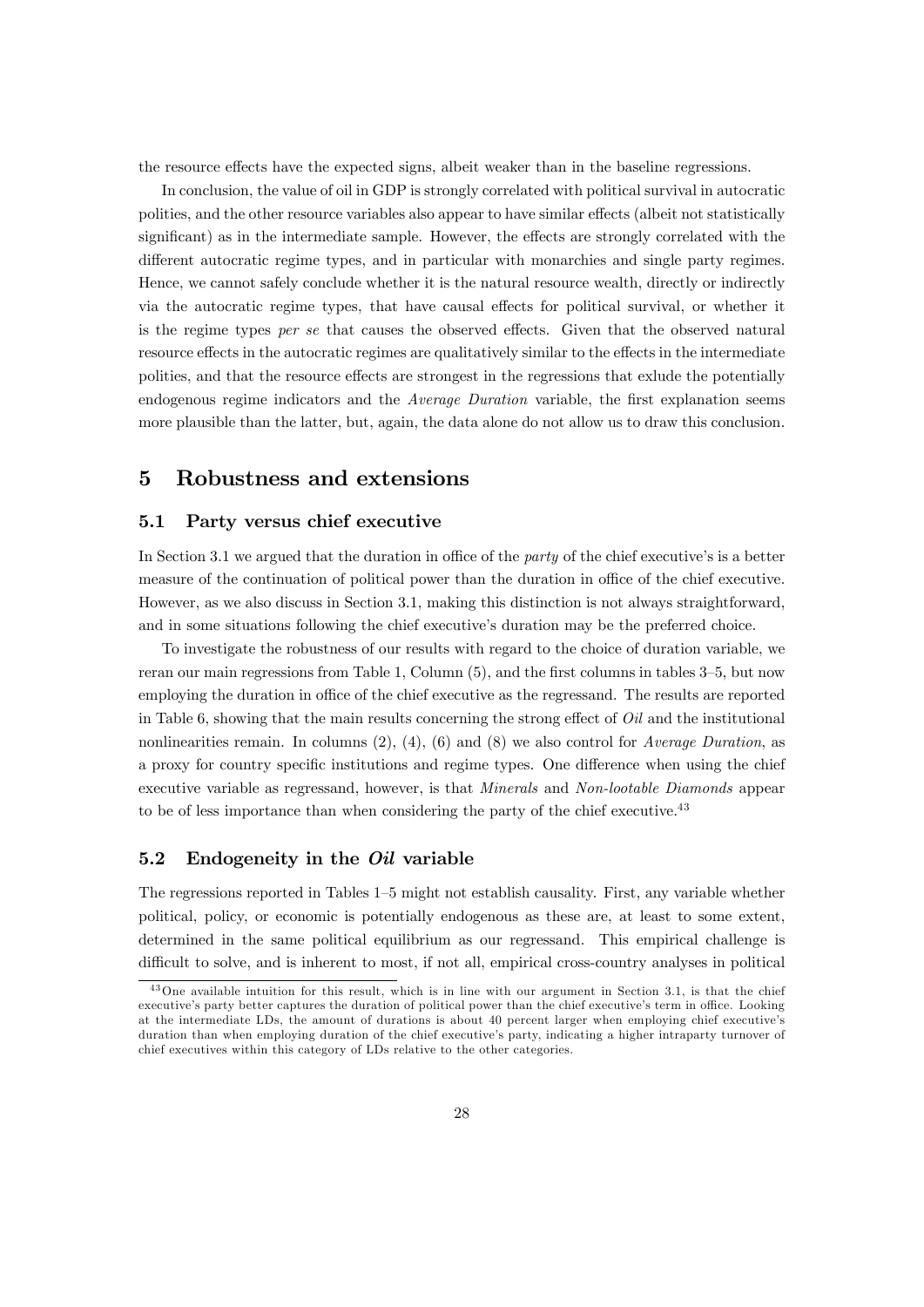the resource effects have the expected signs, albeit weaker than in the baseline regressions.

In conclusion, the value of oil in GDP is strongly correlated with political survival in autocratic polities, and the other resource variables also appear to have similar effects (albeit not statistically significant) as in the intermediate sample. However, the effects are strongly correlated with the different autocratic regime types, and in particular with monarchies and single party regimes. Hence, we cannot safely conclude whether it is the natural resource wealth, directly or indirectly via the autocratic regime types, that have causal effects for political survival, or whether it is the regime types *per se* that causes the observed effects. Given that the observed natural resource effects in the autocratic regimes are qualitatively similar to the effects in the intermediate polities, and that the resource effects are strongest in the regressions that exlude the potentially endogenous regime indicators and the *Average Duration* variable, the first explanation seems more plausible than the latter, but, again, the data alone do not allow us to draw this conclusion.

# 5 Robustness and extensions

## 5.1 Party versus chief executive

In Section 3.1 we argued that the duration in office of the *party* of the chief executive's is a better measure of the continuation of political power than the duration in office of the chief executive. However, as we also discuss in Section 3.1, making this distinction is not always straightforward, and in some situations following the chief executive's duration may be the preferred choice.

To investigate the robustness of our results with regard to the choice of duration variable, we reran our main regressions from Table 1, Column (5), and the first columns in tables 3–5, but now employing the duration in office of the chief executive as the regressand. The results are reported in Table 6, showing that the main results concerning the strong effect of *Oil* and the institutional nonlinearities remain. In columns (2), (4), (6) and (8) we also control for *Average Duration*, as a proxy for country specific institutions and regime types. One difference when using the chief executive variable as regressand, however, is that *Minerals* and *Non-lootable Diamonds* appear to be of less importance than when considering the party of the chief executive.[43]

## 5.2 Endogeneity in the *Oil* variable

The regressions reported in Tables 1–5 might not establish causality. First, any variable whether political, policy, or economic is potentially endogenous as these are, at least to some extent, determined in the same political equilibrium as our regressand. This empirical challenge is difficult to solve, and is inherent to most, if not all, empirical cross-country analyses in political

[43] One available intuition for this result, which is in line with our argument in Section 3.1, is that the chief executive's party better captures the duration of political power than the chief executive's term in office. Looking at the intermediate LDs, the amount of durations is about 40 percent larger when employing chief executive's duration than when employing duration of the chief executive's party, indicating a higher intraparty turnover of chief executives within this category of LDs relative to the other categories.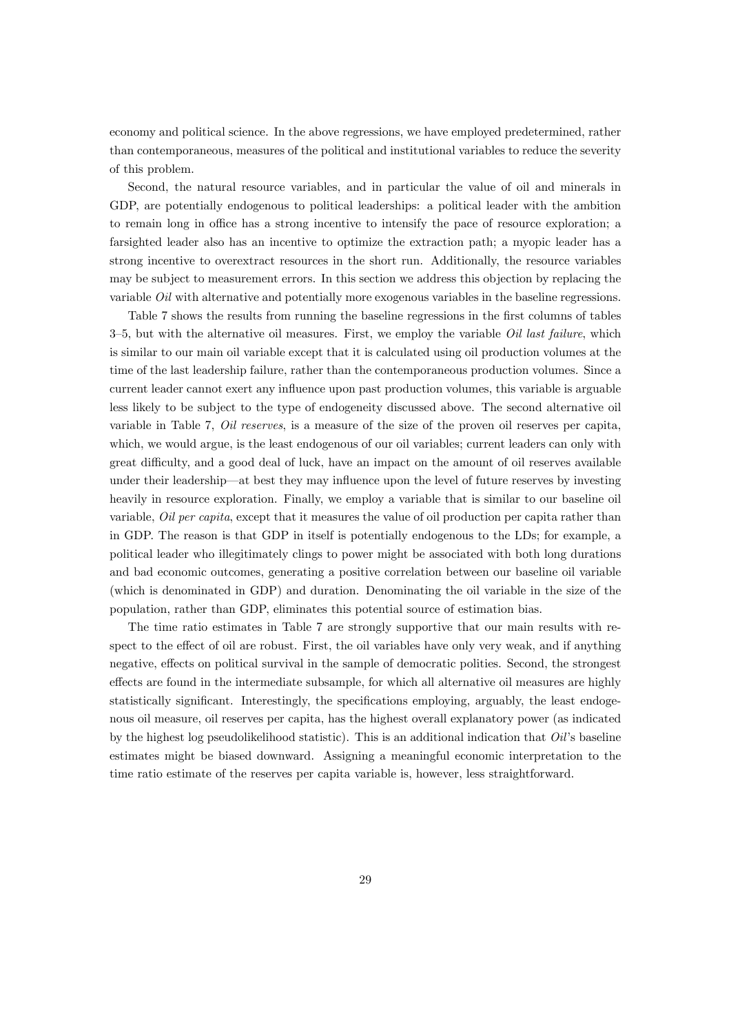economy and political science. In the above regressions, we have employed predetermined, rather than contemporaneous, measures of the political and institutional variables to reduce the severity of this problem.

Second, the natural resource variables, and in particular the value of oil and minerals in GDP, are potentially endogenous to political leaderships: a political leader with the ambition to remain long in office has a strong incentive to intensify the pace of resource exploration; a farsighted leader also has an incentive to optimize the extraction path; a myopic leader has a strong incentive to overextract resources in the short run. Additionally, the resource variables may be subject to measurement errors. In this section we address this objection by replacing the variable *Oil* with alternative and potentially more exogenous variables in the baseline regressions.

Table 7 shows the results from running the baseline regressions in the first columns of tables 3–5, but with the alternative oil measures. First, we employ the variable *Oil last failure*, which is similar to our main oil variable except that it is calculated using oil production volumes at the time of the last leadership failure, rather than the contemporaneous production volumes. Since a current leader cannot exert any influence upon past production volumes, this variable is arguable less likely to be subject to the type of endogeneity discussed above. The second alternative oil variable in Table 7, *Oil reserves*, is a measure of the size of the proven oil reserves per capita, which, we would argue, is the least endogenous of our oil variables; current leaders can only with great difficulty, and a good deal of luck, have an impact on the amount of oil reserves available under their leadership—at best they may influence upon the level of future reserves by investing heavily in resource exploration. Finally, we employ a variable that is similar to our baseline oil variable, *Oil per capita*, except that it measures the value of oil production per capita rather than in GDP. The reason is that GDP in itself is potentially endogenous to the LDs; for example, a political leader who illegitimately clings to power might be associated with both long durations and bad economic outcomes, generating a positive correlation between our baseline oil variable (which is denominated in GDP) and duration. Denominating the oil variable in the size of the population, rather than GDP, eliminates this potential source of estimation bias.

The time ratio estimates in Table 7 are strongly supportive that our main results with respect to the effect of oil are robust. First, the oil variables have only very weak, and if anything negative, effects on political survival in the sample of democratic polities. Second, the strongest effects are found in the intermediate subsample, for which all alternative oil measures are highly statistically significant. Interestingly, the specifications employing, arguably, the least endogenous oil measure, oil reserves per capita, has the highest overall explanatory power (as indicated by the highest log pseudolikelihood statistic). This is an additional indication that *Oil*'s baseline estimates might be biased downward. Assigning a meaningful economic interpretation to the time ratio estimate of the reserves per capita variable is, however, less straightforward.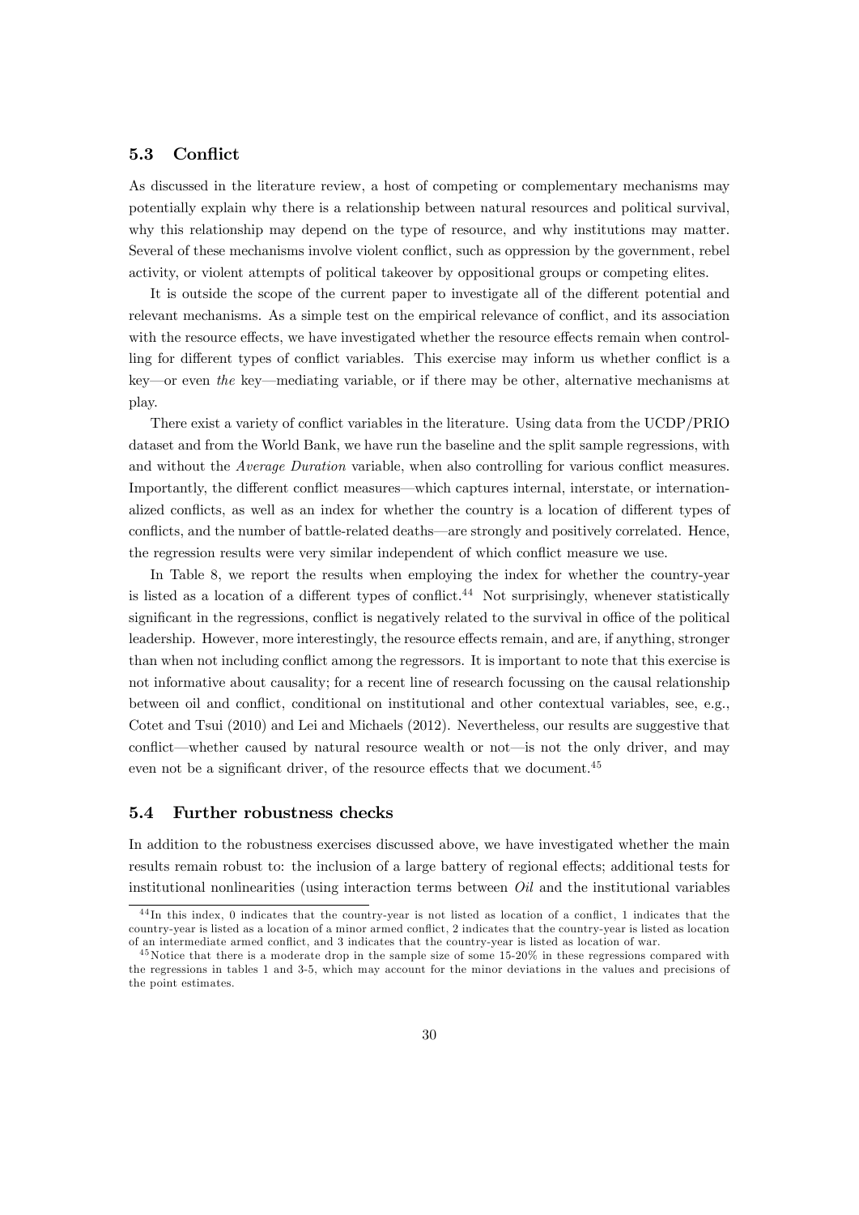### 5.3 Conflict

As discussed in the literature review, a host of competing or complementary mechanisms may potentially explain why there is a relationship between natural resources and political survival, why this relationship may depend on the type of resource, and why institutions may matter. Several of these mechanisms involve violent conflict, such as oppression by the government, rebel activity, or violent attempts of political takeover by oppositional groups or competing elites.

It is outside the scope of the current paper to investigate all of the different potential and relevant mechanisms. As a simple test on the empirical relevance of conflict, and its association with the resource effects, we have investigated whether the resource effects remain when controlling for different types of conflict variables. This exercise may inform us whether conflict is a key—or even *the* key—mediating variable, or if there may be other, alternative mechanisms at play.

There exist a variety of conflict variables in the literature. Using data from the UCDP/PRIO dataset and from the World Bank, we have run the baseline and the split sample regressions, with and without the *Average Duration* variable, when also controlling for various conflict measures. Importantly, the different conflict measures—which captures internal, interstate, or internationalized conflicts, as well as an index for whether the country is a location of different types of conflicts, and the number of battle-related deaths—are strongly and positively correlated. Hence, the regression results were very similar independent of which conflict measure we use.

In Table 8, we report the results when employing the index for whether the country-year is listed as a location of a different types of conflict.[44] Not surprisingly, whenever statistically significant in the regressions, conflict is negatively related to the survival in office of the political leadership. However, more interestingly, the resource effects remain, and are, if anything, stronger than when not including conflict among the regressors. It is important to note that this exercise is not informative about causality; for a recent line of research focussing on the causal relationship between oil and conflict, conditional on institutional and other contextual variables, see, e.g., Cotet and Tsui (2010) and Lei and Michaels (2012). Nevertheless, our results are suggestive that conflict—whether caused by natural resource wealth or not—is not the only driver, and may even not be a significant driver, of the resource effects that we document.[45]

### 5.4 Further robustness checks

In addition to the robustness exercises discussed above, we have investigated whether the main results remain robust to: the inclusion of a large battery of regional effects; additional tests for institutional nonlinearities (using interaction terms between *Oil* and the institutional variables

[44] In this index, 0 indicates that the country-year is not listed as location of a conflict, 1 indicates that the country-year is listed as a location of a minor armed conflict, 2 indicates that the country-year is listed as location of an intermediate armed conflict, and 3 indicates that the country-year is listed as location of war.

[45] Notice that there is a moderate drop in the sample size of some 15-20% in these regressions compared with the regressions in tables 1 and 3-5, which may account for the minor deviations in the values and precisions of the point estimates.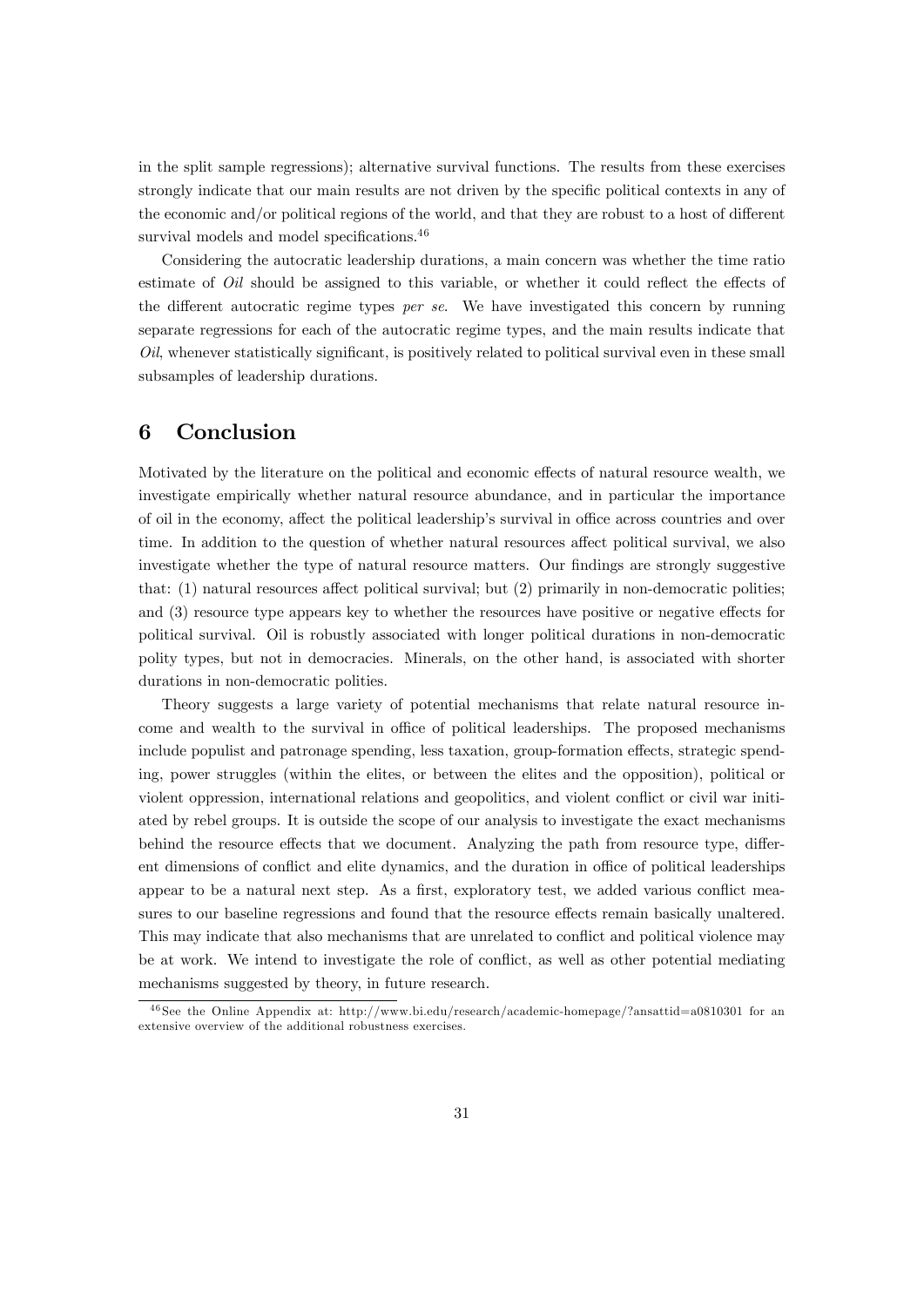in the split sample regressions); alternative survival functions. The results from these exercises strongly indicate that our main results are not driven by the specific political contexts in any of the economic and/or political regions of the world, and that they are robust to a host of different survival models and model specifications.[46]

Considering the autocratic leadership durations, a main concern was whether the time ratio estimate of *Oil* should be assigned to this variable, or whether it could reflect the effects of the different autocratic regime types *per se*. We have investigated this concern by running separate regressions for each of the autocratic regime types, and the main results indicate that *Oil*, whenever statistically significant, is positively related to political survival even in these small subsamples of leadership durations.

# 6 Conclusion

Motivated by the literature on the political and economic effects of natural resource wealth, we investigate empirically whether natural resource abundance, and in particular the importance of oil in the economy, affect the political leadership's survival in office across countries and over time. In addition to the question of whether natural resources affect political survival, we also investigate whether the type of natural resource matters. Our findings are strongly suggestive that: (1) natural resources affect political survival; but (2) primarily in non-democratic polities; and (3) resource type appears key to whether the resources have positive or negative effects for political survival. Oil is robustly associated with longer political durations in non-democratic polity types, but not in democracies. Minerals, on the other hand, is associated with shorter durations in non-democratic polities.

Theory suggests a large variety of potential mechanisms that relate natural resource income and wealth to the survival in office of political leaderships. The proposed mechanisms include populist and patronage spending, less taxation, group-formation effects, strategic spending, power struggles (within the elites, or between the elites and the opposition), political or violent oppression, international relations and geopolitics, and violent conflict or civil war initiated by rebel groups. It is outside the scope of our analysis to investigate the exact mechanisms behind the resource effects that we document. Analyzing the path from resource type, different dimensions of conflict and elite dynamics, and the duration in office of political leaderships appear to be a natural next step. As a first, exploratory test, we added various conflict measures to our baseline regressions and found that the resource effects remain basically unaltered. This may indicate that also mechanisms that are unrelated to conflict and political violence may be at work. We intend to investigate the role of conflict, as well as other potential mediating mechanisms suggested by theory, in future research.

[46] See the Online Appendix at: http://www.bi.edu/research/academic-homepage/?ansattid=a0810301 for an extensive overview of the additional robustness exercises.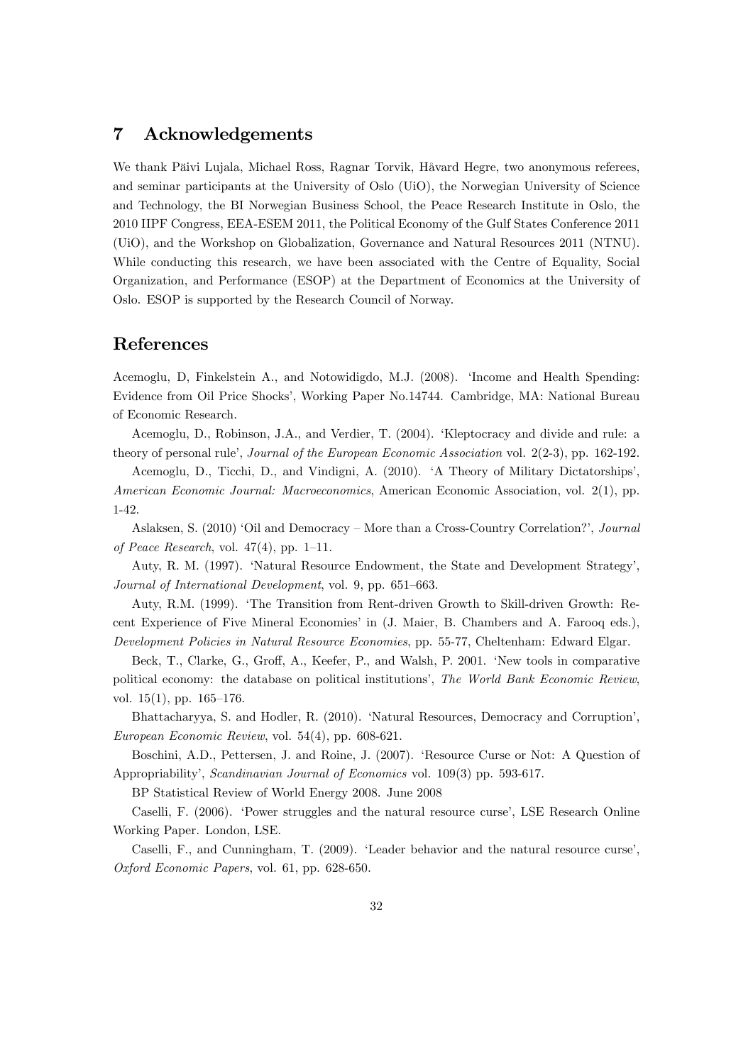## 7 Acknowledgements

We thank Päivi Lujala, Michael Ross, Ragnar Torvik, Håvard Hegre, two anonymous referees, and seminar participants at the University of Oslo (UiO), the Norwegian University of Science and Technology, the BI Norwegian Business School, the Peace Research Institute in Oslo, the 2010 IIPF Congress, EEA-ESEM 2011, the Political Economy of the Gulf States Conference 2011 (UiO), and the Workshop on Globalization, Governance and Natural Resources 2011 (NTNU). While conducting this research, we have been associated with the Centre of Equality, Social Organization, and Performance (ESOP) at the Department of Economics at the University of Oslo. ESOP is supported by the Research Council of Norway.

## References

Acemoglu, D, Finkelstein A., and Notowidigdo, M.J. (2008). 'Income and Health Spending: Evidence from Oil Price Shocks', Working Paper No.14744. Cambridge, MA: National Bureau of Economic Research.

Acemoglu, D., Robinson, J.A., and Verdier, T. (2004). 'Kleptocracy and divide and rule: a theory of personal rule', *Journal of the European Economic Association* vol. 2(2-3), pp. 162-192.

Acemoglu, D., Ticchi, D., and Vindigni, A. (2010). 'A Theory of Military Dictatorships', *American Economic Journal: Macroeconomics*, American Economic Association, vol. 2(1), pp. 1-42.

Aslaksen, S. (2010) 'Oil and Democracy – More than a Cross-Country Correlation?', *Journal of Peace Research*, vol. 47(4), pp. 1–11.

Auty, R. M. (1997). 'Natural Resource Endowment, the State and Development Strategy', *Journal of International Development*, vol. 9, pp. 651–663.

Auty, R.M. (1999). 'The Transition from Rent-driven Growth to Skill-driven Growth: Recent Experience of Five Mineral Economies' in (J. Maier, B. Chambers and A. Farooq eds.), *Development Policies in Natural Resource Economies*, pp. 55-77, Cheltenham: Edward Elgar.

Beck, T., Clarke, G., Groff, A., Keefer, P., and Walsh, P. 2001. 'New tools in comparative political economy: the database on political institutions', *The World Bank Economic Review*, vol. 15(1), pp. 165–176.

Bhattacharyya, S. and Hodler, R. (2010). 'Natural Resources, Democracy and Corruption', *European Economic Review*, vol. 54(4), pp. 608-621.

Boschini, A.D., Pettersen, J. and Roine, J. (2007). 'Resource Curse or Not: A Question of Appropriability', *Scandinavian Journal of Economics* vol. 109(3) pp. 593-617.

BP Statistical Review of World Energy 2008. June 2008

Caselli, F. (2006). 'Power struggles and the natural resource curse', LSE Research Online Working Paper. London, LSE.

Caselli, F., and Cunningham, T. (2009). 'Leader behavior and the natural resource curse', *Oxford Economic Papers*, vol. 61, pp. 628-650.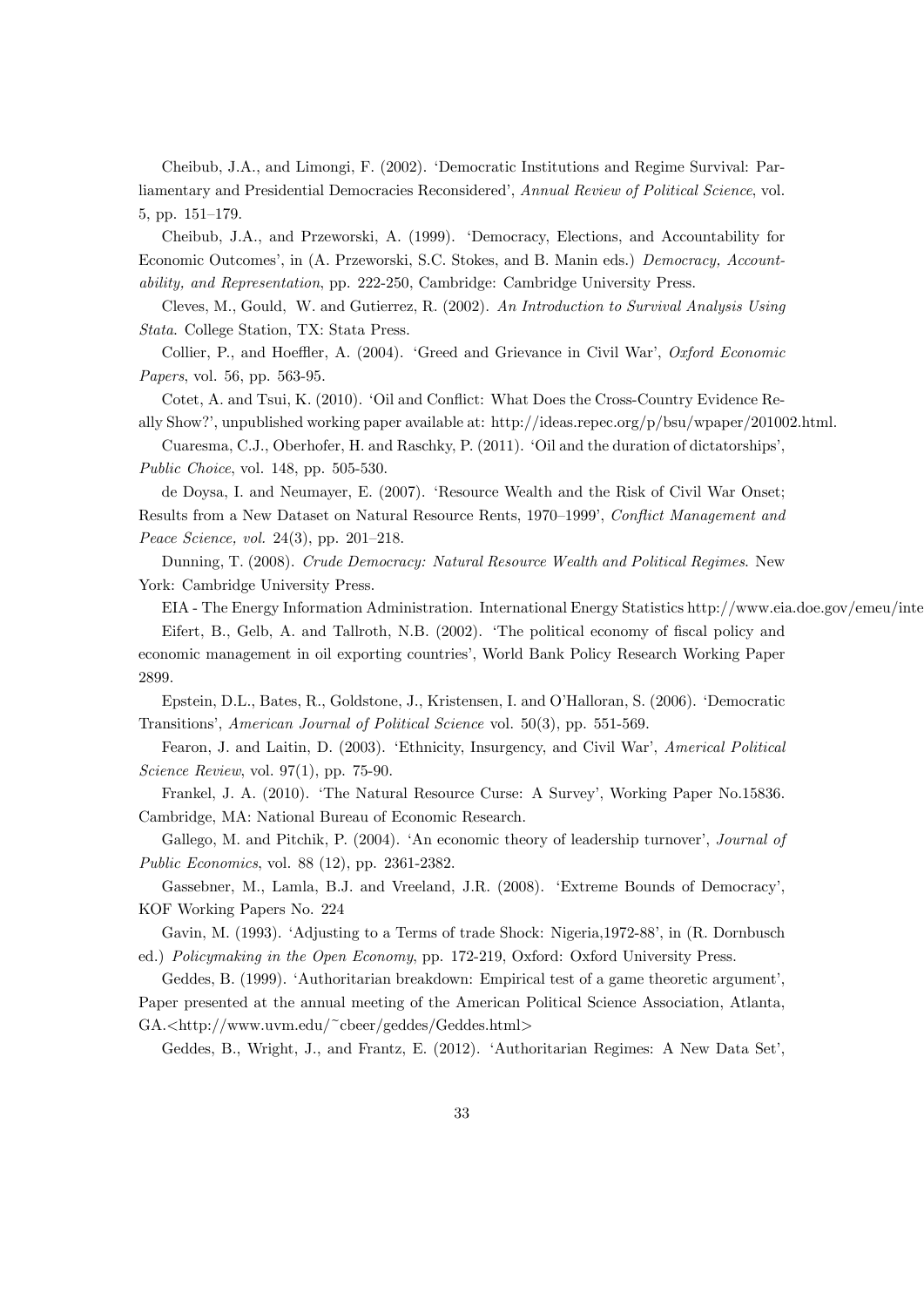Cheibub, J.A., and Limongi, F. (2002). 'Democratic Institutions and Regime Survival: Parliamentary and Presidential Democracies Reconsidered', *Annual Review of Political Science*, vol. 5, pp. 151–179.

Cheibub, J.A., and Przeworski, A. (1999). 'Democracy, Elections, and Accountability for Economic Outcomes', in (A. Przeworski, S.C. Stokes, and B. Manin eds.) *Democracy, Accountability, and Representation*, pp. 222-250, Cambridge: Cambridge University Press.

Cleves, M., Gould, W. and Gutierrez, R. (2002). *An Introduction to Survival Analysis Using Stata*. College Station, TX: Stata Press.

Collier, P., and Hoeffler, A. (2004). 'Greed and Grievance in Civil War', *Oxford Economic Papers*, vol. 56, pp. 563-95.

Cotet, A. and Tsui, K. (2010). 'Oil and Conflict: What Does the Cross-Country Evidence Really Show?', unpublished working paper available at: http://ideas.repec.org/p/bsu/wpaper/201002.html.

Cuaresma, C.J., Oberhofer, H. and Raschky, P. (2011). 'Oil and the duration of dictatorships', *Public Choice*, vol. 148, pp. 505-530.

de Doysa, I. and Neumayer, E. (2007). 'Resource Wealth and the Risk of Civil War Onset; Results from a New Dataset on Natural Resource Rents, 1970–1999', *Conflict Management and Peace Science, vol.* 24(3), pp. 201–218.

Dunning, T. (2008). *Crude Democracy: Natural Resource Wealth and Political Regimes*. New York: Cambridge University Press.

EIA - The Energy Information Administration. International Energy Statistics http://www.eia.doe.gov/emeu/inte

Eifert, B., Gelb, A. and Tallroth, N.B. (2002). 'The political economy of fiscal policy and economic management in oil exporting countries', World Bank Policy Research Working Paper 2899.

Epstein, D.L., Bates, R., Goldstone, J., Kristensen, I. and O'Halloran, S. (2006). 'Democratic Transitions', *American Journal of Political Science* vol. 50(3), pp. 551-569.

Fearon, J. and Laitin, D. (2003). 'Ethnicity, Insurgency, and Civil War', *Americal Political Science Review*, vol. 97(1), pp. 75-90.

Frankel, J. A. (2010). 'The Natural Resource Curse: A Survey', Working Paper No.15836. Cambridge, MA: National Bureau of Economic Research.

Gallego, M. and Pitchik, P. (2004). 'An economic theory of leadership turnover', *Journal of Public Economics*, vol. 88 (12), pp. 2361-2382.

Gassebner, M., Lamla, B.J. and Vreeland, J.R. (2008). 'Extreme Bounds of Democracy', KOF Working Papers No. 224

Gavin, M. (1993). 'Adjusting to a Terms of trade Shock: Nigeria,1972-88', in (R. Dornbusch ed.) *Policymaking in the Open Economy*, pp. 172-219, Oxford: Oxford University Press.

Geddes, B. (1999). 'Authoritarian breakdown: Empirical test of a game theoretic argument', Paper presented at the annual meeting of the American Political Science Association, Atlanta, GA.<http://www.uvm.edu/~cbeer/geddes/Geddes.html>

Geddes, B., Wright, J., and Frantz, E. (2012). 'Authoritarian Regimes: A New Data Set',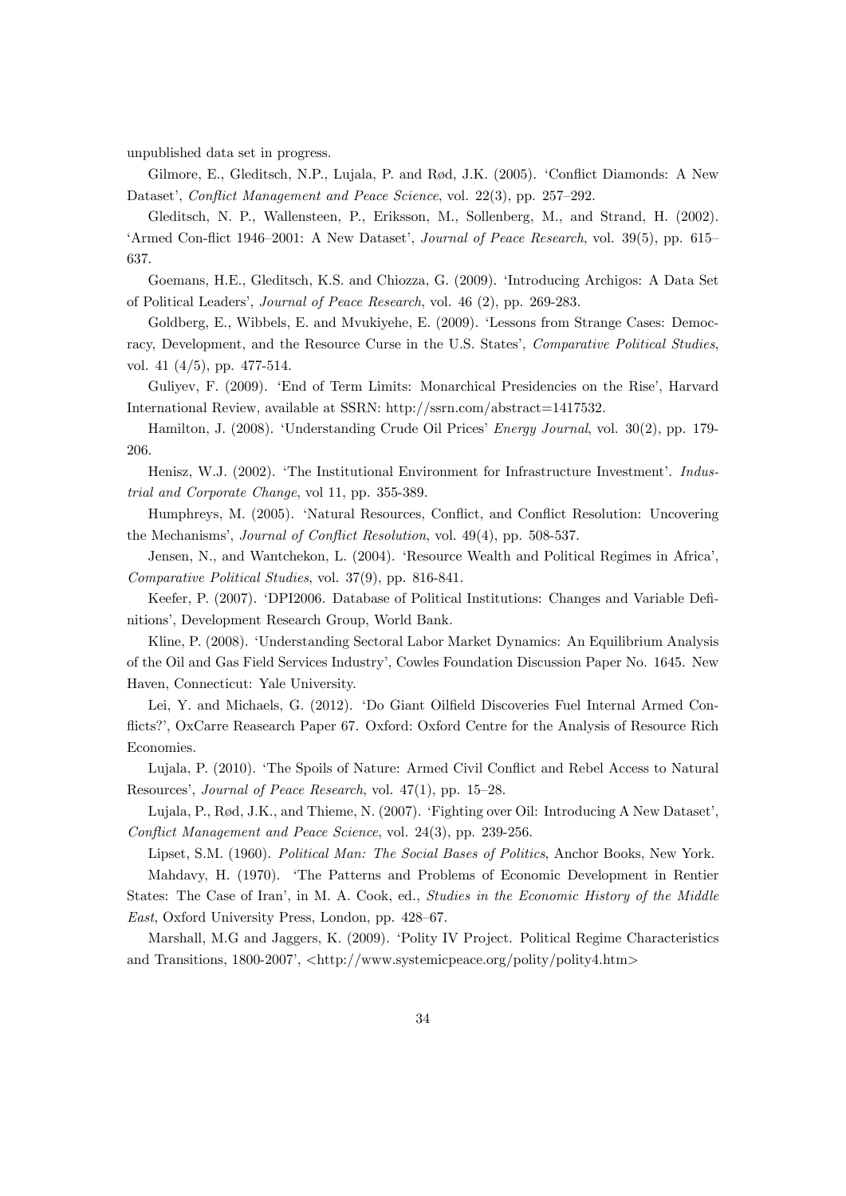unpublished data set in progress.

Gilmore, E., Gleditsch, N.P., Lujala, P. and Rød, J.K. (2005). 'Conflict Diamonds: A New Dataset', *Conflict Management and Peace Science*, vol. 22(3), pp. 257–292.

Gleditsch, N. P., Wallensteen, P., Eriksson, M., Sollenberg, M., and Strand, H. (2002). 'Armed Con-flict 1946–2001: A New Dataset', *Journal of Peace Research*, vol. 39(5), pp. 615–637.

Goemans, H.E., Gleditsch, K.S. and Chiozza, G. (2009). 'Introducing Archigos: A Data Set of Political Leaders', *Journal of Peace Research*, vol. 46 (2), pp. 269-283.

Goldberg, E., Wibbels, E. and Mvukiyehe, E. (2009). 'Lessons from Strange Cases: Democracy, Development, and the Resource Curse in the U.S. States', *Comparative Political Studies*, vol. 41 (4/5), pp. 477-514.

Guliyev, F. (2009). 'End of Term Limits: Monarchical Presidencies on the Rise', Harvard International Review, available at SSRN: http://ssrn.com/abstract=1417532.

Hamilton, J. (2008). 'Understanding Crude Oil Prices' *Energy Journal*, vol. 30(2), pp. 179-206.

Henisz, W.J. (2002). 'The Institutional Environment for Infrastructure Investment'. *Industrial and Corporate Change*, vol 11, pp. 355-389.

Humphreys, M. (2005). 'Natural Resources, Conflict, and Conflict Resolution: Uncovering the Mechanisms', *Journal of Conflict Resolution*, vol. 49(4), pp. 508-537.

Jensen, N., and Wantchekon, L. (2004). 'Resource Wealth and Political Regimes in Africa', *Comparative Political Studies*, vol. 37(9), pp. 816-841.

Keefer, P. (2007). 'DPI2006. Database of Political Institutions: Changes and Variable Definitions', Development Research Group, World Bank.

Kline, P. (2008). 'Understanding Sectoral Labor Market Dynamics: An Equilibrium Analysis of the Oil and Gas Field Services Industry', Cowles Foundation Discussion Paper No. 1645. New Haven, Connecticut: Yale University.

Lei, Y. and Michaels, G. (2012). 'Do Giant Oilfield Discoveries Fuel Internal Armed Conflicts?', OxCarre Reasearch Paper 67. Oxford: Oxford Centre for the Analysis of Resource Rich Economies.

Lujala, P. (2010). 'The Spoils of Nature: Armed Civil Conflict and Rebel Access to Natural Resources', *Journal of Peace Research*, vol. 47(1), pp. 15–28.

Lujala, P., Rød, J.K., and Thieme, N. (2007). 'Fighting over Oil: Introducing A New Dataset', *Conflict Management and Peace Science*, vol. 24(3), pp. 239-256.

Lipset, S.M. (1960). *Political Man: The Social Bases of Politics*, Anchor Books, New York.

Mahdavy, H. (1970). 'The Patterns and Problems of Economic Development in Rentier States: The Case of Iran', in M. A. Cook, ed., *Studies in the Economic History of the Middle East*, Oxford University Press, London, pp. 428–67.

Marshall, M.G and Jaggers, K. (2009). 'Polity IV Project. Political Regime Characteristics and Transitions, 1800-2007', <http://www.systemicpeace.org/polity/polity4.htm>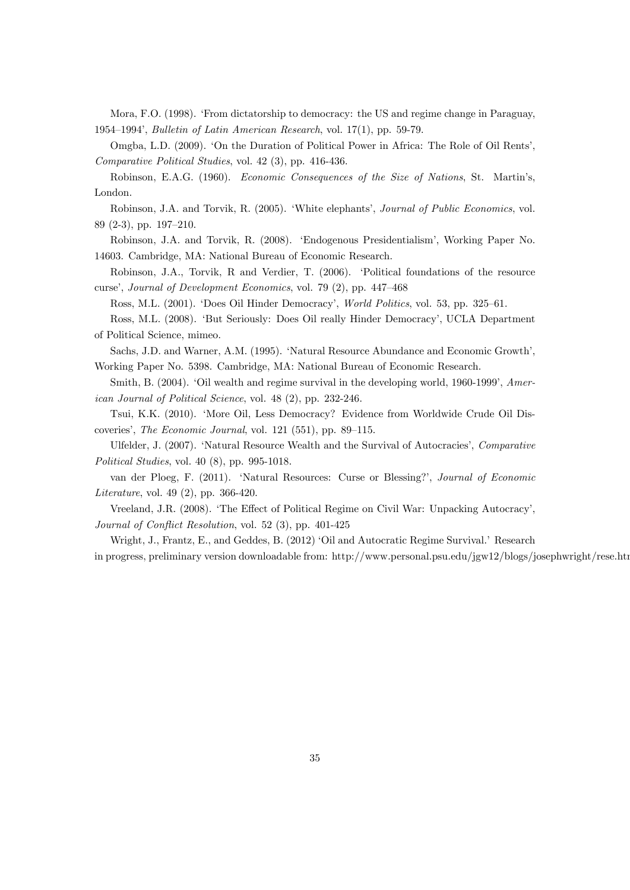Mora, F.O. (1998). 'From dictatorship to democracy: the US and regime change in Paraguay, 1954–1994', *Bulletin of Latin American Research*, vol. 17(1), pp. 59-79.

Omgba, L.D. (2009). 'On the Duration of Political Power in Africa: The Role of Oil Rents', *Comparative Political Studies*, vol. 42 (3), pp. 416-436.

Robinson, E.A.G. (1960). *Economic Consequences of the Size of Nations*, St. Martin's, London.

Robinson, J.A. and Torvik, R. (2005). 'White elephants', *Journal of Public Economics*, vol. 89 (2-3), pp. 197–210.

Robinson, J.A. and Torvik, R. (2008). 'Endogenous Presidentialism', Working Paper No. 14603. Cambridge, MA: National Bureau of Economic Research.

Robinson, J.A., Torvik, R and Verdier, T. (2006). 'Political foundations of the resource curse', *Journal of Development Economics*, vol. 79 (2), pp. 447–468

Ross, M.L. (2001). 'Does Oil Hinder Democracy', *World Politics*, vol. 53, pp. 325–61.

Ross, M.L. (2008). 'But Seriously: Does Oil really Hinder Democracy', UCLA Department of Political Science, mimeo.

Sachs, J.D. and Warner, A.M. (1995). 'Natural Resource Abundance and Economic Growth', Working Paper No. 5398. Cambridge, MA: National Bureau of Economic Research.

Smith, B. (2004). 'Oil wealth and regime survival in the developing world, 1960-1999', *American Journal of Political Science*, vol. 48 (2), pp. 232-246.

Tsui, K.K. (2010). 'More Oil, Less Democracy? Evidence from Worldwide Crude Oil Discoveries', *The Economic Journal*, vol. 121 (551), pp. 89–115.

Ulfelder, J. (2007). 'Natural Resource Wealth and the Survival of Autocracies', *Comparative Political Studies*, vol. 40 (8), pp. 995-1018.

van der Ploeg, F. (2011). 'Natural Resources: Curse or Blessing?', *Journal of Economic Literature*, vol. 49 (2), pp. 366-420.

Vreeland, J.R. (2008). 'The Effect of Political Regime on Civil War: Unpacking Autocracy', *Journal of Conflict Resolution*, vol. 52 (3), pp. 401-425

Wright, J., Frantz, E., and Geddes, B. (2012) 'Oil and Autocratic Regime Survival.' Research in progress, preliminary version downloadable from: http://www.personal.psu.edu/jgw12/blogs/josephwright/rese.htm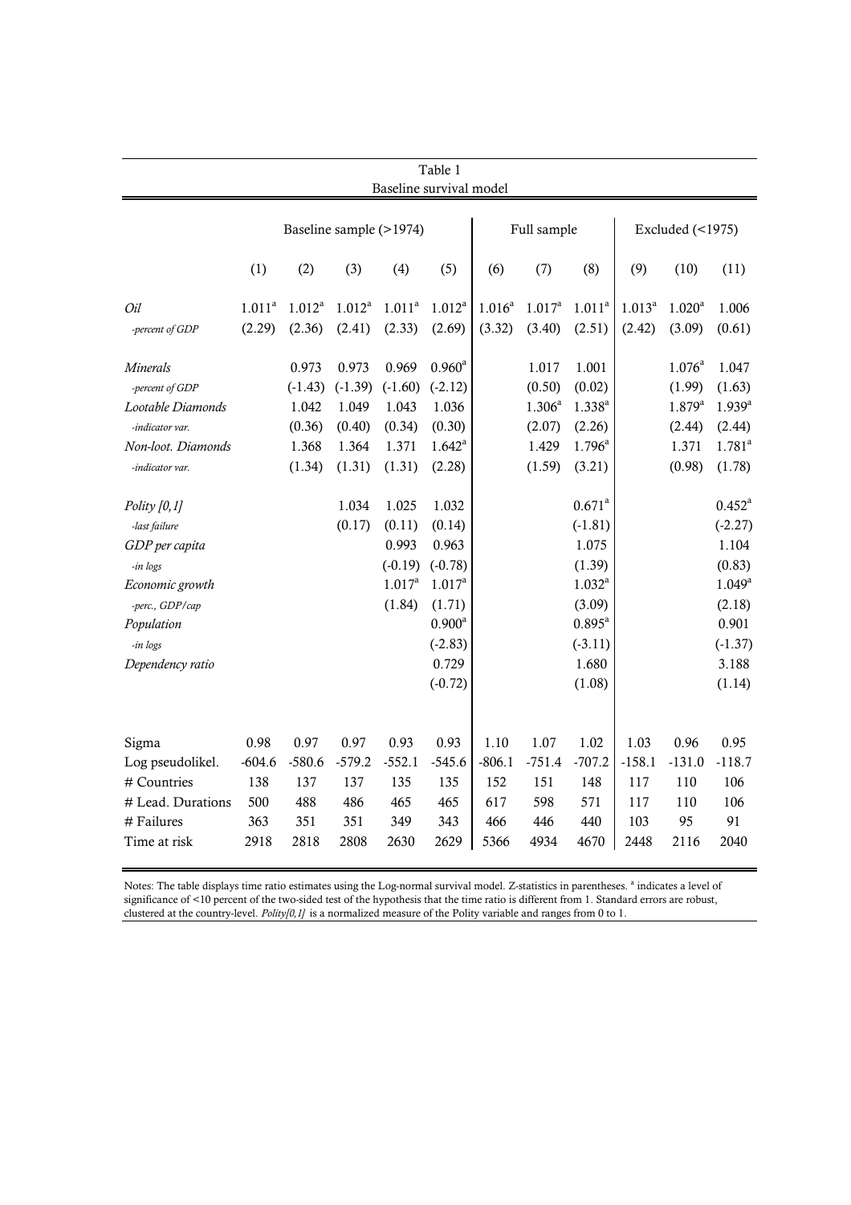Table 1
Baseline survival model

| | Baseline sample (>1974) | | | | | Full sample | | | Excluded (<1975) | | |
|---|---|---|---|---|---|---|---|---|---|---|---|
| | (1) | (2) | (3) | (4) | (5) | (6) | (7) | (8) | (9) | (10) | (11) |
| *Oil* | 1.011[a] | 1.012[a] | 1.012[a] | 1.011[a] | 1.012[a] | 1.016[a] | 1.017[a] | 1.011[a] | 1.013[a] | 1.020[a] | 1.006 |
| *-percent of GDP* | (2.29) | (2.36) | (2.41) | (2.33) | (2.69) | (3.32) | (3.40) | (2.51) | (2.42) | (3.09) | (0.61) |
| *Minerals* | | 0.973 | 0.973 | 0.969 | 0.960[a] | | 1.017 | 1.001 | | 1.076[a] | 1.047 |
| *-percent of GDP* | | (-1.43) | (-1.39) | (-1.60) | (-2.12) | | (0.50) | (0.02) | | (1.99) | (1.63) |
| *Lootable Diamonds* | | 1.042 | 1.049 | 1.043 | 1.036 | | 1.306[a] | 1.338[a] | | 1.879[a] | 1.939[a] |
| *-indicator var.* | | (0.36) | (0.40) | (0.34) | (0.30) | | (2.07) | (2.26) | | (2.44) | (2.44) |
| *Non-loot. Diamonds* | | 1.368 | 1.364 | 1.371 | 1.642[a] | | 1.429 | 1.796[a] | | 1.371 | 1.781[a] |
| *-indicator var.* | | (1.34) | (1.31) | (1.31) | (2.28) | | (1.59) | (3.21) | | (0.98) | (1.78) |
| *Polity [0,1]* | | | 1.034 | 1.025 | 1.032 | | | 0.671[a] | | | 0.452[a] |
| *-last failure* | | | (0.17) | (0.11) | (0.14) | | | (-1.81) | | | (-2.27) |
| *GDP per capita* | | | | 0.993 | 0.963 | | | 1.075 | | | 1.104 |
| *-in logs* | | | | (-0.19) | (-0.78) | | | (1.39) | | | (0.83) |
| *Economic growth* | | | | 1.017[a] | 1.017[a] | | | 1.032[a] | | | 1.049[a] |
| *-perc., GDP/cap* | | | | (1.84) | (1.71) | | | (3.09) | | | (2.18) |
| *Population* | | | | | 0.900[a] | | | 0.895[a] | | | 0.901 |
| *-in logs* | | | | | (-2.83) | | | (-3.11) | | | (-1.37) |
| *Dependency ratio* | | | | | 0.729 | | | 1.680 | | | 3.188 |
| | | | | | (-0.72) | | | (1.08) | | | (1.14) |
| Sigma | 0.98 | 0.97 | 0.97 | 0.93 | 0.93 | 1.10 | 1.07 | 1.02 | 1.03 | 0.96 | 0.95 |
| Log pseudolikel. | -604.6 | -580.6 | -579.2 | -552.1 | -545.6 | -806.1 | -751.4 | -707.2 | -158.1 | -131.0 | -118.7 |
| # Countries | 138 | 137 | 137 | 135 | 135 | 152 | 151 | 148 | 117 | 110 | 106 |
| # Lead. Durations | 500 | 488 | 486 | 465 | 465 | 617 | 598 | 571 | 117 | 110 | 106 |
| # Failures | 363 | 351 | 351 | 349 | 343 | 466 | 446 | 440 | 103 | 95 | 91 |
| Time at risk | 2918 | 2818 | 2808 | 2630 | 2629 | 5366 | 4934 | 4670 | 2448 | 2116 | 2040 |

Notes: The table displays time ratio estimates using the Log-normal survival model. Z-statistics in parentheses. [a] indicates a level of significance of <10 percent of the two-sided test of the hypothesis that the time ratio is different from 1. Standard errors are robust, clustered at the country-level. *Polity[0,1]* is a normalized measure of the Polity variable and ranges from 0 to 1.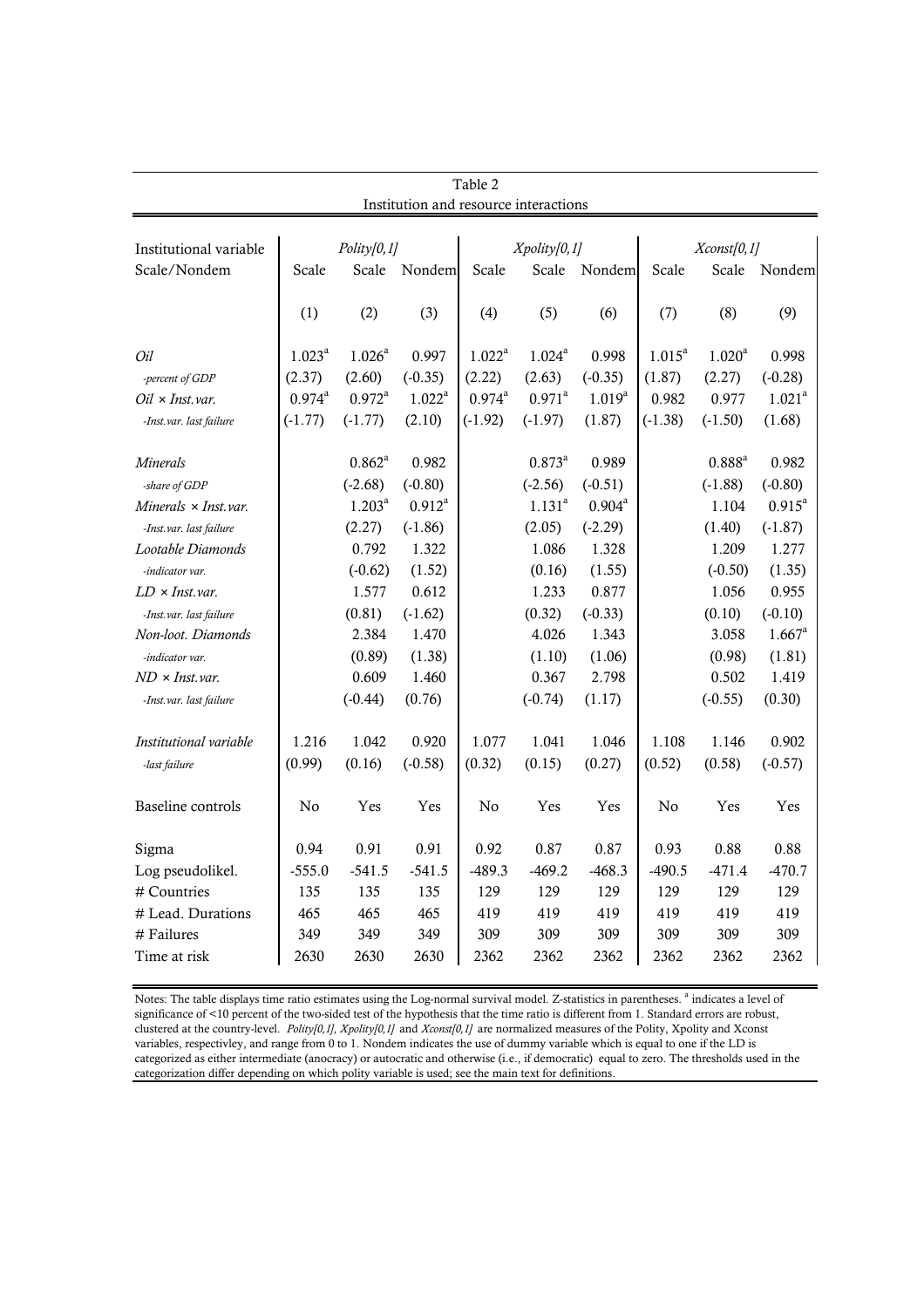Table 2
Institution and resource interactions

| Institutional variable | *Polity[0,1]* | | | *Xpolity[0,1]* | | | *Xconst[0,1]* | | |
|---|---|---|---|---|---|---|---|---|---|
| Scale/Nondem | Scale | Scale | Nondem | Scale | Scale | Nondem | Scale | Scale | Nondem |
| | (1) | (2) | (3) | (4) | (5) | (6) | (7) | (8) | (9) |
| *Oil* | 1.023[a] | 1.026[a] | 0.997 | 1.022[a] | 1.024[a] | 0.998 | 1.015[a] | 1.020[a] | 0.998 |
| *-percent of GDP* | (2.37) | (2.60) | (-0.35) | (2.22) | (2.63) | (-0.35) | (1.87) | (2.27) | (-0.28) |
| *Oil × Inst.var.* | 0.974[a] | 0.972[a] | 1.022[a] | 0.974[a] | 0.971[a] | 1.019[a] | 0.982 | 0.977 | 1.021[a] |
| *-Inst.var. last failure* | (-1.77) | (-1.77) | (2.10) | (-1.92) | (-1.97) | (1.87) | (-1.38) | (-1.50) | (1.68) |
| *Minerals* | | 0.862[a] | 0.982 | | 0.873[a] | 0.989 | | 0.888[a] | 0.982 |
| *-share of GDP* | | (-2.68) | (-0.80) | | (-2.56) | (-0.51) | | (-1.88) | (-0.80) |
| *Minerals × Inst.var.* | | 1.203[a] | 0.912[a] | | 1.131[a] | 0.904[a] | | 1.104 | 0.915[a] |
| *-Inst.var. last failure* | | (2.27) | (-1.86) | | (2.05) | (-2.29) | | (1.40) | (-1.87) |
| *Lootable Diamonds* | | 0.792 | 1.322 | | 1.086 | 1.328 | | 1.209 | 1.277 |
| *-indicator var.* | | (-0.62) | (1.52) | | (0.16) | (1.55) | | (-0.50) | (1.35) |
| *LD × Inst.var.* | | 1.577 | 0.612 | | 1.233 | 0.877 | | 1.056 | 0.955 |
| *-Inst.var. last failure* | | (0.81) | (-1.62) | | (0.32) | (-0.33) | | (0.10) | (-0.10) |
| *Non-loot. Diamonds* | | 2.384 | 1.470 | | 4.026 | 1.343 | | 3.058 | 1.667[a] |
| *-indicator var.* | | (0.89) | (1.38) | | (1.10) | (1.06) | | (0.98) | (1.81) |
| *ND × Inst.var.* | | 0.609 | 1.460 | | 0.367 | 2.798 | | 0.502 | 1.419 |
| *-Inst.var. last failure* | | (-0.44) | (0.76) | | (-0.74) | (1.17) | | (-0.55) | (0.30) |
| *Institutional variable* | 1.216 | 1.042 | 0.920 | 1.077 | 1.041 | 1.046 | 1.108 | 1.146 | 0.902 |
| *-last failure* | (0.99) | (0.16) | (-0.58) | (0.32) | (0.15) | (0.27) | (0.52) | (0.58) | (-0.57) |
| Baseline controls | No | Yes | Yes | No | Yes | Yes | No | Yes | Yes |
| Sigma | 0.94 | 0.91 | 0.91 | 0.92 | 0.87 | 0.87 | 0.93 | 0.88 | 0.88 |
| Log pseudolikel. | -555.0 | -541.5 | -541.5 | -489.3 | -469.2 | -468.3 | -490.5 | -471.4 | -470.7 |
| # Countries | 135 | 135 | 135 | 129 | 129 | 129 | 129 | 129 | 129 |
| # Lead. Durations | 465 | 465 | 465 | 419 | 419 | 419 | 419 | 419 | 419 |
| # Failures | 349 | 349 | 349 | 309 | 309 | 309 | 309 | 309 | 309 |
| Time at risk | 2630 | 2630 | 2630 | 2362 | 2362 | 2362 | 2362 | 2362 | 2362 |

Notes: The table displays time ratio estimates using the Log-normal survival model. Z-statistics in parentheses. [a] indicates a level of significance of <10 percent of the two-sided test of the hypothesis that the time ratio is different from 1. Standard errors are robust, clustered at the country-level. *Polity[0,1], Xpolity[0,1]* and *Xconst[0,1]* are normalized measures of the Polity, Xpolity and Xconst variables, respectivley, and range from 0 to 1. Nondem indicates the use of dummy variable which is equal to one if the LD is categorized as either intermediate (anocracy) or autocratic and otherwise (i.e., if democratic) equal to zero. The thresholds used in the categorization differ depending on which polity variable is used; see the main text for definitions.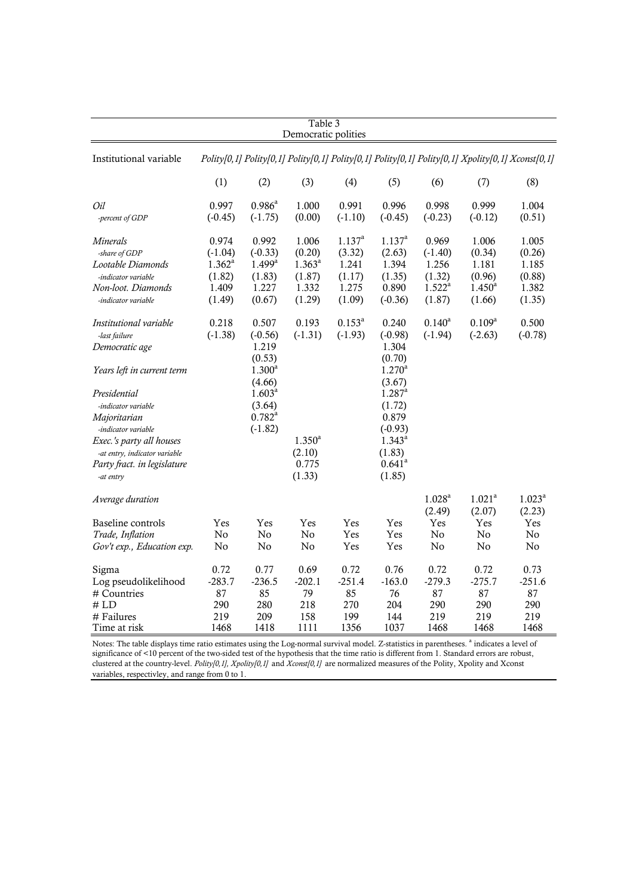Table 3
Democratic polities

| Institutional variable | *Polity[0,1]* | *Polity[0,1]* | *Polity[0,1]* | *Polity[0,1]* | *Polity[0,1]* | *Polity[0,1]* | *Xpolity[0,1]* | *Xconst[0,1]* |
|---|---|---|---|---|---|---|---|---|
| | (1) | (2) | (3) | (4) | (5) | (6) | (7) | (8) |
| *Oil* | 0.997 | 0.986[a] | 1.000 | 0.991 | 0.996 | 0.998 | 0.999 | 1.004 |
| *-percent of GDP* | (-0.45) | (-1.75) | (0.00) | (-1.10) | (-0.45) | (-0.23) | (-0.12) | (0.51) |
| *Minerals* | 0.974 | 0.992 | 1.006 | 1.137[a] | 1.137[a] | 0.969 | 1.006 | 1.005 |
| *-share of GDP* | (-1.04) | (-0.33) | (0.20) | (3.32) | (2.63) | (-1.40) | (0.34) | (0.26) |
| *Lootable Diamonds* | 1.362[a] | 1.499[a] | 1.363[a] | 1.241 | 1.394 | 1.256 | 1.181 | 1.185 |
| *-indicator variable* | (1.82) | (1.83) | (1.87) | (1.17) | (1.35) | (1.32) | (0.96) | (0.88) |
| *Non-loot. Diamonds* | 1.409 | 1.227 | 1.332 | 1.275 | 0.890 | 1.522[a] | 1.450[a] | 1.382 |
| *-indicator variable* | (1.49) | (0.67) | (1.29) | (1.09) | (-0.36) | (1.87) | (1.66) | (1.35) |
| *Institutional variable* | 0.218 | 0.507 | 0.193 | 0.153[a] | 0.240 | 0.140[a] | 0.109[a] | 0.500 |
| *-last failure* | (-1.38) | (-0.56) | (-1.31) | (-1.93) | (-0.98) | (-1.94) | (-2.63) | (-0.78) |
| *Democratic age* | | 1.219 | | | 1.304 | | | |
| | | (0.53) | | | (0.70) | | | |
| *Years left in current term* | | 1.300[a] | | | 1.270[a] | | | |
| | | (4.66) | | | (3.67) | | | |
| *Presidential* | | 1.603[a] | | | 1.287[a] | | | |
| *-indicator variable* | | (3.64) | | | (1.72) | | | |
| *Majoritarian* | | 0.782[a] | | | 0.879 | | | |
| *-indicator variable* | | (-1.82) | | | (-0.93) | | | |
| *Exec.'s party all houses* | | | 1.350[a] | | 1.343[a] | | | |
| *-at entry, indicator variable* | | | (2.10) | | (1.83) | | | |
| *Party fract. in legislature* | | | 0.775 | | 0.641[a] | | | |
| *-at entry* | | | (1.33) | | (1.85) | | | |
| *Average duration* | | | | | | 1.028[a] | 1.021[a] | 1.023[a] |
| | | | | | | (2.49) | (2.07) | (2.23) |
| Baseline controls | Yes | Yes | Yes | Yes | Yes | Yes | Yes | Yes |
| *Trade, Inflation* | No | No | No | Yes | Yes | No | No | No |
| *Gov't exp., Education exp.* | No | No | No | Yes | Yes | No | No | No |
| Sigma | 0.72 | 0.77 | 0.69 | 0.72 | 0.76 | 0.72 | 0.72 | 0.73 |
| Log pseudolikelihood | -283.7 | -236.5 | -202.1 | -251.4 | -163.0 | -279.3 | -275.7 | -251.6 |
| # Countries | 87 | 85 | 79 | 85 | 76 | 87 | 87 | 87 |
| # LD | 290 | 280 | 218 | 270 | 204 | 290 | 290 | 290 |
| # Failures | 219 | 209 | 158 | 199 | 144 | 219 | 219 | 219 |
| Time at risk | 1468 | 1418 | 1111 | 1356 | 1037 | 1468 | 1468 | 1468 |

Notes: The table displays time ratio estimates using the Log-normal survival model. Z-statistics in parentheses. [a] indicates a level of significance of <10 percent of the two-sided test of the hypothesis that the time ratio is different from 1. Standard errors are robust, clustered at the country-level. *Polity[0,1], Xpolity[0,1]* and *Xconst[0,1]* are normalized measures of the Polity, Xpolity and Xconst variables, respectivley, and range from 0 to 1.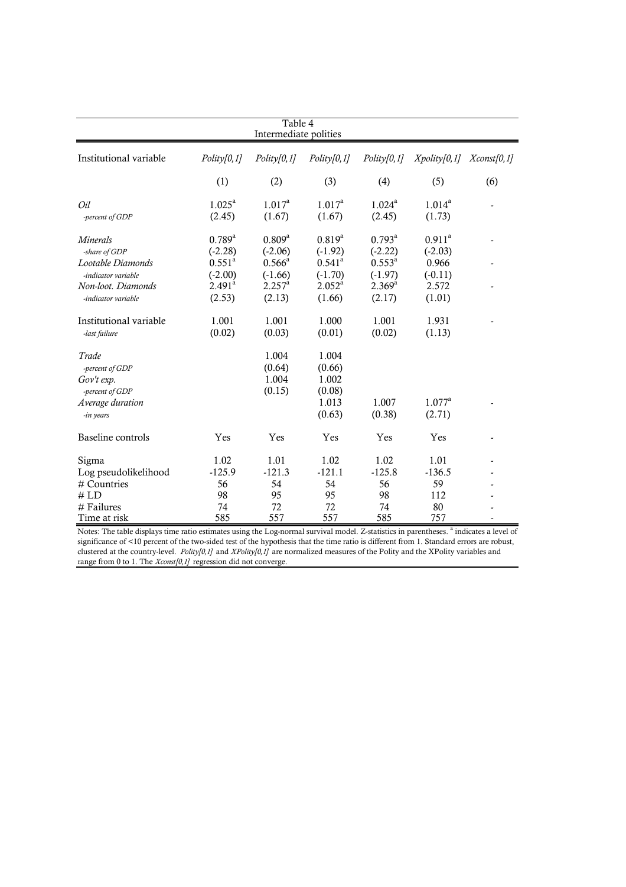Table 4
Intermediate polities

| Institutional variable | *Polity[0,1]* | *Polity[0,1]* | *Polity[0,1]* | *Polity[0,1]* | *Xpolity[0,1]* | *Xconst[0,1]* |
|---|---|---|---|---|---|---|
| | (1) | (2) | (3) | (4) | (5) | (6) |
| *Oil* | 1.025[a] | 1.017[a] | 1.017[a] | 1.024[a] | 1.014[a] | - |
| *-percent of GDP* | (2.45) | (1.67) | (1.67) | (2.45) | (1.73) | |
| *Minerals* | 0.789[a] | 0.809[a] | 0.819[a] | 0.793[a] | 0.911[a] | - |
| *-share of GDP* | (-2.28) | (-2.06) | (-1.92) | (-2.22) | (-2.03) | |
| *Lootable Diamonds* | 0.551[a] | 0.566[a] | 0.541[a] | 0.553[a] | 0.966 | - |
| *-indicator variable* | (-2.00) | (-1.66) | (-1.70) | (-1.97) | (-0.11) | |
| *Non-loot. Diamonds* | 2.491[a] | 2.257[a] | 2.052[a] | 2.369[a] | 2.572 | - |
| *-indicator variable* | (2.53) | (2.13) | (1.66) | (2.17) | (1.01) | |
| Institutional variable | 1.001 | 1.001 | 1.000 | 1.001 | 1.931 | - |
| *-last failure* | (0.02) | (0.03) | (0.01) | (0.02) | (1.13) | |
| *Trade* | | 1.004 | 1.004 | | | |
| *-percent of GDP* | | (0.64) | (0.66) | | | |
| *Gov't exp.* | | 1.004 | 1.002 | | | |
| *-percent of GDP* | | (0.15) | (0.08) | | | |
| *Average duration* | | | 1.013 | 1.007 | 1.077[a] | - |
| *-in years* | | | (0.63) | (0.38) | (2.71) | |
| Baseline controls | Yes | Yes | Yes | Yes | Yes | - |
| Sigma | 1.02 | 1.01 | 1.02 | 1.02 | 1.01 | - |
| Log pseudolikelihood | -125.9 | -121.3 | -121.1 | -125.8 | -136.5 | - |
| # Countries | 56 | 54 | 54 | 56 | 59 | - |
| # LD | 98 | 95 | 95 | 98 | 112 | - |
| # Failures | 74 | 72 | 72 | 74 | 80 | - |
| Time at risk | 585 | 557 | 557 | 585 | 757 | - |

Notes: The table displays time ratio estimates using the Log-normal survival model. Z-statistics in parentheses. [a] indicates a level of significance of <10 percent of the two-sided test of the hypothesis that the time ratio is different from 1. Standard errors are robust, clustered at the country-level. *Polity[0,1]* and *XPolity[0,1]* are normalized measures of the Polity and the XPolity variables and range from 0 to 1. The *Xconst[0,1]* regression did not converge.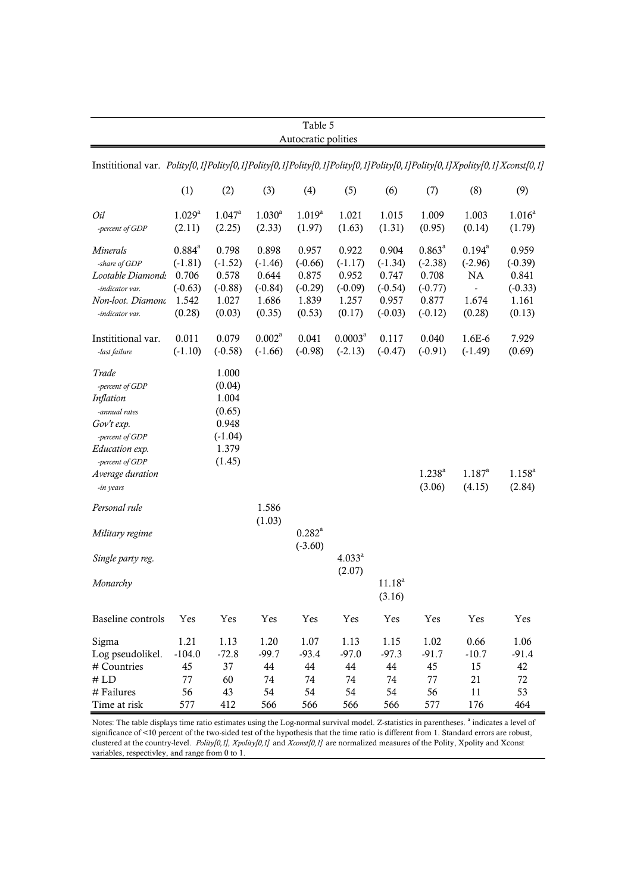Table 5
Autocratic polities

| Instititional var. | *Polity[0,1]* | *Polity[0,1]* | *Polity[0,1]* | *Polity[0,1]* | *Polity[0,1]* | *Polity[0,1]* | *Polity[0,1]* | *Xpolity[0,1]* | *Xconst[0,1]* |
|---|---|---|---|---|---|---|---|---|---|
| | (1) | (2) | (3) | (4) | (5) | (6) | (7) | (8) | (9) |
| *Oil* | 1.029[a] | 1.047[a] | 1.030[a] | 1.019[a] | 1.021 | 1.015 | 1.009 | 1.003 | 1.016[a] |
| *-percent of GDP* | (2.11) | (2.25) | (2.33) | (1.97) | (1.63) | (1.31) | (0.95) | (0.14) | (1.79) |
| *Minerals* | 0.884[a] | 0.798 | 0.898 | 0.957 | 0.922 | 0.904 | 0.863[a] | 0.194[a] | 0.959 |
| *-share of GDP* | (-1.81) | (-1.52) | (-1.46) | (-0.66) | (-1.17) | (-1.34) | (-2.38) | (-2.96) | (-0.39) |
| *Lootable Diamonds* | 0.706 | 0.578 | 0.644 | 0.875 | 0.952 | 0.747 | 0.708 | NA | 0.841 |
| *-indicator var.* | (-0.63) | (-0.88) | (-0.84) | (-0.29) | (-0.09) | (-0.54) | (-0.77) | - | (-0.33) |
| *Non-loot. Diamonds* | 1.542 | 1.027 | 1.686 | 1.839 | 1.257 | 0.957 | 0.877 | 1.674 | 1.161 |
| *-indicator var.* | (0.28) | (0.03) | (0.35) | (0.53) | (0.17) | (-0.03) | (-0.12) | (0.28) | (0.13) |
| Instititional var. | 0.011 | 0.079 | 0.002[a] | 0.041 | 0.0003[a] | 0.117 | 0.040 | 1.6E-6 | 7.929 |
| *-last failure* | (-1.10) | (-0.58) | (-1.66) | (-0.98) | (-2.13) | (-0.47) | (-0.91) | (-1.49) | (0.69) |
| *Trade* | | 1.000 | | | | | | | |
| *-percent of GDP* | | (0.04) | | | | | | | |
| *Inflation* | | 1.004 | | | | | | | |
| *-annual rates* | | (0.65) | | | | | | | |
| *Gov't exp.* | | 0.948 | | | | | | | |
| *-percent of GDP* | | (-1.04) | | | | | | | |
| *Education exp.* | | 1.379 | | | | | | | |
| *-percent of GDP* | | (1.45) | | | | | | | |
| *Average duration* | | | | | | | 1.238[a] | 1.187[a] | 1.158[a] |
| *-in years* | | | | | | | (3.06) | (4.15) | (2.84) |
| *Personal rule* | | | 1.586 | | | | | | |
| | | | (1.03) | | | | | | |
| *Military regime* | | | | 0.282[a] | | | | | |
| | | | | (-3.60) | | | | | |
| *Single party reg.* | | | | | 4.033[a] | | | | |
| | | | | | (2.07) | | | | |
| *Monarchy* | | | | | | 11.18[a] | | | |
| | | | | | | (3.16) | | | |
| Baseline controls | Yes | Yes | Yes | Yes | Yes | Yes | Yes | Yes | Yes |
| Sigma | 1.21 | 1.13 | 1.20 | 1.07 | 1.13 | 1.15 | 1.02 | 0.66 | 1.06 |
| Log pseudolikel. | -104.0 | -72.8 | -99.7 | -93.4 | -97.0 | -97.3 | -91.7 | -10.7 | -91.4 |
| # Countries | 45 | 37 | 44 | 44 | 44 | 44 | 45 | 15 | 42 |
| # LD | 77 | 60 | 74 | 74 | 74 | 74 | 77 | 21 | 72 |
| # Failures | 56 | 43 | 54 | 54 | 54 | 54 | 56 | 11 | 53 |
| Time at risk | 577 | 412 | 566 | 566 | 566 | 566 | 577 | 176 | 464 |

Notes: The table displays time ratio estimates using the Log-normal survival model. Z-statistics in parentheses. [a] indicates a level of significance of <10 percent of the two-sided test of the hypothesis that the time ratio is different from 1. Standard errors are robust, clustered at the country-level. *Polity[0,1], Xpolity[0,1]* and *Xconst[0,1]* are normalized measures of the Polity, Xpolity and Xconst variables, respectivley, and range from 0 to 1.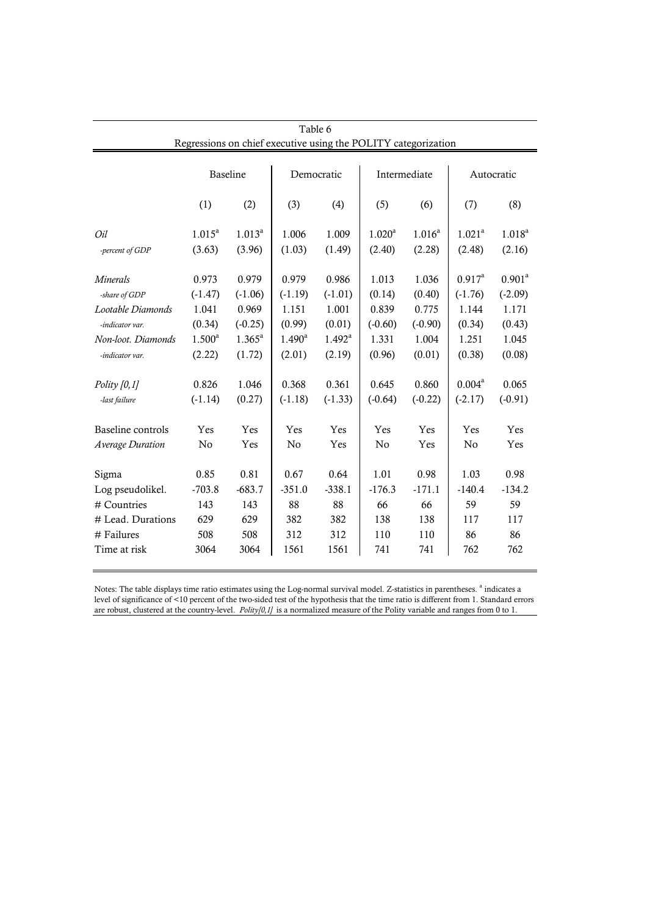Table 6
Regressions on chief executive using the POLITY categorization

| | Baseline | | Democratic | | Intermediate | | Autocratic | |
|---|---|---|---|---|---|---|---|---|
| | (1) | (2) | (3) | (4) | (5) | (6) | (7) | (8) |
| *Oil* | 1.015[a] | 1.013[a] | 1.006 | 1.009 | 1.020[a] | 1.016[a] | 1.021[a] | 1.018[a] |
| *-percent of GDP* | (3.63) | (3.96) | (1.03) | (1.49) | (2.40) | (2.28) | (2.48) | (2.16) |
| *Minerals* | 0.973 | 0.979 | 0.979 | 0.986 | 1.013 | 1.036 | 0.917[a] | 0.901[a] |
| *-share of GDP* | (-1.47) | (-1.06) | (-1.19) | (-1.01) | (0.14) | (0.40) | (-1.76) | (-2.09) |
| *Lootable Diamonds* | 1.041 | 0.969 | 1.151 | 1.001 | 0.839 | 0.775 | 1.144 | 1.171 |
| *-indicator var.* | (0.34) | (-0.25) | (0.99) | (0.01) | (-0.60) | (-0.90) | (0.34) | (0.43) |
| *Non-loot. Diamonds* | 1.500[a] | 1.365[a] | 1.490[a] | 1.492[a] | 1.331 | 1.004 | 1.251 | 1.045 |
| *-indicator var.* | (2.22) | (1.72) | (2.01) | (2.19) | (0.96) | (0.01) | (0.38) | (0.08) |
| *Polity [0,1]* | 0.826 | 1.046 | 0.368 | 0.361 | 0.645 | 0.860 | 0.004[a] | 0.065 |
| *-last failure* | (-1.14) | (0.27) | (-1.18) | (-1.33) | (-0.64) | (-0.22) | (-2.17) | (-0.91) |
| Baseline controls | Yes | Yes | Yes | Yes | Yes | Yes | Yes | Yes |
| *Average Duration* | No | Yes | No | Yes | No | Yes | No | Yes |
| Sigma | 0.85 | 0.81 | 0.67 | 0.64 | 1.01 | 0.98 | 1.03 | 0.98 |
| Log pseudolikel. | -703.8 | -683.7 | -351.0 | -338.1 | -176.3 | -171.1 | -140.4 | -134.2 |
| # Countries | 143 | 143 | 88 | 88 | 66 | 66 | 59 | 59 |
| # Lead. Durations | 629 | 629 | 382 | 382 | 138 | 138 | 117 | 117 |
| # Failures | 508 | 508 | 312 | 312 | 110 | 110 | 86 | 86 |
| Time at risk | 3064 | 3064 | 1561 | 1561 | 741 | 741 | 762 | 762 |

Notes: The table displays time ratio estimates using the Log-normal survival model. Z-statistics in parentheses. [a] indicates a level of significance of <10 percent of the two-sided test of the hypothesis that the time ratio is different from 1. Standard errors are robust, clustered at the country-level. *Polity[0,1]* is a normalized measure of the Polity variable and ranges from 0 to 1.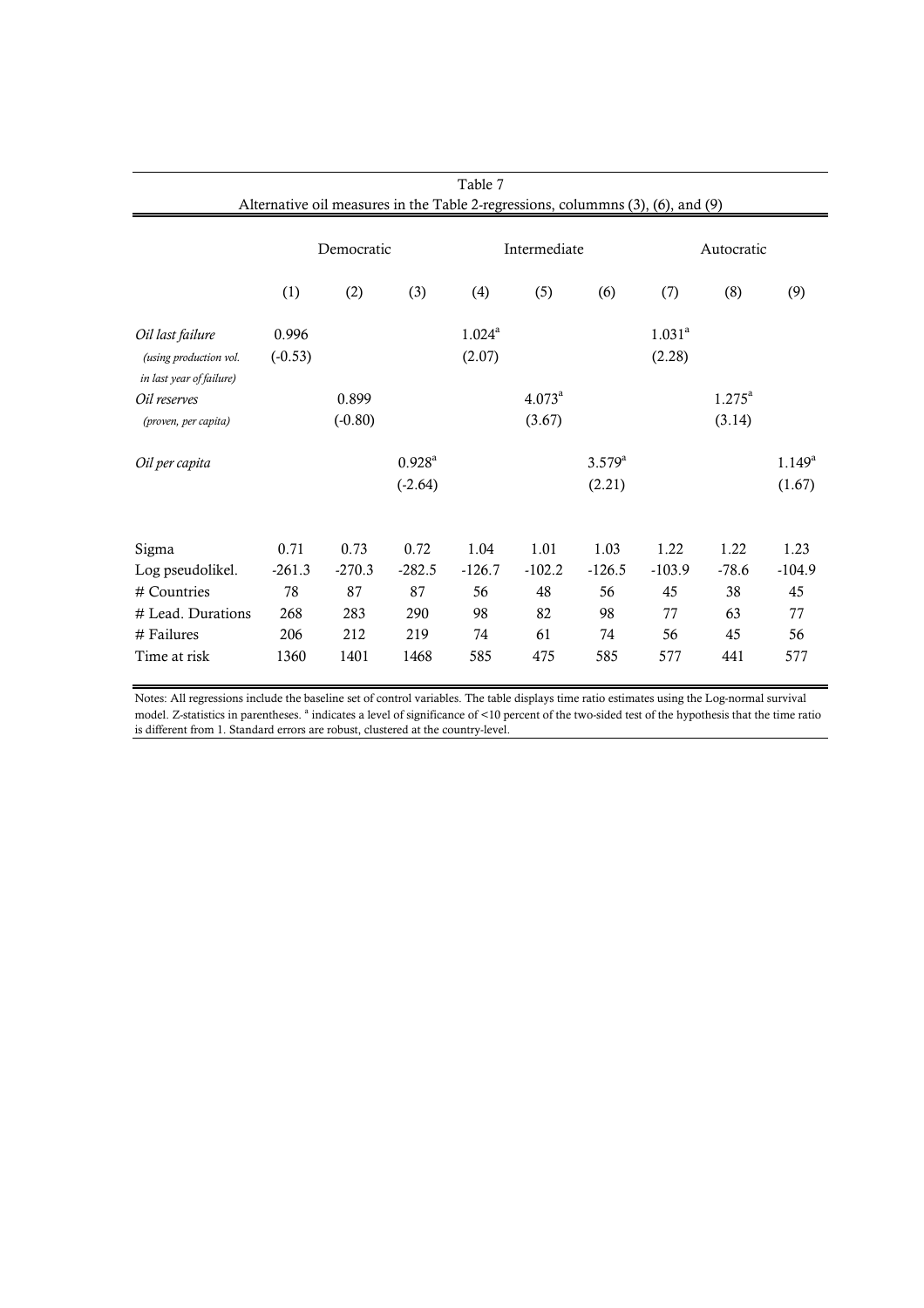Table 7

Alternative oil measures in the Table 2-regressions, colummns (3), (6), and (9)

| | Democratic | | | Intermediate | | | Autocratic | | |
|---|---|---|---|---|---|---|---|---|---|
| | (1) | (2) | (3) | (4) | (5) | (6) | (7) | (8) | (9) |
| *Oil last failure* | 0.996 | | | 1.024[a] | | | 1.031[a] | | |
| *(using production vol. in last year of failure)* | (-0.53) | | | (2.07) | | | (2.28) | | |
| *Oil reserves* | | 0.899 | | | 4.073[a] | | | 1.275[a] | |
| *(proven, per capita)* | | (-0.80) | | | (3.67) | | | (3.14) | |
| *Oil per capita* | | | 0.928[a] | | | 3.579[a] | | | 1.149[a] |
| | | | (-2.64) | | | (2.21) | | | (1.67) |
| Sigma | 0.71 | 0.73 | 0.72 | 1.04 | 1.01 | 1.03 | 1.22 | 1.22 | 1.23 |
| Log pseudolikel. | -261.3 | -270.3 | -282.5 | -126.7 | -102.2 | -126.5 | -103.9 | -78.6 | -104.9 |
| # Countries | 78 | 87 | 87 | 56 | 48 | 56 | 45 | 38 | 45 |
| # Lead. Durations | 268 | 283 | 290 | 98 | 82 | 98 | 77 | 63 | 77 |
| # Failures | 206 | 212 | 219 | 74 | 61 | 74 | 56 | 45 | 56 |
| Time at risk | 1360 | 1401 | 1468 | 585 | 475 | 585 | 577 | 441 | 577 |

Notes: All regressions include the baseline set of control variables. The table displays time ratio estimates using the Log-normal survival model. Z-statistics in parentheses. [a] indicates a level of significance of <10 percent of the two-sided test of the hypothesis that the time ratio is different from 1. Standard errors are robust, clustered at the country-level.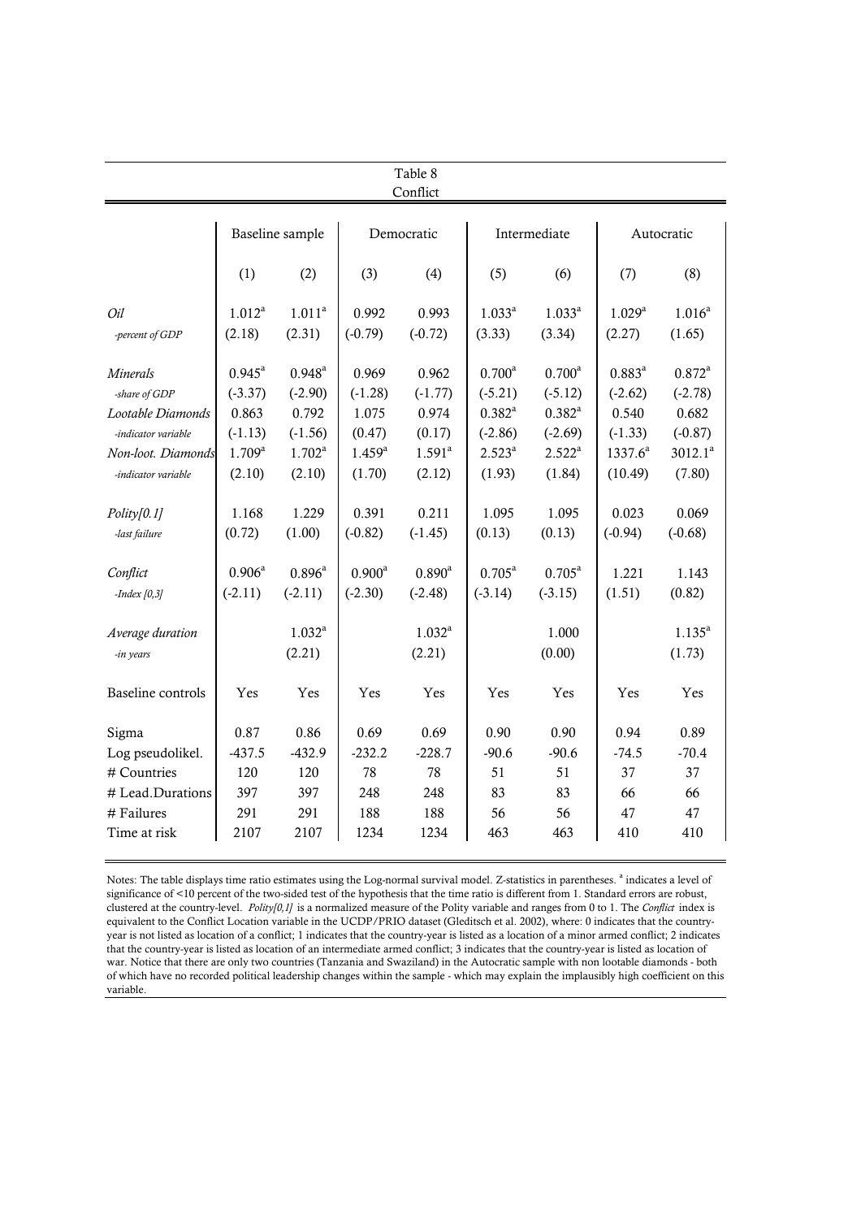Table 8

Conflict

| | Baseline sample | | Democratic | | Intermediate | | Autocratic | |
|---|---|---|---|---|---|---|---|---|
| | (1) | (2) | (3) | (4) | (5) | (6) | (7) | (8) |
| *Oil* | 1.012[a] | 1.011[a] | 0.992 | 0.993 | 1.033[a] | 1.033[a] | 1.029[a] | 1.016[a] |
| *-percent of GDP* | (2.18) | (2.31) | (-0.79) | (-0.72) | (3.33) | (3.34) | (2.27) | (1.65) |
| *Minerals* | 0.945[a] | 0.948[a] | 0.969 | 0.962 | 0.700[a] | 0.700[a] | 0.883[a] | 0.872[a] |
| *-share of GDP* | (-3.37) | (-2.90) | (-1.28) | (-1.77) | (-5.21) | (-5.12) | (-2.62) | (-2.78) |
| *Lootable Diamonds* | 0.863 | 0.792 | 1.075 | 0.974 | 0.382[a] | 0.382[a] | 0.540 | 0.682 |
| *-indicator variable* | (-1.13) | (-1.56) | (0.47) | (0.17) | (-2.86) | (-2.69) | (-1.33) | (-0.87) |
| *Non-loot. Diamonds* | 1.709[a] | 1.702[a] | 1.459[a] | 1.591[a] | 2.523[a] | 2.522[a] | 1337.6[a] | 3012.1[a] |
| *-indicator variable* | (2.10) | (2.10) | (1.70) | (2.12) | (1.93) | (1.84) | (10.49) | (7.80) |
| *Polity[0.1]* | 1.168 | 1.229 | 0.391 | 0.211 | 1.095 | 1.095 | 0.023 | 0.069 |
| *-last failure* | (0.72) | (1.00) | (-0.82) | (-1.45) | (0.13) | (0.13) | (-0.94) | (-0.68) |
| *Conflict* | 0.906[a] | 0.896[a] | 0.900[a] | 0.890[a] | 0.705[a] | 0.705[a] | 1.221 | 1.143 |
| *-Index [0,3]* | (-2.11) | (-2.11) | (-2.30) | (-2.48) | (-3.14) | (-3.15) | (1.51) | (0.82) |
| *Average duration* | | 1.032[a] | | 1.032[a] | | 1.000 | | 1.135[a] |
| *-in years* | | (2.21) | | (2.21) | | (0.00) | | (1.73) |
| Baseline controls | Yes | Yes | Yes | Yes | Yes | Yes | Yes | Yes |
| Sigma | 0.87 | 0.86 | 0.69 | 0.69 | 0.90 | 0.90 | 0.94 | 0.89 |
| Log pseudolikel. | -437.5 | -432.9 | -232.2 | -228.7 | -90.6 | -90.6 | -74.5 | -70.4 |
| # Countries | 120 | 120 | 78 | 78 | 51 | 51 | 37 | 37 |
| # Lead.Durations | 397 | 397 | 248 | 248 | 83 | 83 | 66 | 66 |
| # Failures | 291 | 291 | 188 | 188 | 56 | 56 | 47 | 47 |
| Time at risk | 2107 | 2107 | 1234 | 1234 | 463 | 463 | 410 | 410 |

Notes: The table displays time ratio estimates using the Log-normal survival model. Z-statistics in parentheses. [a] indicates a level of significance of <10 percent of the two-sided test of the hypothesis that the time ratio is different from 1. Standard errors are robust, clustered at the country-level. *Polity[0,1]* is a normalized measure of the Polity variable and ranges from 0 to 1. The *Conflict* index is equivalent to the Conflict Location variable in the UCDP/PRIO dataset (Gleditsch et al. 2002), where: 0 indicates that the country-year is not listed as location of a conflict; 1 indicates that the country-year is listed as a location of a minor armed conflict; 2 indicates that the country-year is listed as location of an intermediate armed conflict; 3 indicates that the country-year is listed as location of war. Notice that there are only two countries (Tanzania and Swaziland) in the Autocratic sample with non lootable diamonds - both of which have no recorded political leadership changes within the sample - which may explain the implausibly high coefficient on this variable.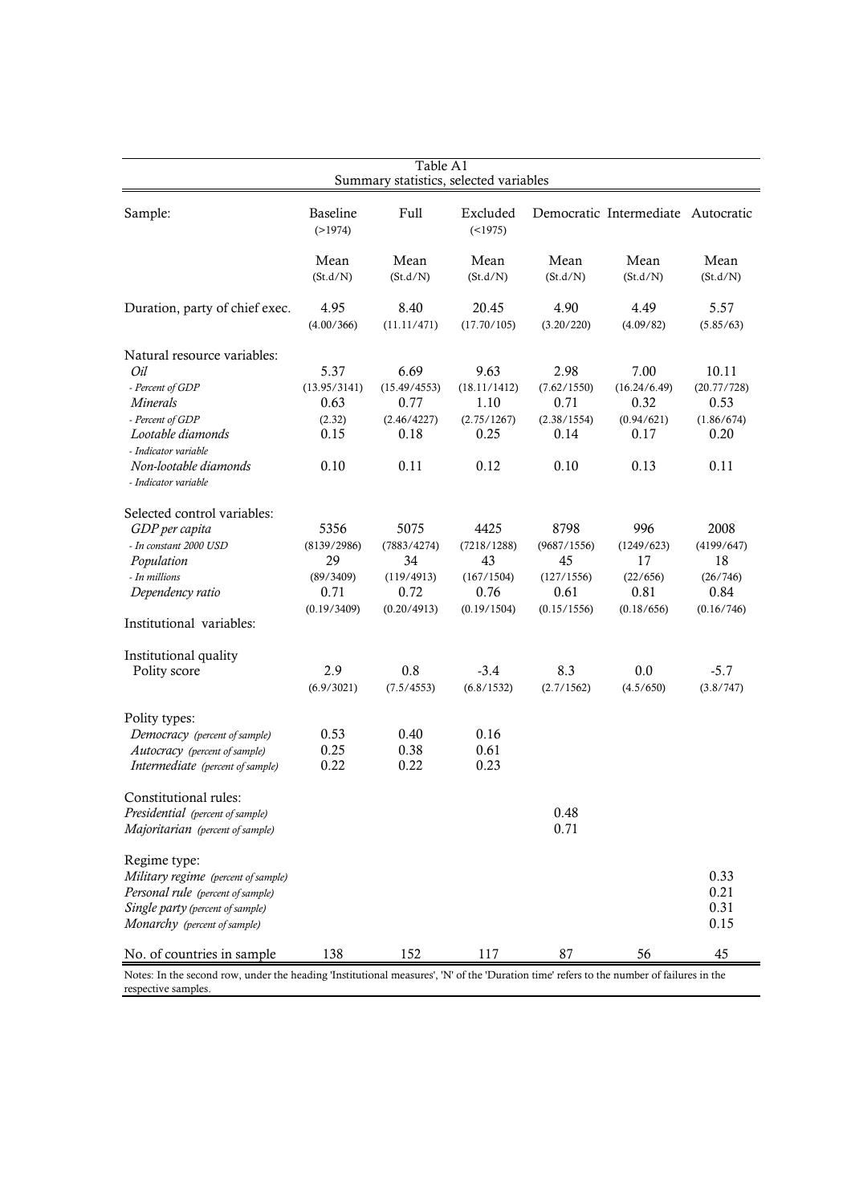Table A1
Summary statistics, selected variables

| Sample: | Baseline (>1974) | Full | Excluded (<1975) | Democratic | Intermediate | Autocratic |
|---|---|---|---|---|---|---|
| | Mean (St.d/N) | Mean (St.d/N) | Mean (St.d/N) | Mean (St.d/N) | Mean (St.d/N) | Mean (St.d/N) |
| Duration, party of chief exec. | 4.95 (4.00/366) | 8.40 (11.11/471) | 20.45 (17.70/105) | 4.90 (3.20/220) | 4.49 (4.09/82) | 5.57 (5.85/63) |
| Natural resource variables: | | | | | | |
| *Oil* - *Percent of GDP* | 5.37 (13.95/3141) | 6.69 (15.49/4553) | 9.63 (18.11/1412) | 2.98 (7.62/1550) | 7.00 (16.24/6.49) | 10.11 (20.77/728) |
| *Minerals* - *Percent of GDP* | 0.63 (2.32) | 0.77 (2.46/4227) | 1.10 (2.75/1267) | 0.71 (2.38/1554) | 0.32 (0.94/621) | 0.53 (1.86/674) |
| *Lootable diamonds* - *Indicator variable* | 0.15 | 0.18 | 0.25 | 0.14 | 0.17 | 0.20 |
| *Non-lootable diamonds* - *Indicator variable* | 0.10 | 0.11 | 0.12 | 0.10 | 0.13 | 0.11 |
| Selected control variables: | | | | | | |
| *GDP per capita* - *In constant 2000 USD* | 5356 (8139/2986) | 5075 (7883/4274) | 4425 (7218/1288) | 8798 (9687/1556) | 996 (1249/623) | 2008 (4199/647) |
| *Population* - *In millions* | 29 (89/3409) | 34 (119/4913) | 43 (167/1504) | 45 (127/1556) | 17 (22/656) | 18 (26/746) |
| *Dependency ratio* | 0.71 (0.19/3409) | 0.72 (0.20/4913) | 0.76 (0.19/1504) | 0.61 (0.15/1556) | 0.81 (0.18/656) | 0.84 (0.16/746) |
| Institutional variables: | | | | | | |
| Institutional quality | | | | | | |
| Polity score | 2.9 (6.9/3021) | 0.8 (7.5/4553) | -3.4 (6.8/1532) | 8.3 (2.7/1562) | 0.0 (4.5/650) | -5.7 (3.8/747) |
| Polity types: | | | | | | |
| *Democracy* (*percent of sample*) | 0.53 | 0.40 | 0.16 | | | |
| *Autocracy* (*percent of sample*) | 0.25 | 0.38 | 0.61 | | | |
| *Intermediate* (*percent of sample*) | 0.22 | 0.22 | 0.23 | | | |
| Constitutional rules: | | | | | | |
| *Presidential* (*percent of sample*) | | | | 0.48 | | |
| *Majoritarian* (*percent of sample*) | | | | 0.71 | | |
| Regime type: | | | | | | |
| *Military regime* (*percent of sample*) | | | | | | 0.33 |
| *Personal rule* (*percent of sample*) | | | | | | 0.21 |
| *Single party* (*percent of sample*) | | | | | | 0.31 |
| *Monarchy* (*percent of sample*) | | | | | | 0.15 |
| No. of countries in sample | 138 | 152 | 117 | 87 | 56 | 45 |

Notes: In the second row, under the heading 'Institutional measures', 'N' of the 'Duration time' refers to the number of failures in the respective samples.